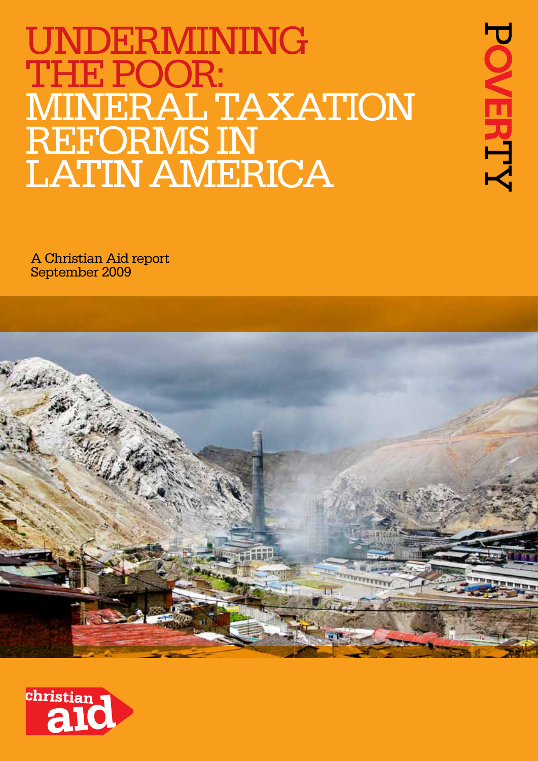# UNDERMINING THE POOR: MINERAL TAXATION REFORMS IN LATIN AMERICA

POVERTY

A Christian Aid report
September 2009

christian aid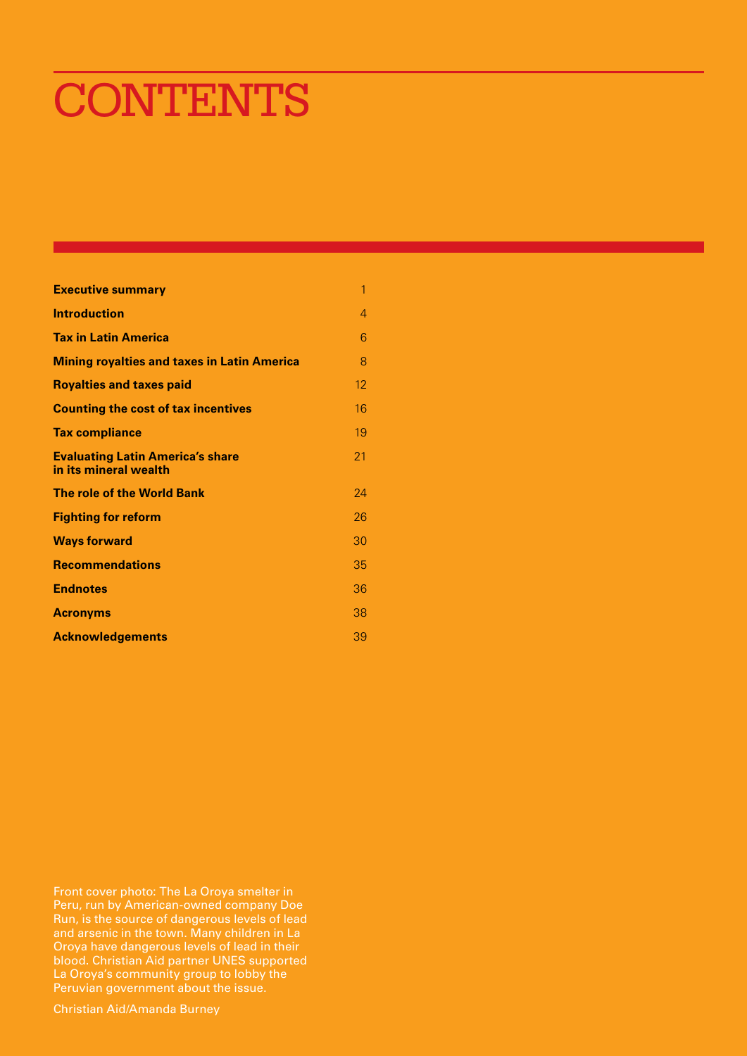# CONTENTS

| | |
|---|---|
| **Executive summary** | 1 |
| **Introduction** | 4 |
| **Tax in Latin America** | 6 |
| **Mining royalties and taxes in Latin America** | 8 |
| **Royalties and taxes paid** | 12 |
| **Counting the cost of tax incentives** | 16 |
| **Tax compliance** | 19 |
| **Evaluating Latin America's share in its mineral wealth** | 21 |
| **The role of the World Bank** | 24 |
| **Fighting for reform** | 26 |
| **Ways forward** | 30 |
| **Recommendations** | 35 |
| **Endnotes** | 36 |
| **Acronyms** | 38 |
| **Acknowledgements** | 39 |

Front cover photo: The La Oroya smelter in Peru, run by American-owned company Doe Run, is the source of dangerous levels of lead and arsenic in the town. Many children in La Oroya have dangerous levels of lead in their blood. Christian Aid partner UNES supported La Oroya's community group to lobby the Peruvian government about the issue.

Christian Aid/Amanda Burney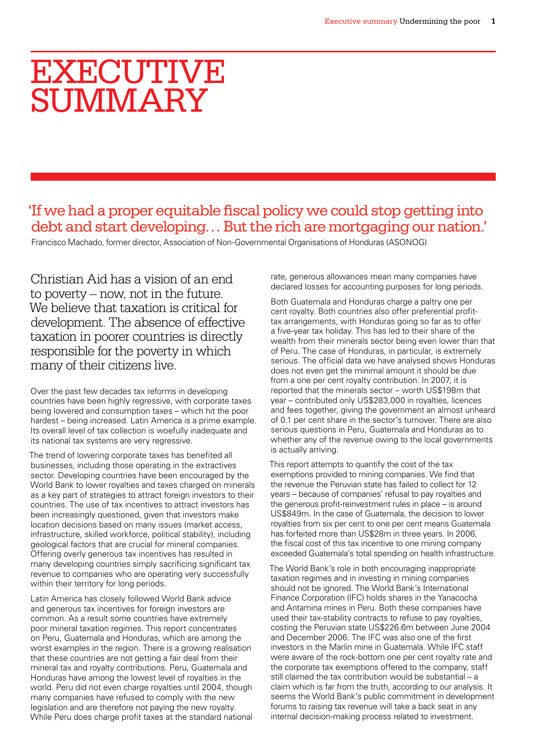# EXECUTIVE SUMMARY

> 'If we had a proper equitable fiscal policy we could stop getting into debt and start developing… But the rich are mortgaging our nation.'

Francisco Machado, former director, Association of Non-Governmental Organisations of Honduras (ASONOG)

**Christian Aid has a vision of an end to poverty – now, not in the future. We believe that taxation is critical for development. The absence of effective taxation in poorer countries is directly responsible for the poverty in which many of their citizens live.**

Over the past few decades tax reforms in developing countries have been highly regressive, with corporate taxes being lowered and consumption taxes – which hit the poor hardest – being increased. Latin America is a prime example. Its overall level of tax collection is woefully inadequate and its national tax systems are very regressive.

The trend of lowering corporate taxes has benefited all businesses, including those operating in the extractives sector. Developing countries have been encouraged by the World Bank to lower royalties and taxes charged on minerals as a key part of strategies to attract foreign investors to their countries. The use of tax incentives to attract investors has been increasingly questioned, given that investors make location decisions based on many issues (market access, infrastructure, skilled workforce, political stability), including geological factors that are crucial for mineral companies. Offering overly generous tax incentives has resulted in many developing countries simply sacrificing significant tax revenue to companies who are operating very successfully within their territory for long periods.

Latin America has closely followed World Bank advice and generous tax incentives for foreign investors are common. As a result some countries have extremely poor mineral taxation regimes. This report concentrates on Peru, Guatemala and Honduras, which are among the worst examples in the region. There is a growing realisation that these countries are not getting a fair deal from their mineral tax and royalty contributions. Peru, Guatemala and Honduras have among the lowest level of royalties in the world. Peru did not even charge royalties until 2004, though many companies have refused to comply with the new legislation and are therefore not paying the new royalty. While Peru does charge profit taxes at the standard national rate, generous allowances mean many companies have declared losses for accounting purposes for long periods.

Both Guatemala and Honduras charge a paltry one per cent royalty. Both countries also offer preferential profit-tax arrangements, with Honduras going so far as to offer a five-year tax holiday. This has led to their share of the wealth from their minerals sector being even lower than that of Peru. The case of Honduras, in particular, is extremely serious. The official data we have analysed shows Honduras does not even get the minimal amount it should be due from a one per cent royalty contribution. In 2007, it is reported that the minerals sector – worth US$198m that year – contributed only US$283,000 in royalties, licences and fees together, giving the government an almost unheard of 0.1 per cent share in the sector's turnover. There are also serious questions in Peru, Guatemala and Honduras as to whether any of the revenue owing to the local governments is actually arriving.

This report attempts to quantify the cost of the tax exemptions provided to mining companies. We find that the revenue the Peruvian state has failed to collect for 12 years – because of companies' refusal to pay royalties and the generous profit-reinvestment rules in place – is around US$849m. In the case of Guatemala, the decision to lower royalties from six per cent to one per cent means Guatemala has forfeited more than US$28m in three years. In 2006, the fiscal cost of this tax incentive to one mining company exceeded Guatemala's total spending on health infrastructure.

The World Bank's role in both encouraging inappropriate taxation regimes and in investing in mining companies should not be ignored. The World Bank's International Finance Corporation (IFC) holds shares in the Yanacocha and Antamina mines in Peru. Both these companies have used their tax-stability contracts to refuse to pay royalties, costing the Peruvian state US$226.6m between June 2004 and December 2006. The IFC was also one of the first investors in the Marlin mine in Guatemala. While IFC staff were aware of the rock-bottom one per cent royalty rate and the corporate tax exemptions offered to the company, staff still claimed the tax contribution would be substantial – a claim which is far from the truth, according to our analysis. It seems the World Bank's public commitment in development forums to raising tax revenue will take a back seat in any internal decision-making process related to investment.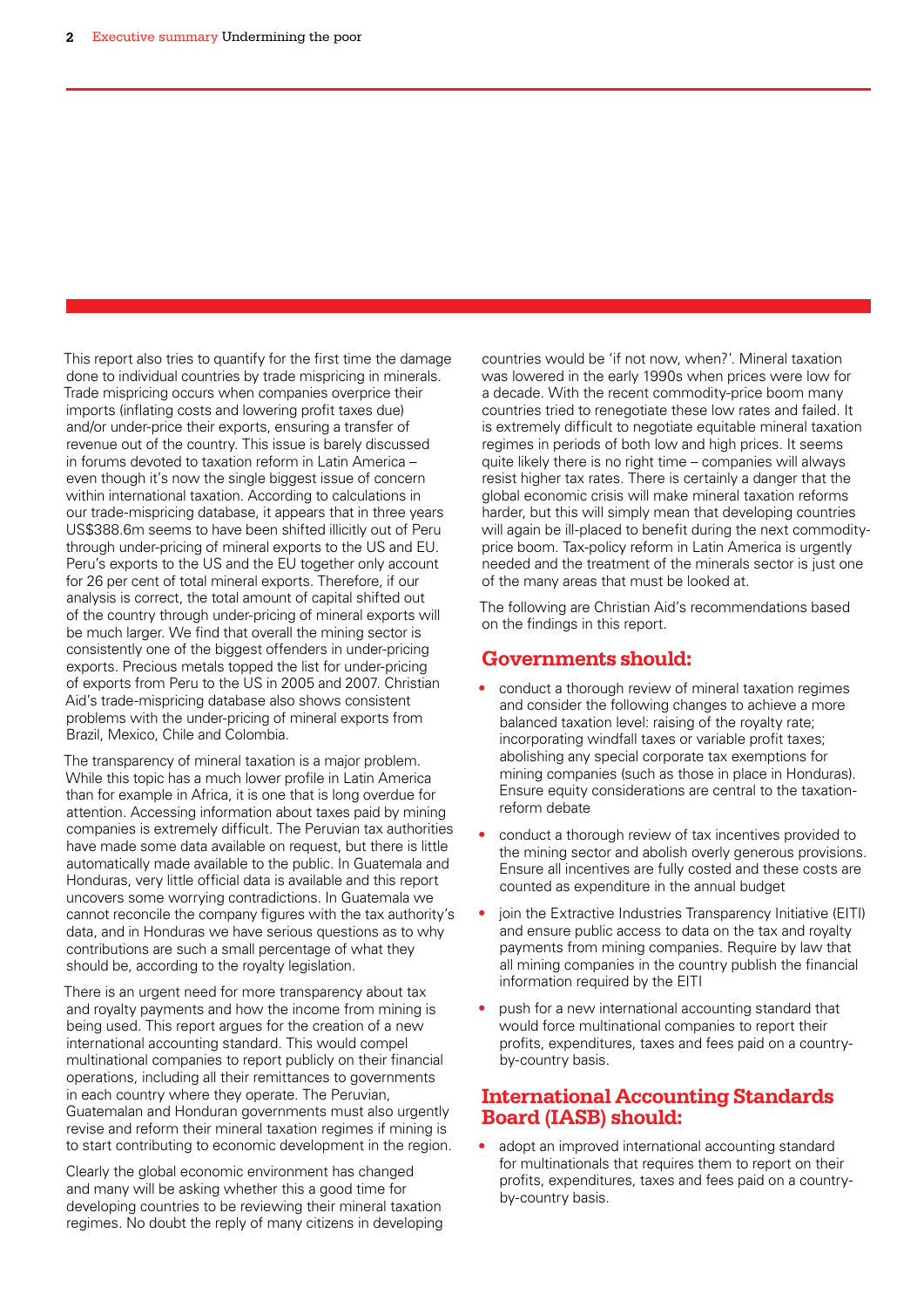This report also tries to quantify for the first time the damage done to individual countries by trade mispricing in minerals. Trade mispricing occurs when companies overprice their imports (inflating costs and lowering profit taxes due) and/or under-price their exports, ensuring a transfer of revenue out of the country. This issue is barely discussed in forums devoted to taxation reform in Latin America – even though it's now the single biggest issue of concern within international taxation. According to calculations in our trade-mispricing database, it appears that in three years US$388.6m seems to have been shifted illicitly out of Peru through under-pricing of mineral exports to the US and EU. Peru's exports to the US and the EU together only account for 26 per cent of total mineral exports. Therefore, if our analysis is correct, the total amount of capital shifted out of the country through under-pricing of mineral exports will be much larger. We find that overall the mining sector is consistently one of the biggest offenders in under-pricing exports. Precious metals topped the list for under-pricing of exports from Peru to the US in 2005 and 2007. Christian Aid's trade-mispricing database also shows consistent problems with the under-pricing of mineral exports from Brazil, Mexico, Chile and Colombia.

The transparency of mineral taxation is a major problem. While this topic has a much lower profile in Latin America than for example in Africa, it is one that is long overdue for attention. Accessing information about taxes paid by mining companies is extremely difficult. The Peruvian tax authorities have made some data available on request, but there is little automatically made available to the public. In Guatemala and Honduras, very little official data is available and this report uncovers some worrying contradictions. In Guatemala we cannot reconcile the company figures with the tax authority's data, and in Honduras we have serious questions as to why contributions are such a small percentage of what they should be, according to the royalty legislation.

There is an urgent need for more transparency about tax and royalty payments and how the income from mining is being used. This report argues for the creation of a new international accounting standard. This would compel multinational companies to report publicly on their financial operations, including all their remittances to governments in each country where they operate. The Peruvian, Guatemalan and Honduran governments must also urgently revise and reform their mineral taxation regimes if mining is to start contributing to economic development in the region.

Clearly the global economic environment has changed and many will be asking whether this a good time for developing countries to be reviewing their mineral taxation regimes. No doubt the reply of many citizens in developing countries would be 'if not now, when?'. Mineral taxation was lowered in the early 1990s when prices were low for a decade. With the recent commodity-price boom many countries tried to renegotiate these low rates and failed. It is extremely difficult to negotiate equitable mineral taxation regimes in periods of both low and high prices. It seems quite likely there is no right time – companies will always resist higher tax rates. There is certainly a danger that the global economic crisis will make mineral taxation reforms harder, but this will simply mean that developing countries will again be ill-placed to benefit during the next commodity-price boom. Tax-policy reform in Latin America is urgently needed and the treatment of the minerals sector is just one of the many areas that must be looked at.

The following are Christian Aid's recommendations based on the findings in this report.

## Governments should:

- conduct a thorough review of mineral taxation regimes and consider the following changes to achieve a more balanced taxation level: raising of the royalty rate; incorporating windfall taxes or variable profit taxes; abolishing any special corporate tax exemptions for mining companies (such as those in place in Honduras). Ensure equity considerations are central to the taxation-reform debate
- conduct a thorough review of tax incentives provided to the mining sector and abolish overly generous provisions. Ensure all incentives are fully costed and these costs are counted as expenditure in the annual budget
- join the Extractive Industries Transparency Initiative (EITI) and ensure public access to data on the tax and royalty payments from mining companies. Require by law that all mining companies in the country publish the financial information required by the EITI
- push for a new international accounting standard that would force multinational companies to report their profits, expenditures, taxes and fees paid on a country-by-country basis.

## International Accounting Standards Board (IASB) should:

- adopt an improved international accounting standard for multinationals that requires them to report on their profits, expenditures, taxes and fees paid on a country-by-country basis.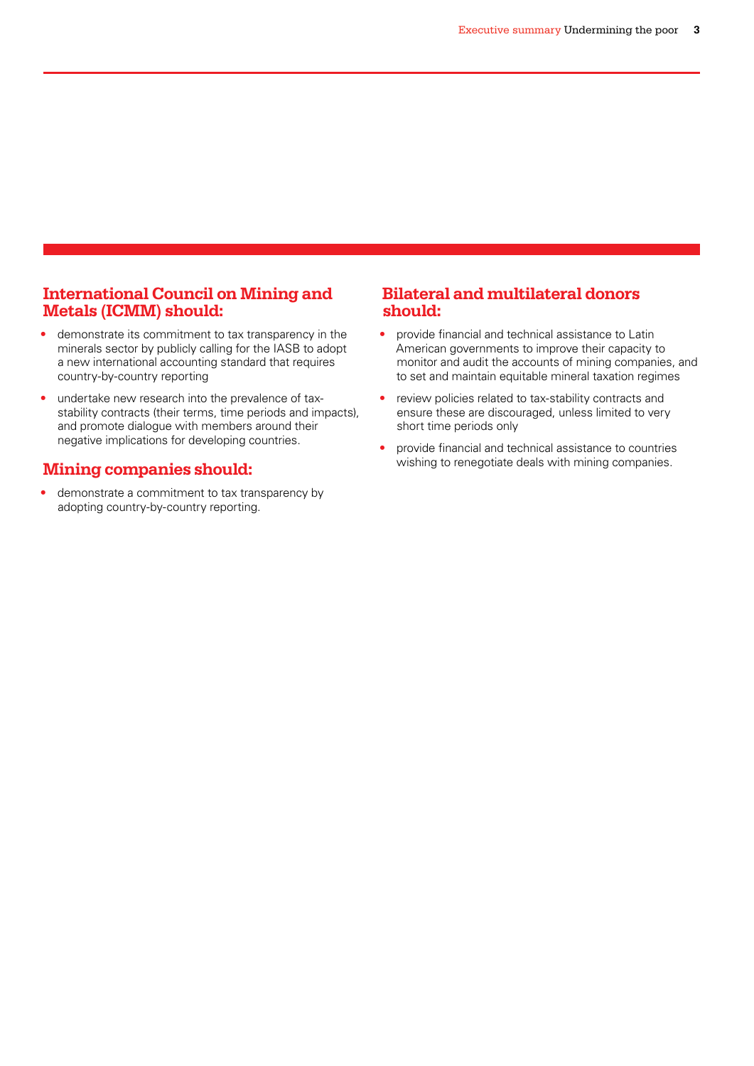## International Council on Mining and Metals (ICMM) should:

- demonstrate its commitment to tax transparency in the minerals sector by publicly calling for the IASB to adopt a new international accounting standard that requires country-by-country reporting
- undertake new research into the prevalence of tax-stability contracts (their terms, time periods and impacts), and promote dialogue with members around their negative implications for developing countries.

## Mining companies should:

- demonstrate a commitment to tax transparency by adopting country-by-country reporting.

## Bilateral and multilateral donors should:

- provide financial and technical assistance to Latin American governments to improve their capacity to monitor and audit the accounts of mining companies, and to set and maintain equitable mineral taxation regimes
- review policies related to tax-stability contracts and ensure these are discouraged, unless limited to very short time periods only
- provide financial and technical assistance to countries wishing to renegotiate deals with mining companies.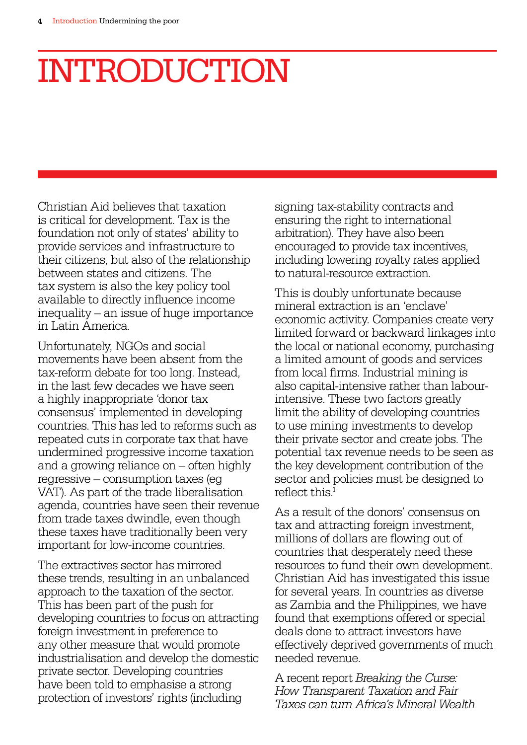# INTRODUCTION

Christian Aid believes that taxation is critical for development. Tax is the foundation not only of states' ability to provide services and infrastructure to their citizens, but also of the relationship between states and citizens. The tax system is also the key policy tool available to directly influence income inequality – an issue of huge importance in Latin America.

Unfortunately, NGOs and social movements have been absent from the tax-reform debate for too long. Instead, in the last few decades we have seen a highly inappropriate 'donor tax consensus' implemented in developing countries. This has led to reforms such as repeated cuts in corporate tax that have undermined progressive income taxation and a growing reliance on – often highly regressive – consumption taxes (eg VAT). As part of the trade liberalisation agenda, countries have seen their revenue from trade taxes dwindle, even though these taxes have traditionally been very important for low-income countries.

The extractives sector has mirrored these trends, resulting in an unbalanced approach to the taxation of the sector. This has been part of the push for developing countries to focus on attracting foreign investment in preference to any other measure that would promote industrialisation and develop the domestic private sector. Developing countries have been told to emphasise a strong protection of investors' rights (including signing tax-stability contracts and ensuring the right to international arbitration). They have also been encouraged to provide tax incentives, including lowering royalty rates applied to natural-resource extraction.

This is doubly unfortunate because mineral extraction is an 'enclave' economic activity. Companies create very limited forward or backward linkages into the local or national economy, purchasing a limited amount of goods and services from local firms. Industrial mining is also capital-intensive rather than labour-intensive. These two factors greatly limit the ability of developing countries to use mining investments to develop their private sector and create jobs. The potential tax revenue needs to be seen as the key development contribution of the sector and policies must be designed to reflect this.[1]

As a result of the donors' consensus on tax and attracting foreign investment, millions of dollars are flowing out of countries that desperately need these resources to fund their own development. Christian Aid has investigated this issue for several years. In countries as diverse as Zambia and the Philippines, we have found that exemptions offered or special deals done to attract investors have effectively deprived governments of much needed revenue.

A recent report *Breaking the Curse: How Transparent Taxation and Fair Taxes can turn Africa's Mineral Wealth*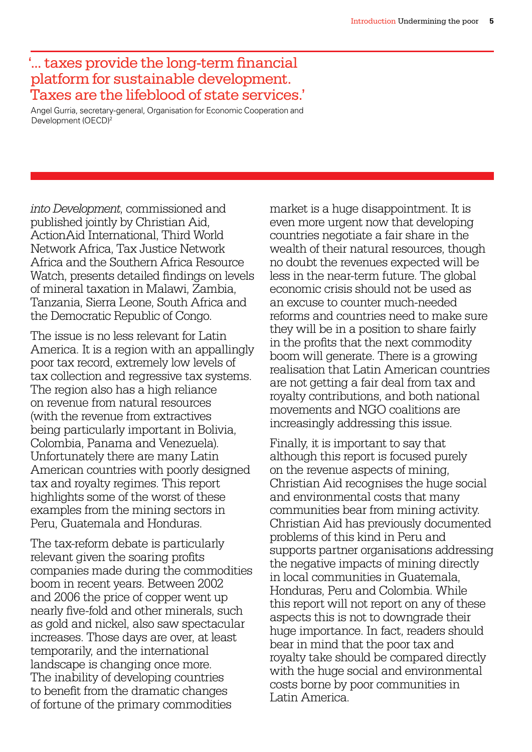> '... taxes provide the long-term financial platform for sustainable development. Taxes are the lifeblood of state services.'
>
> Angel Gurria, secretary-general, Organisation for Economic Cooperation and Development (OECD)[2]

*into Development*, commissioned and published jointly by Christian Aid, ActionAid International, Third World Network Africa, Tax Justice Network Africa and the Southern Africa Resource Watch, presents detailed findings on levels of mineral taxation in Malawi, Zambia, Tanzania, Sierra Leone, South Africa and the Democratic Republic of Congo.

The issue is no less relevant for Latin America. It is a region with an appallingly poor tax record, extremely low levels of tax collection and regressive tax systems. The region also has a high reliance on revenue from natural resources (with the revenue from extractives being particularly important in Bolivia, Colombia, Panama and Venezuela). Unfortunately there are many Latin American countries with poorly designed tax and royalty regimes. This report highlights some of the worst of these examples from the mining sectors in Peru, Guatemala and Honduras.

The tax-reform debate is particularly relevant given the soaring profits companies made during the commodities boom in recent years. Between 2002 and 2006 the price of copper went up nearly five-fold and other minerals, such as gold and nickel, also saw spectacular increases. Those days are over, at least temporarily, and the international landscape is changing once more. The inability of developing countries to benefit from the dramatic changes of fortune of the primary commodities market is a huge disappointment. It is even more urgent now that developing countries negotiate a fair share in the wealth of their natural resources, though no doubt the revenues expected will be less in the near-term future. The global economic crisis should not be used as an excuse to counter much-needed reforms and countries need to make sure they will be in a position to share fairly in the profits that the next commodity boom will generate. There is a growing realisation that Latin American countries are not getting a fair deal from tax and royalty contributions, and both national movements and NGO coalitions are increasingly addressing this issue.

Finally, it is important to say that although this report is focused purely on the revenue aspects of mining, Christian Aid recognises the huge social and environmental costs that many communities bear from mining activity. Christian Aid has previously documented problems of this kind in Peru and supports partner organisations addressing the negative impacts of mining directly in local communities in Guatemala, Honduras, Peru and Colombia. While this report will not report on any of these aspects this is not to downgrade their huge importance. In fact, readers should bear in mind that the poor tax and royalty take should be compared directly with the huge social and environmental costs borne by poor communities in Latin America.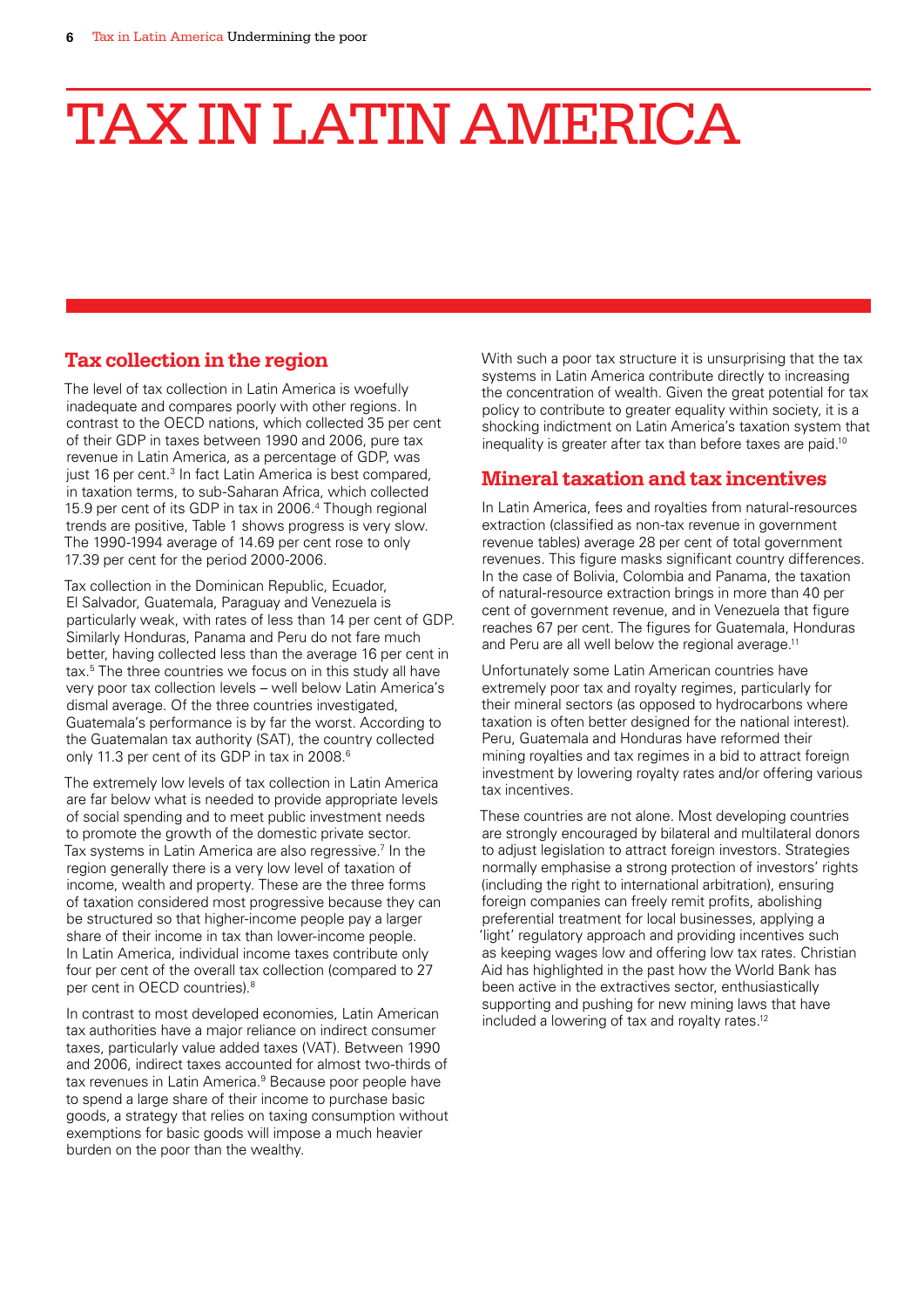# TAX IN LATIN AMERICA

## Tax collection in the region

The level of tax collection in Latin America is woefully inadequate and compares poorly with other regions. In contrast to the OECD nations, which collected 35 per cent of their GDP in taxes between 1990 and 2006, pure tax revenue in Latin America, as a percentage of GDP, was just 16 per cent.[3] In fact Latin America is best compared, in taxation terms, to sub-Saharan Africa, which collected 15.9 per cent of its GDP in tax in 2006.[4] Though regional trends are positive, Table 1 shows progress is very slow. The 1990-1994 average of 14.69 per cent rose to only 17.39 per cent for the period 2000-2006.

Tax collection in the Dominican Republic, Ecuador, El Salvador, Guatemala, Paraguay and Venezuela is particularly weak, with rates of less than 14 per cent of GDP. Similarly Honduras, Panama and Peru do not fare much better, having collected less than the average 16 per cent in tax.[5] The three countries we focus on in this study all have very poor tax collection levels – well below Latin America's dismal average. Of the three countries investigated, Guatemala's performance is by far the worst. According to the Guatemalan tax authority (SAT), the country collected only 11.3 per cent of its GDP in tax in 2008.[6]

The extremely low levels of tax collection in Latin America are far below what is needed to provide appropriate levels of social spending and to meet public investment needs to promote the growth of the domestic private sector. Tax systems in Latin America are also regressive.[7] In the region generally there is a very low level of taxation of income, wealth and property. These are the three forms of taxation considered most progressive because they can be structured so that higher-income people pay a larger share of their income in tax than lower-income people. In Latin America, individual income taxes contribute only four per cent of the overall tax collection (compared to 27 per cent in OECD countries).[8]

In contrast to most developed economies, Latin American tax authorities have a major reliance on indirect consumer taxes, particularly value added taxes (VAT). Between 1990 and 2006, indirect taxes accounted for almost two-thirds of tax revenues in Latin America.[9] Because poor people have to spend a large share of their income to purchase basic goods, a strategy that relies on taxing consumption without exemptions for basic goods will impose a much heavier burden on the poor than the wealthy.

With such a poor tax structure it is unsurprising that the tax systems in Latin America contribute directly to increasing the concentration of wealth. Given the great potential for tax policy to contribute to greater equality within society, it is a shocking indictment on Latin America's taxation system that inequality is greater after tax than before taxes are paid.[10]

## Mineral taxation and tax incentives

In Latin America, fees and royalties from natural-resources extraction (classified as non-tax revenue in government revenue tables) average 28 per cent of total government revenues. This figure masks significant country differences. In the case of Bolivia, Colombia and Panama, the taxation of natural-resource extraction brings in more than 40 per cent of government revenue, and in Venezuela that figure reaches 67 per cent. The figures for Guatemala, Honduras and Peru are all well below the regional average.[11]

Unfortunately some Latin American countries have extremely poor tax and royalty regimes, particularly for their mineral sectors (as opposed to hydrocarbons where taxation is often better designed for the national interest). Peru, Guatemala and Honduras have reformed their mining royalties and tax regimes in a bid to attract foreign investment by lowering royalty rates and/or offering various tax incentives.

These countries are not alone. Most developing countries are strongly encouraged by bilateral and multilateral donors to adjust legislation to attract foreign investors. Strategies normally emphasise a strong protection of investors' rights (including the right to international arbitration), ensuring foreign companies can freely remit profits, abolishing preferential treatment for local businesses, applying a 'light' regulatory approach and providing incentives such as keeping wages low and offering low tax rates. Christian Aid has highlighted in the past how the World Bank has been active in the extractives sector, enthusiastically supporting and pushing for new mining laws that have included a lowering of tax and royalty rates.[12]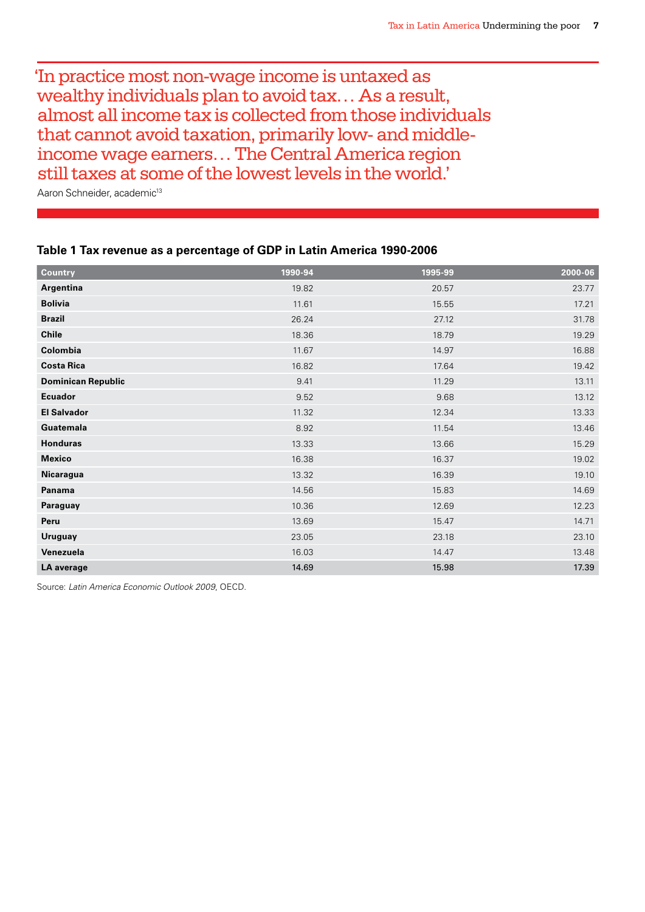> 'In practice most non-wage income is untaxed as wealthy individuals plan to avoid tax… As a result, almost all income tax is collected from those individuals that cannot avoid taxation, primarily low- and middle-income wage earners… The Central America region still taxes at some of the lowest levels in the world.'

Aaron Schneider, academic[13]

**Table 1 Tax revenue as a percentage of GDP in Latin America 1990-2006**

| Country | 1990-94 | 1995-99 | 2000-06 |
|---|---|---|---|
| **Argentina** | 19.82 | 20.57 | 23.77 |
| **Bolivia** | 11.61 | 15.55 | 17.21 |
| **Brazil** | 26.24 | 27.12 | 31.78 |
| **Chile** | 18.36 | 18.79 | 19.29 |
| **Colombia** | 11.67 | 14.97 | 16.88 |
| **Costa Rica** | 16.82 | 17.64 | 19.42 |
| **Dominican Republic** | 9.41 | 11.29 | 13.11 |
| **Ecuador** | 9.52 | 9.68 | 13.12 |
| **El Salvador** | 11.32 | 12.34 | 13.33 |
| **Guatemala** | 8.92 | 11.54 | 13.46 |
| **Honduras** | 13.33 | 13.66 | 15.29 |
| **Mexico** | 16.38 | 16.37 | 19.02 |
| **Nicaragua** | 13.32 | 16.39 | 19.10 |
| **Panama** | 14.56 | 15.83 | 14.69 |
| **Paraguay** | 10.36 | 12.69 | 12.23 |
| **Peru** | 13.69 | 15.47 | 14.71 |
| **Uruguay** | 23.05 | 23.18 | 23.10 |
| **Venezuela** | 16.03 | 14.47 | 13.48 |
| **LA average** | **14.69** | **15.98** | **17.39** |

Source: *Latin America Economic Outlook 2009*, OECD.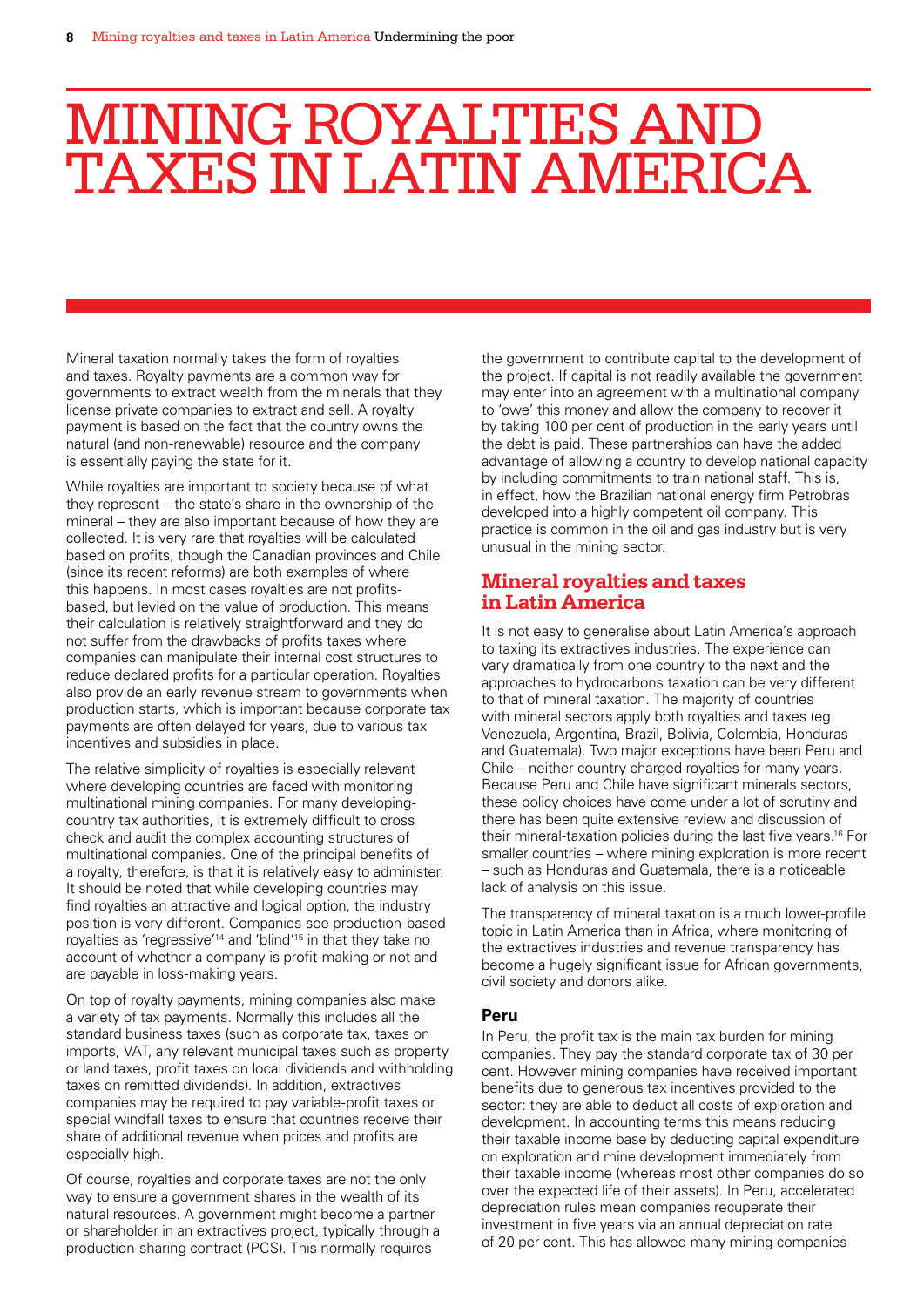# MINING ROYALTIES AND TAXES IN LATIN AMERICA

Mineral taxation normally takes the form of royalties and taxes. Royalty payments are a common way for governments to extract wealth from the minerals that they license private companies to extract and sell. A royalty payment is based on the fact that the country owns the natural (and non-renewable) resource and the company is essentially paying the state for it.

While royalties are important to society because of what they represent – the state's share in the ownership of the mineral – they are also important because of how they are collected. It is very rare that royalties will be calculated based on profits, though the Canadian provinces and Chile (since its recent reforms) are both examples of where this happens. In most cases royalties are not profits-based, but levied on the value of production. This means their calculation is relatively straightforward and they do not suffer from the drawbacks of profits taxes where companies can manipulate their internal cost structures to reduce declared profits for a particular operation. Royalties also provide an early revenue stream to governments when production starts, which is important because corporate tax payments are often delayed for years, due to various tax incentives and subsidies in place.

The relative simplicity of royalties is especially relevant where developing countries are faced with monitoring multinational mining companies. For many developing-country tax authorities, it is extremely difficult to cross check and audit the complex accounting structures of multinational companies. One of the principal benefits of a royalty, therefore, is that it is relatively easy to administer. It should be noted that while developing countries may find royalties an attractive and logical option, the industry position is very different. Companies see production-based royalties as 'regressive'[14] and 'blind'[15] in that they take no account of whether a company is profit-making or not and are payable in loss-making years.

On top of royalty payments, mining companies also make a variety of tax payments. Normally this includes all the standard business taxes (such as corporate tax, taxes on imports, VAT, any relevant municipal taxes such as property or land taxes, profit taxes on local dividends and withholding taxes on remitted dividends). In addition, extractives companies may be required to pay variable-profit taxes or special windfall taxes to ensure that countries receive their share of additional revenue when prices and profits are especially high.

Of course, royalties and corporate taxes are not the only way to ensure a government shares in the wealth of its natural resources. A government might become a partner or shareholder in an extractives project, typically through a production-sharing contract (PCS). This normally requires the government to contribute capital to the development of the project. If capital is not readily available the government may enter into an agreement with a multinational company to 'owe' this money and allow the company to recover it by taking 100 per cent of production in the early years until the debt is paid. These partnerships can have the added advantage of allowing a country to develop national capacity by including commitments to train national staff. This is, in effect, how the Brazilian national energy firm Petrobras developed into a highly competent oil company. This practice is common in the oil and gas industry but is very unusual in the mining sector.

## Mineral royalties and taxes in Latin America

It is not easy to generalise about Latin America's approach to taxing its extractives industries. The experience can vary dramatically from one country to the next and the approaches to hydrocarbons taxation can be very different to that of mineral taxation. The majority of countries with mineral sectors apply both royalties and taxes (eg Venezuela, Argentina, Brazil, Bolivia, Colombia, Honduras and Guatemala). Two major exceptions have been Peru and Chile – neither country charged royalties for many years. Because Peru and Chile have significant minerals sectors, these policy choices have come under a lot of scrutiny and there has been quite extensive review and discussion of their mineral-taxation policies during the last five years.[16] For smaller countries – where mining exploration is more recent – such as Honduras and Guatemala, there is a noticeable lack of analysis on this issue.

The transparency of mineral taxation is a much lower-profile topic in Latin America than in Africa, where monitoring of the extractives industries and revenue transparency has become a hugely significant issue for African governments, civil society and donors alike.

### Peru

In Peru, the profit tax is the main tax burden for mining companies. They pay the standard corporate tax of 30 per cent. However mining companies have received important benefits due to generous tax incentives provided to the sector: they are able to deduct all costs of exploration and development. In accounting terms this means reducing their taxable income base by deducting capital expenditure on exploration and mine development immediately from their taxable income (whereas most other companies do so over the expected life of their assets). In Peru, accelerated depreciation rules mean companies recuperate their investment in five years via an annual depreciation rate of 20 per cent. This has allowed many mining companies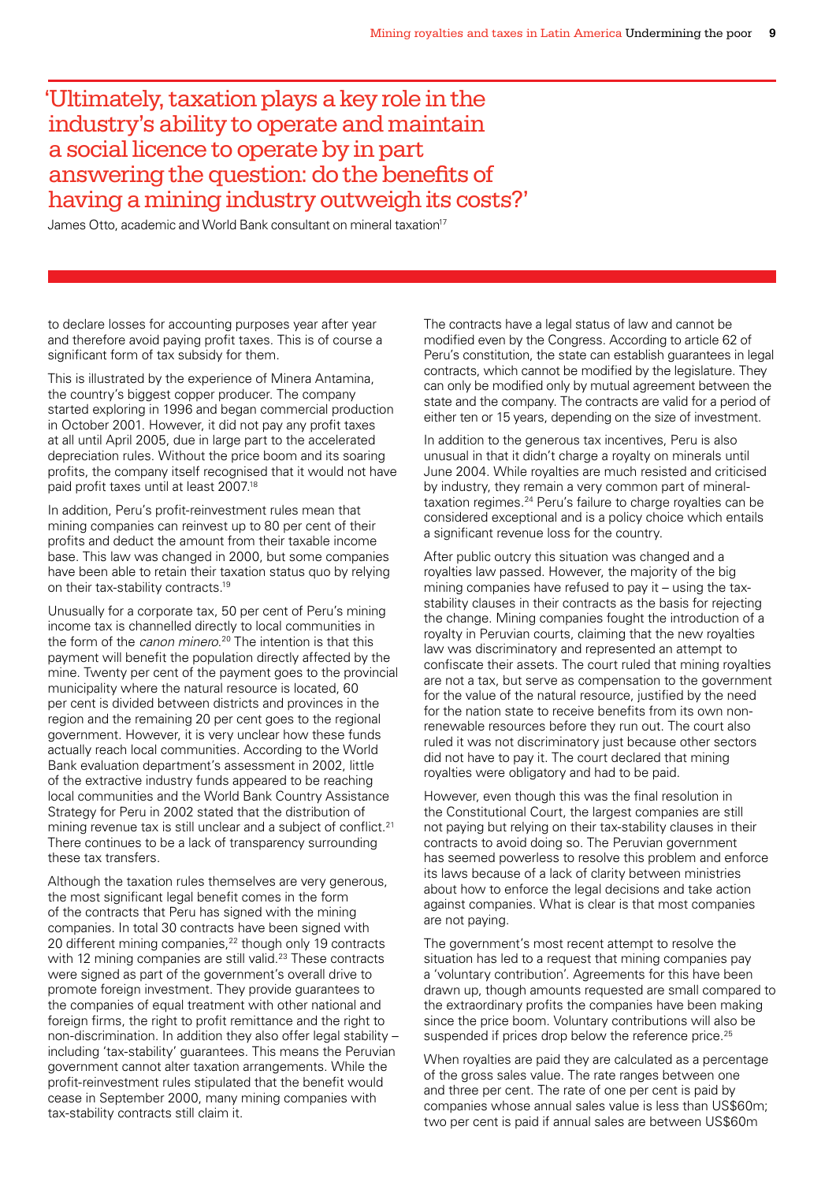> 'Ultimately, taxation plays a key role in the industry's ability to operate and maintain a social licence to operate by in part answering the question: do the benefits of having a mining industry outweigh its costs?'

James Otto, academic and World Bank consultant on mineral taxation[17]

to declare losses for accounting purposes year after year and therefore avoid paying profit taxes. This is of course a significant form of tax subsidy for them.

This is illustrated by the experience of Minera Antamina, the country's biggest copper producer. The company started exploring in 1996 and began commercial production in October 2001. However, it did not pay any profit taxes at all until April 2005, due in large part to the accelerated depreciation rules. Without the price boom and its soaring profits, the company itself recognised that it would not have paid profit taxes until at least 2007.[18]

In addition, Peru's profit-reinvestment rules mean that mining companies can reinvest up to 80 per cent of their profits and deduct the amount from their taxable income base. This law was changed in 2000, but some companies have been able to retain their taxation status quo by relying on their tax-stability contracts.[19]

Unusually for a corporate tax, 50 per cent of Peru's mining income tax is channelled directly to local communities in the form of the *canon minero*.[20] The intention is that this payment will benefit the population directly affected by the mine. Twenty per cent of the payment goes to the provincial municipality where the natural resource is located, 60 per cent is divided between districts and provinces in the region and the remaining 20 per cent goes to the regional government. However, it is very unclear how these funds actually reach local communities. According to the World Bank evaluation department's assessment in 2002, little of the extractive industry funds appeared to be reaching local communities and the World Bank Country Assistance Strategy for Peru in 2002 stated that the distribution of mining revenue tax is still unclear and a subject of conflict.[21] There continues to be a lack of transparency surrounding these tax transfers.

Although the taxation rules themselves are very generous, the most significant legal benefit comes in the form of the contracts that Peru has signed with the mining companies. In total 30 contracts have been signed with 20 different mining companies,[22] though only 19 contracts with 12 mining companies are still valid.[23] These contracts were signed as part of the government's overall drive to promote foreign investment. They provide guarantees to the companies of equal treatment with other national and foreign firms, the right to profit remittance and the right to non-discrimination. In addition they also offer legal stability – including 'tax-stability' guarantees. This means the Peruvian government cannot alter taxation arrangements. While the profit-reinvestment rules stipulated that the benefit would cease in September 2000, many mining companies with tax-stability contracts still claim it.

The contracts have a legal status of law and cannot be modified even by the Congress. According to article 62 of Peru's constitution, the state can establish guarantees in legal contracts, which cannot be modified by the legislature. They can only be modified only by mutual agreement between the state and the company. The contracts are valid for a period of either ten or 15 years, depending on the size of investment.

In addition to the generous tax incentives, Peru is also unusual in that it didn't charge a royalty on minerals until June 2004. While royalties are much resisted and criticised by industry, they remain a very common part of mineral-taxation regimes.[24] Peru's failure to charge royalties can be considered exceptional and is a policy choice which entails a significant revenue loss for the country.

After public outcry this situation was changed and a royalties law passed. However, the majority of the big mining companies have refused to pay it – using the tax-stability clauses in their contracts as the basis for rejecting the change. Mining companies fought the introduction of a royalty in Peruvian courts, claiming that the new royalties law was discriminatory and represented an attempt to confiscate their assets. The court ruled that mining royalties are not a tax, but serve as compensation to the government for the value of the natural resource, justified by the need for the nation state to receive benefits from its own non-renewable resources before they run out. The court also ruled it was not discriminatory just because other sectors did not have to pay it. The court declared that mining royalties were obligatory and had to be paid.

However, even though this was the final resolution in the Constitutional Court, the largest companies are still not paying but relying on their tax-stability clauses in their contracts to avoid doing so. The Peruvian government has seemed powerless to resolve this problem and enforce its laws because of a lack of clarity between ministries about how to enforce the legal decisions and take action against companies. What is clear is that most companies are not paying.

The government's most recent attempt to resolve the situation has led to a request that mining companies pay a 'voluntary contribution'. Agreements for this have been drawn up, though amounts requested are small compared to the extraordinary profits the companies have been making since the price boom. Voluntary contributions will also be suspended if prices drop below the reference price.[25]

When royalties are paid they are calculated as a percentage of the gross sales value. The rate ranges between one and three per cent. The rate of one per cent is paid by companies whose annual sales value is less than US$60m; two per cent is paid if annual sales are between US$60m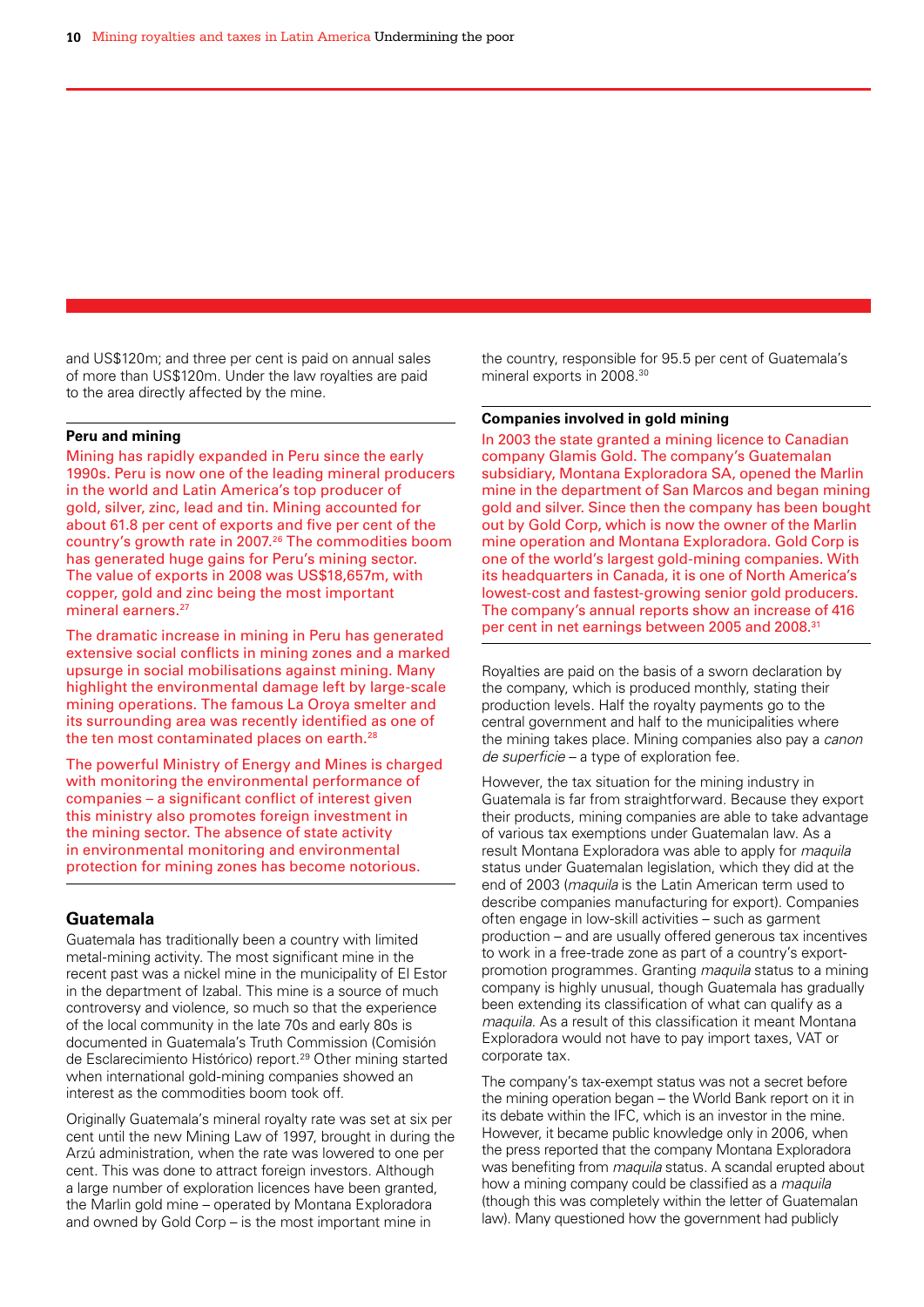and US$120m; and three per cent is paid on annual sales of more than US$120m. Under the law royalties are paid to the area directly affected by the mine.

**Peru and mining**

Mining has rapidly expanded in Peru since the early 1990s. Peru is now one of the leading mineral producers in the world and Latin America's top producer of gold, silver, zinc, lead and tin. Mining accounted for about 61.8 per cent of exports and five per cent of the country's growth rate in 2007.[26] The commodities boom has generated huge gains for Peru's mining sector. The value of exports in 2008 was US$18,657m, with copper, gold and zinc being the most important mineral earners.[27]

The dramatic increase in mining in Peru has generated extensive social conflicts in mining zones and a marked upsurge in social mobilisations against mining. Many highlight the environmental damage left by large-scale mining operations. The famous La Oroya smelter and its surrounding area was recently identified as one of the ten most contaminated places on earth.[28]

The powerful Ministry of Energy and Mines is charged with monitoring the environmental performance of companies – a significant conflict of interest given this ministry also promotes foreign investment in the mining sector. The absence of state activity in environmental monitoring and environmental protection for mining zones has become notorious.

## Guatemala

Guatemala has traditionally been a country with limited metal-mining activity. The most significant mine in the recent past was a nickel mine in the municipality of El Estor in the department of Izabal. This mine is a source of much controversy and violence, so much so that the experience of the local community in the late 70s and early 80s is documented in Guatemala's Truth Commission (Comisión de Esclarecimiento Histórico) report.[29] Other mining started when international gold-mining companies showed an interest as the commodities boom took off.

Originally Guatemala's mineral royalty rate was set at six per cent until the new Mining Law of 1997, brought in during the Arzú administration, when the rate was lowered to one per cent. This was done to attract foreign investors. Although a large number of exploration licences have been granted, the Marlin gold mine – operated by Montana Exploradora and owned by Gold Corp – is the most important mine in the country, responsible for 95.5 per cent of Guatemala's mineral exports in 2008.[30]

**Companies involved in gold mining**

In 2003 the state granted a mining licence to Canadian company Glamis Gold. The company's Guatemalan subsidiary, Montana Exploradora SA, opened the Marlin mine in the department of San Marcos and began mining gold and silver. Since then the company has been bought out by Gold Corp, which is now the owner of the Marlin mine operation and Montana Exploradora. Gold Corp is one of the world's largest gold-mining companies. With its headquarters in Canada, it is one of North America's lowest-cost and fastest-growing senior gold producers. The company's annual reports show an increase of 416 per cent in net earnings between 2005 and 2008.[31]

Royalties are paid on the basis of a sworn declaration by the company, which is produced monthly, stating their production levels. Half the royalty payments go to the central government and half to the municipalities where the mining takes place. Mining companies also pay a *canon de superficie* – a type of exploration fee.

However, the tax situation for the mining industry in Guatemala is far from straightforward. Because they export their products, mining companies are able to take advantage of various tax exemptions under Guatemalan law. As a result Montana Exploradora was able to apply for *maquila* status under Guatemalan legislation, which they did at the end of 2003 (*maquila* is the Latin American term used to describe companies manufacturing for export). Companies often engage in low-skill activities – such as garment production – and are usually offered generous tax incentives to work in a free-trade zone as part of a country's export-promotion programmes. Granting *maquila* status to a mining company is highly unusual, though Guatemala has gradually been extending its classification of what can qualify as a *maquila*. As a result of this classification it meant Montana Exploradora would not have to pay import taxes, VAT or corporate tax.

The company's tax-exempt status was not a secret before the mining operation began – the World Bank report on it in its debate within the IFC, which is an investor in the mine. However, it became public knowledge only in 2006, when the press reported that the company Montana Exploradora was benefiting from *maquila* status. A scandal erupted about how a mining company could be classified as a *maquila* (though this was completely within the letter of Guatemalan law). Many questioned how the government had publicly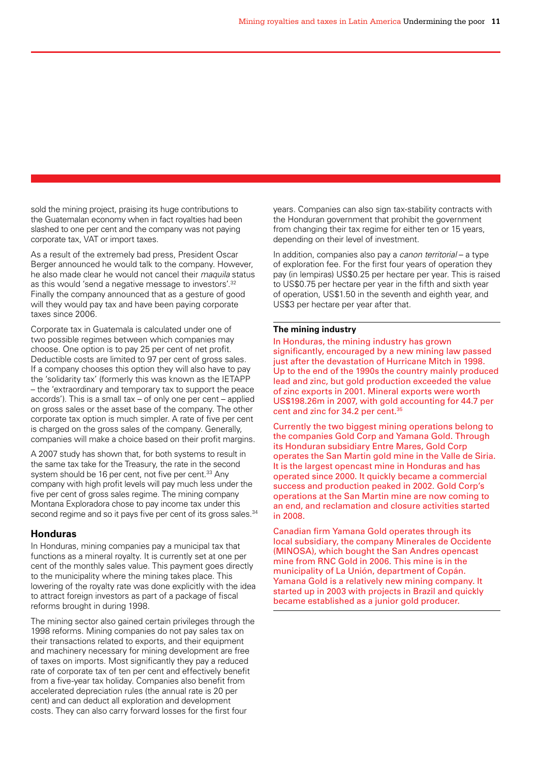sold the mining project, praising its huge contributions to the Guatemalan economy when in fact royalties had been slashed to one per cent and the company was not paying corporate tax, VAT or import taxes.

As a result of the extremely bad press, President Oscar Berger announced he would talk to the company. However, he also made clear he would not cancel their *maquila* status as this would 'send a negative message to investors'.[32] Finally the company announced that as a gesture of good will they would pay tax and have been paying corporate taxes since 2006.

Corporate tax in Guatemala is calculated under one of two possible regimes between which companies may choose. One option is to pay 25 per cent of net profit. Deductible costs are limited to 97 per cent of gross sales. If a company chooses this option they will also have to pay the 'solidarity tax' (formerly this was known as the IETAPP – the 'extraordinary and temporary tax to support the peace accords'). This is a small tax – of only one per cent – applied on gross sales or the asset base of the company. The other corporate tax option is much simpler. A rate of five per cent is charged on the gross sales of the company. Generally, companies will make a choice based on their profit margins.

A 2007 study has shown that, for both systems to result in the same tax take for the Treasury, the rate in the second system should be 16 per cent, not five per cent.[33] Any company with high profit levels will pay much less under the five per cent of gross sales regime. The mining company Montana Exploradora chose to pay income tax under this second regime and so it pays five per cent of its gross sales.[34]

## Honduras

In Honduras, mining companies pay a municipal tax that functions as a mineral royalty. It is currently set at one per cent of the monthly sales value. This payment goes directly to the municipality where the mining takes place. This lowering of the royalty rate was done explicitly with the idea to attract foreign investors as part of a package of fiscal reforms brought in during 1998.

The mining sector also gained certain privileges through the 1998 reforms. Mining companies do not pay sales tax on their transactions related to exports, and their equipment and machinery necessary for mining development are free of taxes on imports. Most significantly they pay a reduced rate of corporate tax of ten per cent and effectively benefit from a five-year tax holiday. Companies also benefit from accelerated depreciation rules (the annual rate is 20 per cent) and can deduct all exploration and development costs. They can also carry forward losses for the first four years. Companies can also sign tax-stability contracts with the Honduran government that prohibit the government from changing their tax regime for either ten or 15 years, depending on their level of investment.

In addition, companies also pay a *canon territorial* – a type of exploration fee. For the first four years of operation they pay (in lempiras) US$0.25 per hectare per year. This is raised to US$0.75 per hectare per year in the fifth and sixth year of operation, US$1.50 in the seventh and eighth year, and US$3 per hectare per year after that.

---

**The mining industry**

In Honduras, the mining industry has grown significantly, encouraged by a new mining law passed just after the devastation of Hurricane Mitch in 1998. Up to the end of the 1990s the country mainly produced lead and zinc, but gold production exceeded the value of zinc exports in 2001. Mineral exports were worth US$198.26m in 2007, with gold accounting for 44.7 per cent and zinc for 34.2 per cent.[35]

Currently the two biggest mining operations belong to the companies Gold Corp and Yamana Gold. Through its Honduran subsidiary Entre Mares, Gold Corp operates the San Martin gold mine in the Valle de Siria. It is the largest opencast mine in Honduras and has operated since 2000. It quickly became a commercial success and production peaked in 2002. Gold Corp's operations at the San Martin mine are now coming to an end, and reclamation and closure activities started in 2008.

Canadian firm Yamana Gold operates through its local subsidiary, the company Minerales de Occidente (MINOSA), which bought the San Andres opencast mine from RNC Gold in 2006. This mine is in the municipality of La Unión, department of Copán. Yamana Gold is a relatively new mining company. It started up in 2003 with projects in Brazil and quickly became established as a junior gold producer.

---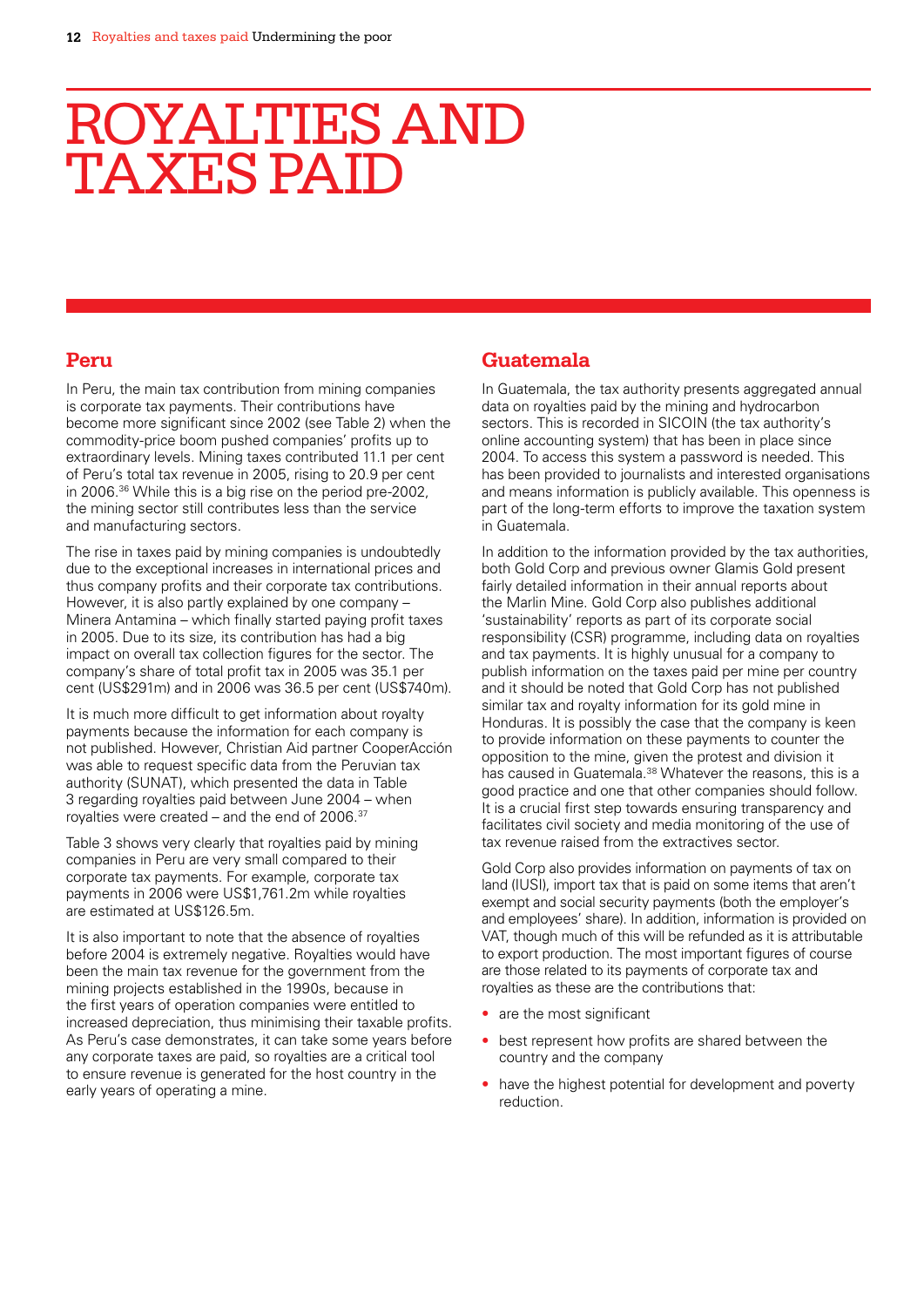# ROYALTIES AND TAXES PAID

## Peru

In Peru, the main tax contribution from mining companies is corporate tax payments. Their contributions have become more significant since 2002 (see Table 2) when the commodity-price boom pushed companies' profits up to extraordinary levels. Mining taxes contributed 11.1 per cent of Peru's total tax revenue in 2005, rising to 20.9 per cent in 2006.[36] While this is a big rise on the period pre-2002, the mining sector still contributes less than the service and manufacturing sectors.

The rise in taxes paid by mining companies is undoubtedly due to the exceptional increases in international prices and thus company profits and their corporate tax contributions. However, it is also partly explained by one company – Minera Antamina – which finally started paying profit taxes in 2005. Due to its size, its contribution has had a big impact on overall tax collection figures for the sector. The company's share of total profit tax in 2005 was 35.1 per cent (US$291m) and in 2006 was 36.5 per cent (US$740m).

It is much more difficult to get information about royalty payments because the information for each company is not published. However, Christian Aid partner CooperAcción was able to request specific data from the Peruvian tax authority (SUNAT), which presented the data in Table 3 regarding royalties paid between June 2004 – when royalties were created – and the end of 2006.[37]

Table 3 shows very clearly that royalties paid by mining companies in Peru are very small compared to their corporate tax payments. For example, corporate tax payments in 2006 were US$1,761.2m while royalties are estimated at US$126.5m.

It is also important to note that the absence of royalties before 2004 is extremely negative. Royalties would have been the main tax revenue for the government from the mining projects established in the 1990s, because in the first years of operation companies were entitled to increased depreciation, thus minimising their taxable profits. As Peru's case demonstrates, it can take some years before any corporate taxes are paid, so royalties are a critical tool to ensure revenue is generated for the host country in the early years of operating a mine.

## Guatemala

In Guatemala, the tax authority presents aggregated annual data on royalties paid by the mining and hydrocarbon sectors. This is recorded in SICOIN (the tax authority's online accounting system) that has been in place since 2004. To access this system a password is needed. This has been provided to journalists and interested organisations and means information is publicly available. This openness is part of the long-term efforts to improve the taxation system in Guatemala.

In addition to the information provided by the tax authorities, both Gold Corp and previous owner Glamis Gold present fairly detailed information in their annual reports about the Marlin Mine. Gold Corp also publishes additional 'sustainability' reports as part of its corporate social responsibility (CSR) programme, including data on royalties and tax payments. It is highly unusual for a company to publish information on the taxes paid per mine per country and it should be noted that Gold Corp has not published similar tax and royalty information for its gold mine in Honduras. It is possibly the case that the company is keen to provide information on these payments to counter the opposition to the mine, given the protest and division it has caused in Guatemala.[38] Whatever the reasons, this is a good practice and one that other companies should follow. It is a crucial first step towards ensuring transparency and facilitates civil society and media monitoring of the use of tax revenue raised from the extractives sector.

Gold Corp also provides information on payments of tax on land (IUSI), import tax that is paid on some items that aren't exempt and social security payments (both the employer's and employees' share). In addition, information is provided on VAT, though much of this will be refunded as it is attributable to export production. The most important figures of course are those related to its payments of corporate tax and royalties as these are the contributions that:

- are the most significant
- best represent how profits are shared between the country and the company
- have the highest potential for development and poverty reduction.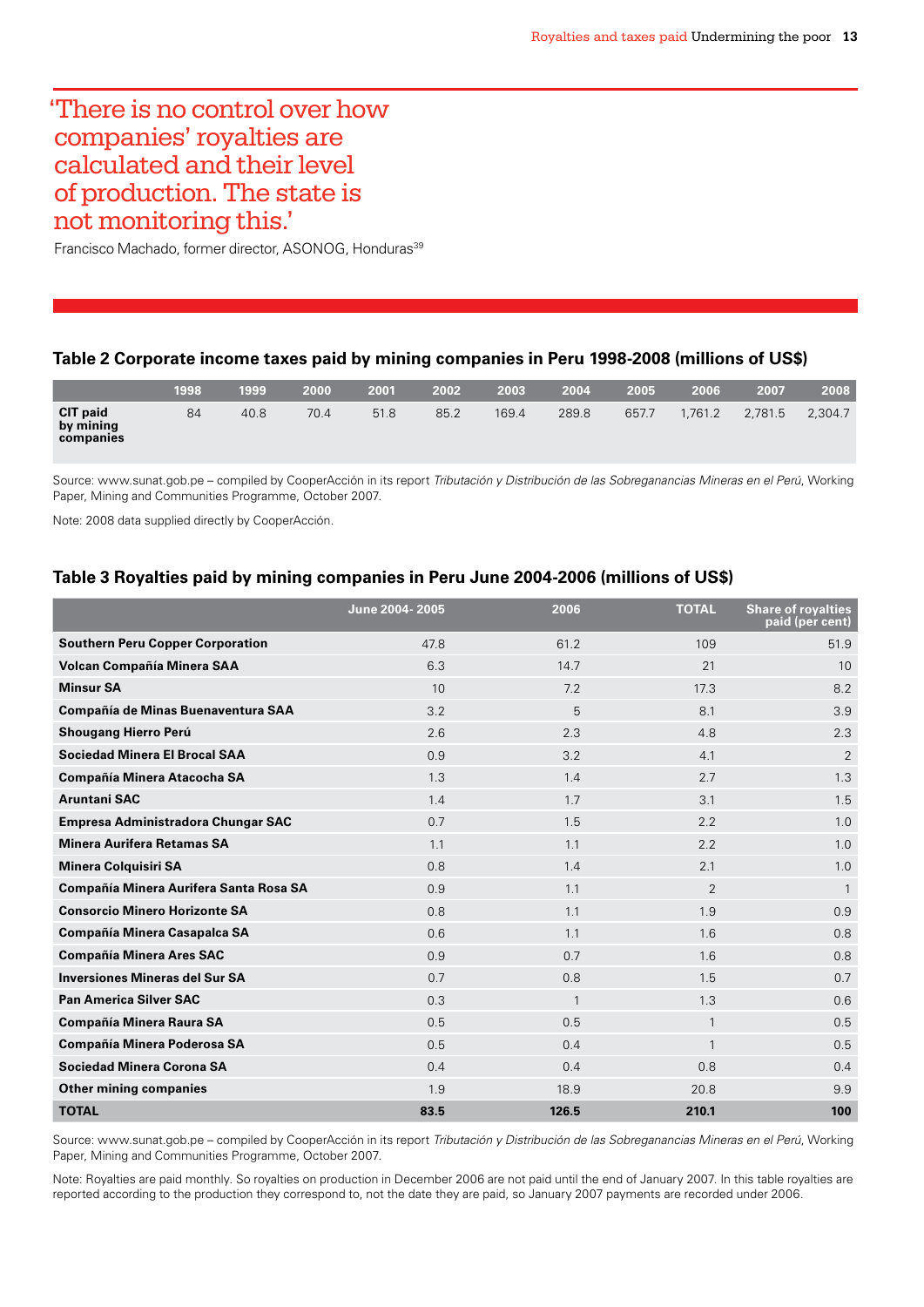> 'There is no control over how companies' royalties are calculated and their level of production. The state is not monitoring this.'

Francisco Machado, former director, ASONOG, Honduras[39]

### Table 2 Corporate income taxes paid by mining companies in Peru 1998-2008 (millions of US$)

| | 1998 | 1999 | 2000 | 2001 | 2002 | 2003 | 2004 | 2005 | 2006 | 2007 | 2008 |
|---|---|---|---|---|---|---|---|---|---|---|---|
| **CIT paid by mining companies** | 84 | 40.8 | 70.4 | 51.8 | 85.2 | 169.4 | 289.8 | 657.7 | 1,761.2 | 2,781.5 | 2,304.7 |

Source: www.sunat.gob.pe – compiled by CooperAcción in its report *Tributación y Distribución de las Sobreganancias Mineras en el Perú*, Working Paper, Mining and Communities Programme, October 2007.

Note: 2008 data supplied directly by CooperAcción.

### Table 3 Royalties paid by mining companies in Peru June 2004-2006 (millions of US$)

| | June 2004- 2005 | 2006 | TOTAL | Share of royalties paid (per cent) |
|---|---|---|---|---|
| **Southern Peru Copper Corporation** | 47.8 | 61.2 | 109 | 51.9 |
| **Volcan Compañía Minera SAA** | 6.3 | 14.7 | 21 | 10 |
| **Minsur SA** | 10 | 7.2 | 17.3 | 8.2 |
| **Compañía de Minas Buenaventura SAA** | 3.2 | 5 | 8.1 | 3.9 |
| **Shougang Hierro Perú** | 2.6 | 2.3 | 4.8 | 2.3 |
| **Sociedad Minera El Brocal SAA** | 0.9 | 3.2 | 4.1 | 2 |
| **Compañía Minera Atacocha SA** | 1.3 | 1.4 | 2.7 | 1.3 |
| **Aruntani SAC** | 1.4 | 1.7 | 3.1 | 1.5 |
| **Empresa Administradora Chungar SAC** | 0.7 | 1.5 | 2.2 | 1.0 |
| **Minera Aurifera Retamas SA** | 1.1 | 1.1 | 2.2 | 1.0 |
| **Minera Colquisiri SA** | 0.8 | 1.4 | 2.1 | 1.0 |
| **Compañía Minera Aurifera Santa Rosa SA** | 0.9 | 1.1 | 2 | 1 |
| **Consorcio Minero Horizonte SA** | 0.8 | 1.1 | 1.9 | 0.9 |
| **Compañía Minera Casapalca SA** | 0.6 | 1.1 | 1.6 | 0.8 |
| **Compañía Minera Ares SAC** | 0.9 | 0.7 | 1.6 | 0.8 |
| **Inversiones Mineras del Sur SA** | 0.7 | 0.8 | 1.5 | 0.7 |
| **Pan America Silver SAC** | 0.3 | 1 | 1.3 | 0.6 |
| **Compañía Minera Raura SA** | 0.5 | 0.5 | 1 | 0.5 |
| **Compañía Minera Poderosa SA** | 0.5 | 0.4 | 1 | 0.5 |
| **Sociedad Minera Corona SA** | 0.4 | 0.4 | 0.8 | 0.4 |
| **Other mining companies** | 1.9 | 18.9 | 20.8 | 9.9 |
| **TOTAL** | **83.5** | **126.5** | **210.1** | **100** |

Source: www.sunat.gob.pe – compiled by CooperAcción in its report *Tributación y Distribución de las Sobreganancias Mineras en el Perú*, Working Paper, Mining and Communities Programme, October 2007.

Note: Royalties are paid monthly. So royalties on production in December 2006 are not paid until the end of January 2007. In this table royalties are reported according to the production they correspond to, not the date they are paid, so January 2007 payments are recorded under 2006.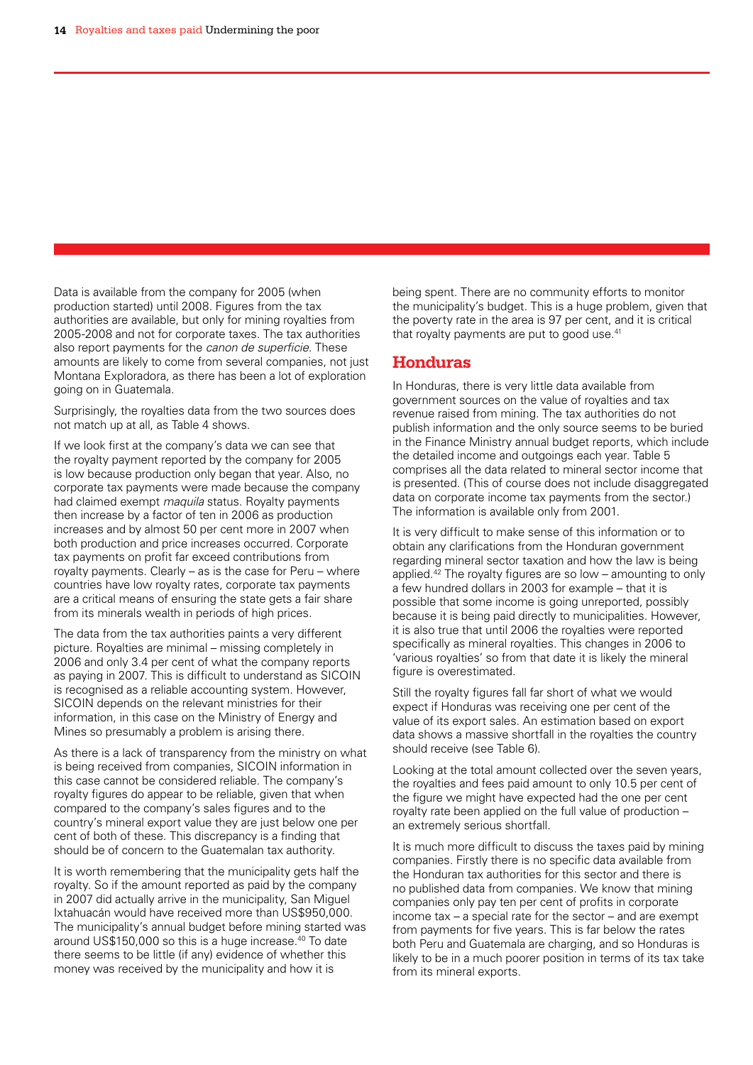Data is available from the company for 2005 (when production started) until 2008. Figures from the tax authorities are available, but only for mining royalties from 2005-2008 and not for corporate taxes. The tax authorities also report payments for the *canon de superficie*. These amounts are likely to come from several companies, not just Montana Exploradora, as there has been a lot of exploration going on in Guatemala.

Surprisingly, the royalties data from the two sources does not match up at all, as Table 4 shows.

If we look first at the company's data we can see that the royalty payment reported by the company for 2005 is low because production only began that year. Also, no corporate tax payments were made because the company had claimed exempt *maquila* status. Royalty payments then increase by a factor of ten in 2006 as production increases and by almost 50 per cent more in 2007 when both production and price increases occurred. Corporate tax payments on profit far exceed contributions from royalty payments. Clearly – as is the case for Peru – where countries have low royalty rates, corporate tax payments are a critical means of ensuring the state gets a fair share from its minerals wealth in periods of high prices.

The data from the tax authorities paints a very different picture. Royalties are minimal – missing completely in 2006 and only 3.4 per cent of what the company reports as paying in 2007. This is difficult to understand as SICOIN is recognised as a reliable accounting system. However, SICOIN depends on the relevant ministries for their information, in this case on the Ministry of Energy and Mines so presumably a problem is arising there.

As there is a lack of transparency from the ministry on what is being received from companies, SICOIN information in this case cannot be considered reliable. The company's royalty figures do appear to be reliable, given that when compared to the company's sales figures and to the country's mineral export value they are just below one per cent of both of these. This discrepancy is a finding that should be of concern to the Guatemalan tax authority.

It is worth remembering that the municipality gets half the royalty. So if the amount reported as paid by the company in 2007 did actually arrive in the municipality, San Miguel Ixtahuacán would have received more than US$950,000. The municipality's annual budget before mining started was around US$150,000 so this is a huge increase.[40] To date there seems to be little (if any) evidence of whether this money was received by the municipality and how it is being spent. There are no community efforts to monitor the municipality's budget. This is a huge problem, given that the poverty rate in the area is 97 per cent, and it is critical that royalty payments are put to good use.[41]

## Honduras

In Honduras, there is very little data available from government sources on the value of royalties and tax revenue raised from mining. The tax authorities do not publish information and the only source seems to be buried in the Finance Ministry annual budget reports, which include the detailed income and outgoings each year. Table 5 comprises all the data related to mineral sector income that is presented. (This of course does not include disaggregated data on corporate income tax payments from the sector.) The information is available only from 2001.

It is very difficult to make sense of this information or to obtain any clarifications from the Honduran government regarding mineral sector taxation and how the law is being applied.[42] The royalty figures are so low – amounting to only a few hundred dollars in 2003 for example – that it is possible that some income is going unreported, possibly because it is being paid directly to municipalities. However, it is also true that until 2006 the royalties were reported specifically as mineral royalties. This changes in 2006 to 'various royalties' so from that date it is likely the mineral figure is overestimated.

Still the royalty figures fall far short of what we would expect if Honduras was receiving one per cent of the value of its export sales. An estimation based on export data shows a massive shortfall in the royalties the country should receive (see Table 6).

Looking at the total amount collected over the seven years, the royalties and fees paid amount to only 10.5 per cent of the figure we might have expected had the one per cent royalty rate been applied on the full value of production – an extremely serious shortfall.

It is much more difficult to discuss the taxes paid by mining companies. Firstly there is no specific data available from the Honduran tax authorities for this sector and there is no published data from companies. We know that mining companies only pay ten per cent of profits in corporate income tax – a special rate for the sector – and are exempt from payments for five years. This is far below the rates both Peru and Guatemala are charging, and so Honduras is likely to be in a much poorer position in terms of its tax take from its mineral exports.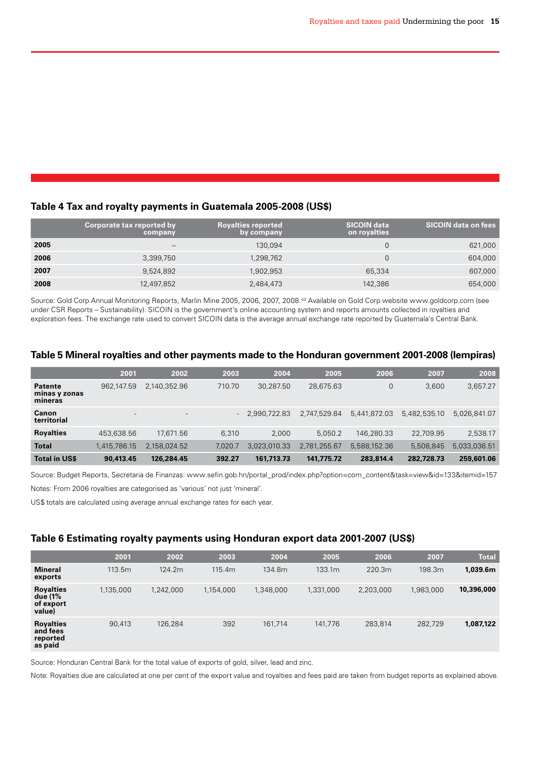### Table 4 Tax and royalty payments in Guatemala 2005-2008 (US$)

| | Corporate tax reported by company | Royalties reported by company | SICOIN data on royalties | SICOIN data on fees |
|---|---|---|---|---|
| **2005** | – | 130,094 | 0 | 621,000 |
| **2006** | 3,399,750 | 1,298,762 | 0 | 604,000 |
| **2007** | 9,524,892 | 1,902,953 | 65,334 | 607,000 |
| **2008** | 12,497,852 | 2,484,473 | 142,386 | 654,000 |

Source: Gold Corp Annual Monitoring Reports, Marlin Mine 2005, 2006, 2007, 2008.[43] Available on Gold Corp website www.goldcorp.com (see under CSR Reports – Sustainability). SICOIN is the government's online accounting system and reports amounts collected in royalties and exploration fees. The exchange rate used to convert SICOIN data is the average annual exchange rate reported by Guatemala's Central Bank.

### Table 5 Mineral royalties and other payments made to the Honduran government 2001-2008 (lempiras)

| | 2001 | 2002 | 2003 | 2004 | 2005 | 2006 | 2007 | 2008 |
|---|---|---|---|---|---|---|---|---|
| **Patente minas y zonas mineras** | 962,147.59 | 2,140,352.96 | 710.70 | 30,287.50 | 28,675.63 | 0 | 3,600 | 3,657.27 |
| **Canon territorial** | - | - | - | 2,990,722.83 | 2,747,529.84 | 5,441,872.03 | 5,482,535.10 | 5,026,841.07 |
| **Royalties** | 453,638.56 | 17,671.56 | 6,310 | 2,000 | 5,050.2 | 146,280.33 | 22,709.95 | 2,538.17 |
| **Total** | 1,415,786.15 | 2,158,024.52 | 7,020.7 | 3,023,010.33 | 2,781,255.67 | 5,588,152.36 | 5,508,845 | 5,033,036.51 |
| **Total in US$** | **90,413.45** | **126,284.45** | **392.27** | **161,713.73** | **141,775.72** | **283,814.4** | **282,728.73** | **259,601.06** |

Source: Budget Reports, Secretaria de Finanzas: www.sefin.gob.hn/portal_prod/index.php?option=com_content&task=view&id=133&itemid=157

Notes: From 2006 royalties are categorised as 'various' not just 'mineral'.

US$ totals are calculated using average annual exchange rates for each year.

### Table 6 Estimating royalty payments using Honduran export data 2001-2007 (US$)

| | 2001 | 2002 | 2003 | 2004 | 2005 | 2006 | 2007 | Total |
|---|---|---|---|---|---|---|---|---|
| **Mineral exports** | 113.5m | 124.2m | 115.4m | 134.8m | 133.1m | 220.3m | 198.3m | **1,039.6m** |
| **Royalties due (1% of export value)** | 1,135,000 | 1,242,000 | 1,154,000 | 1,348,000 | 1,331,000 | 2,203,000 | 1,983,000 | **10,396,000** |
| **Royalties and fees reported as paid** | 90,413 | 126,284 | 392 | 161,714 | 141,776 | 283,814 | 282,729 | **1,087,122** |

Source: Honduran Central Bank for the total value of exports of gold, silver, lead and zinc.

Note: Royalties due are calculated at one per cent of the export value and royalties and fees paid are taken from budget reports as explained above.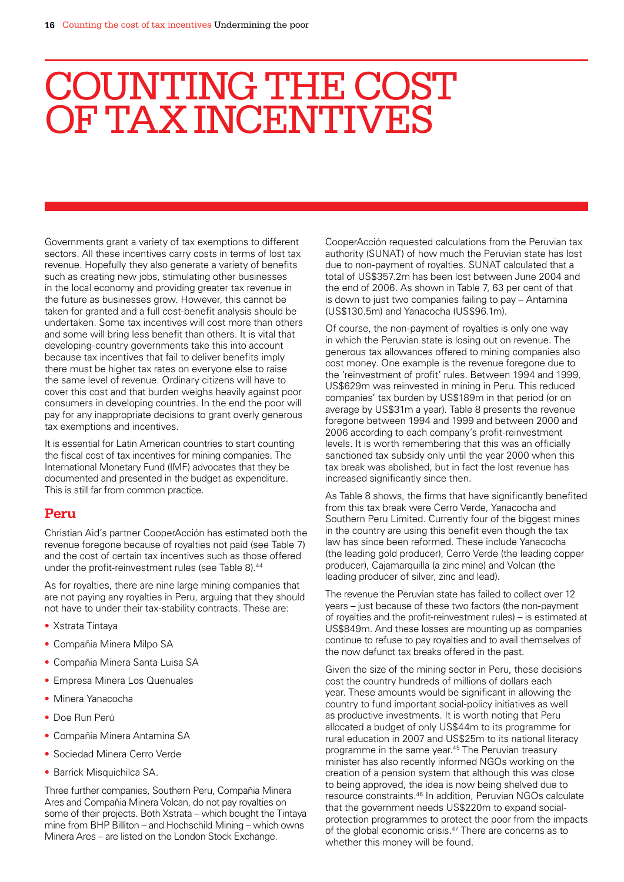# COUNTING THE COST OF TAX INCENTIVES

Governments grant a variety of tax exemptions to different sectors. All these incentives carry costs in terms of lost tax revenue. Hopefully they also generate a variety of benefits such as creating new jobs, stimulating other businesses in the local economy and providing greater tax revenue in the future as businesses grow. However, this cannot be taken for granted and a full cost-benefit analysis should be undertaken. Some tax incentives will cost more than others and some will bring less benefit than others. It is vital that developing-country governments take this into account because tax incentives that fail to deliver benefits imply there must be higher tax rates on everyone else to raise the same level of revenue. Ordinary citizens will have to cover this cost and that burden weighs heavily against poor consumers in developing countries. In the end the poor will pay for any inappropriate decisions to grant overly generous tax exemptions and incentives.

It is essential for Latin American countries to start counting the fiscal cost of tax incentives for mining companies. The International Monetary Fund (IMF) advocates that they be documented and presented in the budget as expenditure. This is still far from common practice.

## Peru

Christian Aid's partner CooperAcción has estimated both the revenue foregone because of royalties not paid (see Table 7) and the cost of certain tax incentives such as those offered under the profit-reinvestment rules (see Table 8).[44]

As for royalties, there are nine large mining companies that are not paying any royalties in Peru, arguing that they should not have to under their tax-stability contracts. These are:

- Xstrata Tintaya
- Compañia Minera Milpo SA
- Compañia Minera Santa Luisa SA
- Empresa Minera Los Quenuales
- Minera Yanacocha
- Doe Run Perú
- Compañia Minera Antamina SA
- Sociedad Minera Cerro Verde
- Barrick Misquichilca SA.

Three further companies, Southern Peru, Compañia Minera Ares and Compañia Minera Volcan, do not pay royalties on some of their projects. Both Xstrata – which bought the Tintaya mine from BHP Billiton – and Hochschild Mining – which owns Minera Ares – are listed on the London Stock Exchange.

CooperAcción requested calculations from the Peruvian tax authority (SUNAT) of how much the Peruvian state has lost due to non-payment of royalties. SUNAT calculated that a total of US$357.2m has been lost between June 2004 and the end of 2006. As shown in Table 7, 63 per cent of that is down to just two companies failing to pay – Antamina (US$130.5m) and Yanacocha (US$96.1m).

Of course, the non-payment of royalties is only one way in which the Peruvian state is losing out on revenue. The generous tax allowances offered to mining companies also cost money. One example is the revenue foregone due to the 'reinvestment of profit' rules. Between 1994 and 1999, US$629m was reinvested in mining in Peru. This reduced companies' tax burden by US$189m in that period (or on average by US$31m a year). Table 8 presents the revenue foregone between 1994 and 1999 and between 2000 and 2006 according to each company's profit-reinvestment levels. It is worth remembering that this was an officially sanctioned tax subsidy only until the year 2000 when this tax break was abolished, but in fact the lost revenue has increased significantly since then.

As Table 8 shows, the firms that have significantly benefited from this tax break were Cerro Verde, Yanacocha and Southern Peru Limited. Currently four of the biggest mines in the country are using this benefit even though the tax law has since been reformed. These include Yanacocha (the leading gold producer), Cerro Verde (the leading copper producer), Cajamarquilla (a zinc mine) and Volcan (the leading producer of silver, zinc and lead).

The revenue the Peruvian state has failed to collect over 12 years – just because of these two factors (the non-payment of royalties and the profit-reinvestment rules) – is estimated at US$849m. And these losses are mounting up as companies continue to refuse to pay royalties and to avail themselves of the now defunct tax breaks offered in the past.

Given the size of the mining sector in Peru, these decisions cost the country hundreds of millions of dollars each year. These amounts would be significant in allowing the country to fund important social-policy initiatives as well as productive investments. It is worth noting that Peru allocated a budget of only US$44m to its programme for rural education in 2007 and US$25m to its national literacy programme in the same year.[45] The Peruvian treasury minister has also recently informed NGOs working on the creation of a pension system that although this was close to being approved, the idea is now being shelved due to resource constraints.[46] In addition, Peruvian NGOs calculate that the government needs US$220m to expand social-protection programmes to protect the poor from the impacts of the global economic crisis.[47] There are concerns as to whether this money will be found.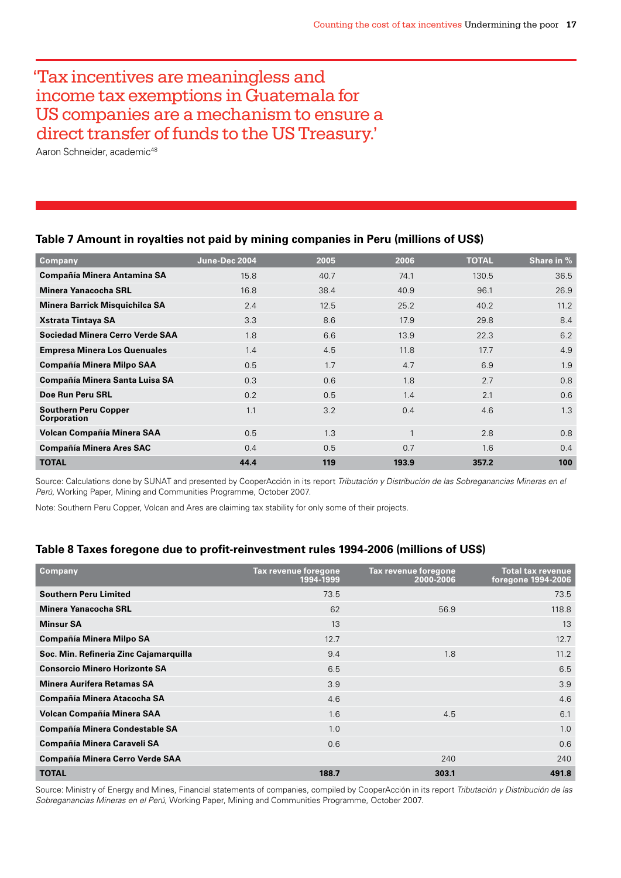> 'Tax incentives are meaningless and income tax exemptions in Guatemala for US companies are a mechanism to ensure a direct transfer of funds to the US Treasury.'
>
> Aaron Schneider, academic[48]

### Table 7 Amount in royalties not paid by mining companies in Peru (millions of US$)

| Company | June-Dec 2004 | 2005 | 2006 | TOTAL | Share in % |
|---|---|---|---|---|---|
| **Compañía Minera Antamina SA** | 15.8 | 40.7 | 74.1 | 130.5 | 36.5 |
| **Minera Yanacocha SRL** | 16.8 | 38.4 | 40.9 | 96.1 | 26.9 |
| **Minera Barrick Misquichilca SA** | 2.4 | 12.5 | 25.2 | 40.2 | 11.2 |
| **Xstrata Tintaya SA** | 3.3 | 8.6 | 17.9 | 29.8 | 8.4 |
| **Sociedad Minera Cerro Verde SAA** | 1.8 | 6.6 | 13.9 | 22.3 | 6.2 |
| **Empresa Minera Los Quenuales** | 1.4 | 4.5 | 11.8 | 17.7 | 4.9 |
| **Compañía Minera Milpo SAA** | 0.5 | 1.7 | 4.7 | 6.9 | 1.9 |
| **Compañía Minera Santa Luisa SA** | 0.3 | 0.6 | 1.8 | 2.7 | 0.8 |
| **Doe Run Peru SRL** | 0.2 | 0.5 | 1.4 | 2.1 | 0.6 |
| **Southern Peru Copper Corporation** | 1.1 | 3.2 | 0.4 | 4.6 | 1.3 |
| **Volcan Compañía Minera SAA** | 0.5 | 1.3 | 1 | 2.8 | 0.8 |
| **Compañía Minera Ares SAC** | 0.4 | 0.5 | 0.7 | 1.6 | 0.4 |
| **TOTAL** | **44.4** | **119** | **193.9** | **357.2** | **100** |

Source: Calculations done by SUNAT and presented by CooperAcción in its report *Tributación y Distribución de las Sobreganancias Mineras en el Perú*, Working Paper, Mining and Communities Programme, October 2007.

Note: Southern Peru Copper, Volcan and Ares are claiming tax stability for only some of their projects.

### Table 8 Taxes foregone due to profit-reinvestment rules 1994-2006 (millions of US$)

| Company | Tax revenue foregone 1994-1999 | Tax revenue foregone 2000-2006 | Total tax revenue foregone 1994-2006 |
|---|---|---|---|
| **Southern Peru Limited** | 73.5 | | 73.5 |
| **Minera Yanacocha SRL** | 62 | 56.9 | 118.8 |
| **Minsur SA** | 13 | | 13 |
| **Compañía Minera Milpo SA** | 12.7 | | 12.7 |
| **Soc. Min. Refineria Zinc Cajamarquilla** | 9.4 | 1.8 | 11.2 |
| **Consorcio Minero Horizonte SA** | 6.5 | | 6.5 |
| **Minera Aurifera Retamas SA** | 3.9 | | 3.9 |
| **Compañía Minera Atacocha SA** | 4.6 | | 4.6 |
| **Volcan Compañía Minera SAA** | 1.6 | 4.5 | 6.1 |
| **Compañía Minera Condestable SA** | 1.0 | | 1.0 |
| **Compañía Minera Caraveli SA** | 0.6 | | 0.6 |
| **Compañía Minera Cerro Verde SAA** | | 240 | 240 |
| **TOTAL** | **188.7** | **303.1** | **491.8** |

Source: Ministry of Energy and Mines, Financial statements of companies, compiled by CooperAcción in its report *Tributación y Distribución de las Sobreganancias Mineras en el Perú*, Working Paper, Mining and Communities Programme, October 2007.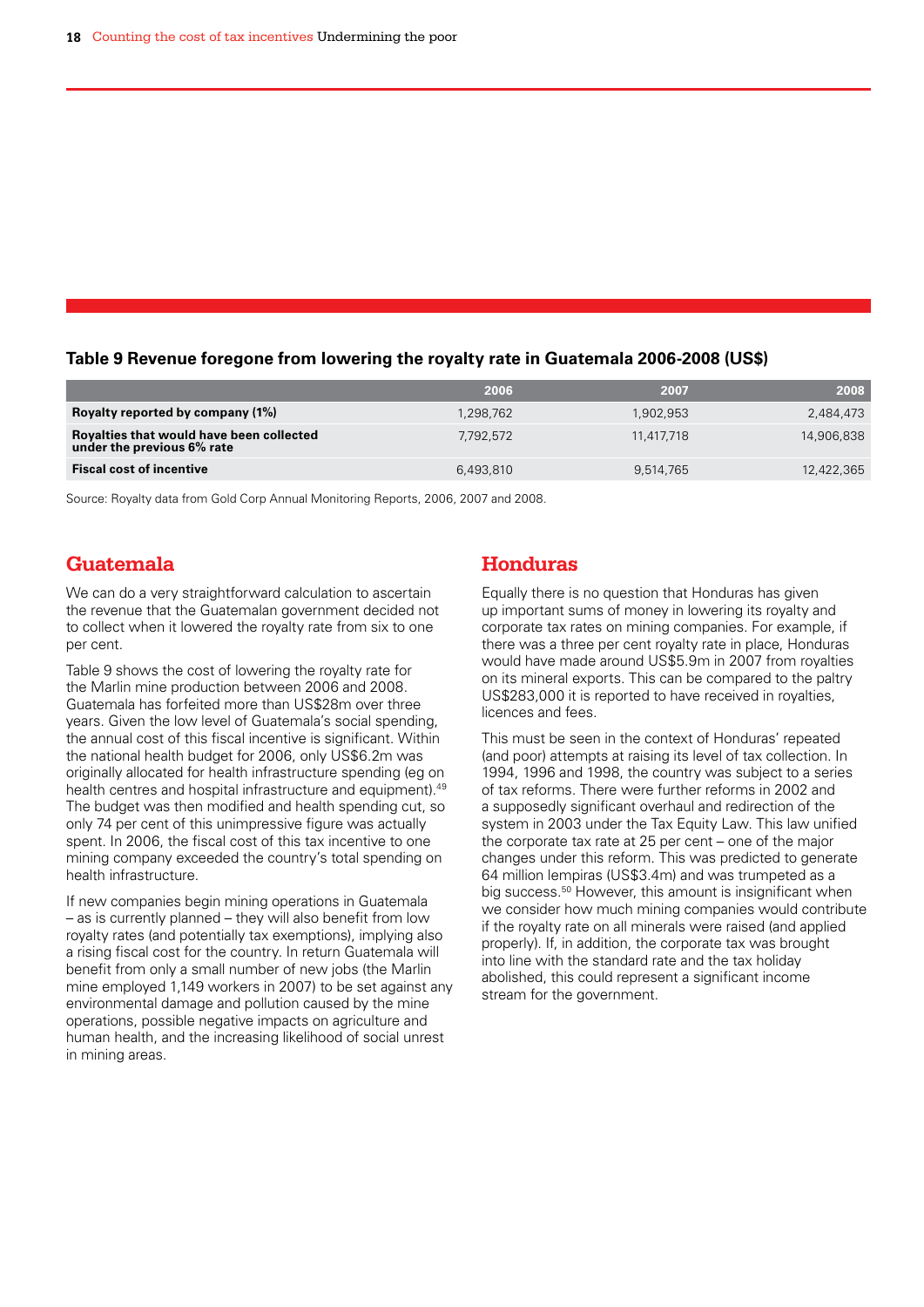**Table 9 Revenue foregone from lowering the royalty rate in Guatemala 2006-2008 (US$)**

| | 2006 | 2007 | 2008 |
|---|---|---|---|
| **Royalty reported by company (1%)** | 1,298,762 | 1,902,953 | 2,484,473 |
| **Royalties that would have been collected under the previous 6% rate** | 7,792,572 | 11,417,718 | 14,906,838 |
| **Fiscal cost of incentive** | 6,493,810 | 9,514,765 | 12,422,365 |

Source: Royalty data from Gold Corp Annual Monitoring Reports, 2006, 2007 and 2008.

## Guatemala

We can do a very straightforward calculation to ascertain the revenue that the Guatemalan government decided not to collect when it lowered the royalty rate from six to one per cent.

Table 9 shows the cost of lowering the royalty rate for the Marlin mine production between 2006 and 2008. Guatemala has forfeited more than US$28m over three years. Given the low level of Guatemala's social spending, the annual cost of this fiscal incentive is significant. Within the national health budget for 2006, only US$6.2m was originally allocated for health infrastructure spending (eg on health centres and hospital infrastructure and equipment).[49] The budget was then modified and health spending cut, so only 74 per cent of this unimpressive figure was actually spent. In 2006, the fiscal cost of this tax incentive to one mining company exceeded the country's total spending on health infrastructure.

If new companies begin mining operations in Guatemala – as is currently planned – they will also benefit from low royalty rates (and potentially tax exemptions), implying also a rising fiscal cost for the country. In return Guatemala will benefit from only a small number of new jobs (the Marlin mine employed 1,149 workers in 2007) to be set against any environmental damage and pollution caused by the mine operations, possible negative impacts on agriculture and human health, and the increasing likelihood of social unrest in mining areas.

## Honduras

Equally there is no question that Honduras has given up important sums of money in lowering its royalty and corporate tax rates on mining companies. For example, if there was a three per cent royalty rate in place, Honduras would have made around US$5.9m in 2007 from royalties on its mineral exports. This can be compared to the paltry US$283,000 it is reported to have received in royalties, licences and fees.

This must be seen in the context of Honduras' repeated (and poor) attempts at raising its level of tax collection. In 1994, 1996 and 1998, the country was subject to a series of tax reforms. There were further reforms in 2002 and a supposedly significant overhaul and redirection of the system in 2003 under the Tax Equity Law. This law unified the corporate tax rate at 25 per cent – one of the major changes under this reform. This was predicted to generate 64 million lempiras (US$3.4m) and was trumpeted as a big success.[50] However, this amount is insignificant when we consider how much mining companies would contribute if the royalty rate on all minerals were raised (and applied properly). If, in addition, the corporate tax was brought into line with the standard rate and the tax holiday abolished, this could represent a significant income stream for the government.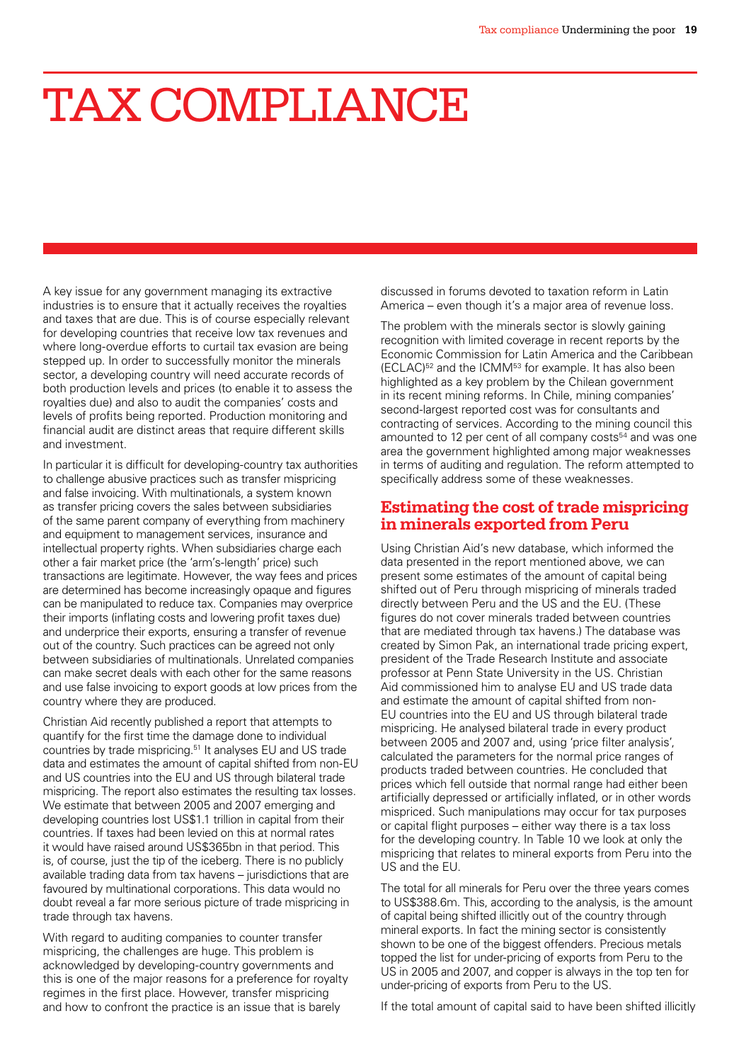# TAX COMPLIANCE

A key issue for any government managing its extractive industries is to ensure that it actually receives the royalties and taxes that are due. This is of course especially relevant for developing countries that receive low tax revenues and where long-overdue efforts to curtail tax evasion are being stepped up. In order to successfully monitor the minerals sector, a developing country will need accurate records of both production levels and prices (to enable it to assess the royalties due) and also to audit the companies' costs and levels of profits being reported. Production monitoring and financial audit are distinct areas that require different skills and investment.

In particular it is difficult for developing-country tax authorities to challenge abusive practices such as transfer mispricing and false invoicing. With multinationals, a system known as transfer pricing covers the sales between subsidiaries of the same parent company of everything from machinery and equipment to management services, insurance and intellectual property rights. When subsidiaries charge each other a fair market price (the 'arm's-length' price) such transactions are legitimate. However, the way fees and prices are determined has become increasingly opaque and figures can be manipulated to reduce tax. Companies may overprice their imports (inflating costs and lowering profit taxes due) and underprice their exports, ensuring a transfer of revenue out of the country. Such practices can be agreed not only between subsidiaries of multinationals. Unrelated companies can make secret deals with each other for the same reasons and use false invoicing to export goods at low prices from the country where they are produced.

Christian Aid recently published a report that attempts to quantify for the first time the damage done to individual countries by trade mispricing.[51] It analyses EU and US trade data and estimates the amount of capital shifted from non-EU and US countries into the EU and US through bilateral trade mispricing. The report also estimates the resulting tax losses. We estimate that between 2005 and 2007 emerging and developing countries lost US$1.1 trillion in capital from their countries. If taxes had been levied on this at normal rates it would have raised around US$365bn in that period. This is, of course, just the tip of the iceberg. There is no publicly available trading data from tax havens – jurisdictions that are favoured by multinational corporations. This data would no doubt reveal a far more serious picture of trade mispricing in trade through tax havens.

With regard to auditing companies to counter transfer mispricing, the challenges are huge. This problem is acknowledged by developing-country governments and this is one of the major reasons for a preference for royalty regimes in the first place. However, transfer mispricing and how to confront the practice is an issue that is barely discussed in forums devoted to taxation reform in Latin America – even though it's a major area of revenue loss.

The problem with the minerals sector is slowly gaining recognition with limited coverage in recent reports by the Economic Commission for Latin America and the Caribbean (ECLAC)[52] and the ICMM[53] for example. It has also been highlighted as a key problem by the Chilean government in its recent mining reforms. In Chile, mining companies' second-largest reported cost was for consultants and contracting of services. According to the mining council this amounted to 12 per cent of all company costs[54] and was one area the government highlighted among major weaknesses in terms of auditing and regulation. The reform attempted to specifically address some of these weaknesses.

## Estimating the cost of trade mispricing in minerals exported from Peru

Using Christian Aid's new database, which informed the data presented in the report mentioned above, we can present some estimates of the amount of capital being shifted out of Peru through mispricing of minerals traded directly between Peru and the US and the EU. (These figures do not cover minerals traded between countries that are mediated through tax havens.) The database was created by Simon Pak, an international trade pricing expert, president of the Trade Research Institute and associate professor at Penn State University in the US. Christian Aid commissioned him to analyse EU and US trade data and estimate the amount of capital shifted from non-EU countries into the EU and US through bilateral trade mispricing. He analysed bilateral trade in every product between 2005 and 2007 and, using 'price filter analysis', calculated the parameters for the normal price ranges of products traded between countries. He concluded that prices which fell outside that normal range had either been artificially depressed or artificially inflated, or in other words mispriced. Such manipulations may occur for tax purposes or capital flight purposes – either way there is a tax loss for the developing country. In Table 10 we look at only the mispricing that relates to mineral exports from Peru into the US and the EU.

The total for all minerals for Peru over the three years comes to US$388.6m. This, according to the analysis, is the amount of capital being shifted illicitly out of the country through mineral exports. In fact the mining sector is consistently shown to be one of the biggest offenders. Precious metals topped the list for under-pricing of exports from Peru to the US in 2005 and 2007, and copper is always in the top ten for under-pricing of exports from Peru to the US.

If the total amount of capital said to have been shifted illicitly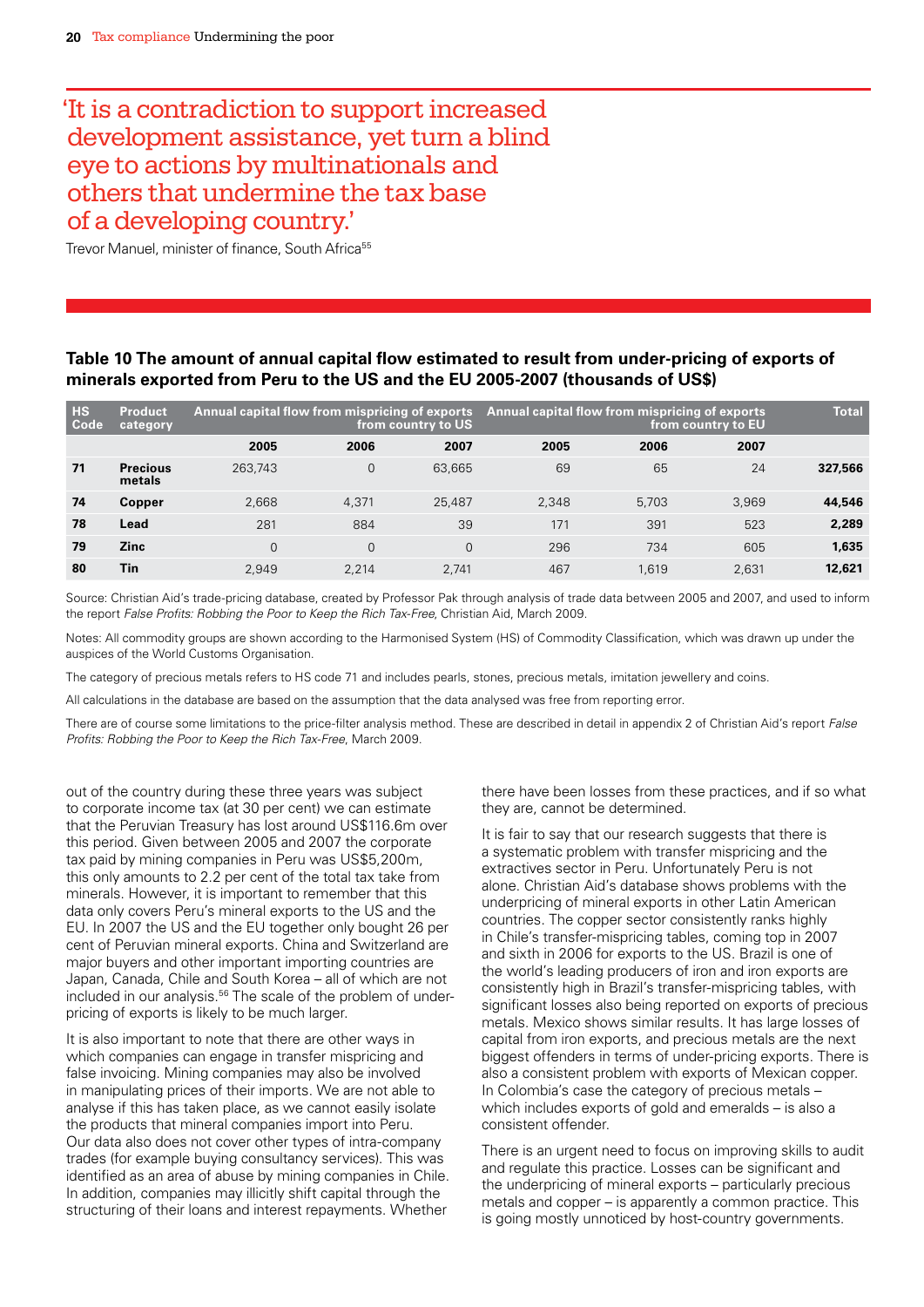> 'It is a contradiction to support increased development assistance, yet turn a blind eye to actions by multinationals and others that undermine the tax base of a developing country.'

Trevor Manuel, minister of finance, South Africa[55]

**Table 10 The amount of annual capital flow estimated to result from under-pricing of exports of minerals exported from Peru to the US and the EU 2005-2007 (thousands of US$)**

| HS Code | Product category | Annual capital flow from mispricing of exports from country to US | | | Annual capital flow from mispricing of exports from country to EU | | | Total |
|---|---|---|---|---|---|---|---|---|
| | | 2005 | 2006 | 2007 | 2005 | 2006 | 2007 | |
| 71 | **Precious metals** | 263,743 | 0 | 63,665 | 69 | 65 | 24 | **327,566** |
| 74 | **Copper** | 2,668 | 4,371 | 25,487 | 2,348 | 5,703 | 3,969 | **44,546** |
| 78 | **Lead** | 281 | 884 | 39 | 171 | 391 | 523 | **2,289** |
| 79 | **Zinc** | 0 | 0 | 0 | 296 | 734 | 605 | **1,635** |
| 80 | **Tin** | 2,949 | 2,214 | 2,741 | 467 | 1,619 | 2,631 | **12,621** |

Source: Christian Aid's trade-pricing database, created by Professor Pak through analysis of trade data between 2005 and 2007, and used to inform the report *False Profits: Robbing the Poor to Keep the Rich Tax-Free,* Christian Aid, March 2009.

Notes: All commodity groups are shown according to the Harmonised System (HS) of Commodity Classification, which was drawn up under the auspices of the World Customs Organisation.

The category of precious metals refers to HS code 71 and includes pearls, stones, precious metals, imitation jewellery and coins.

All calculations in the database are based on the assumption that the data analysed was free from reporting error.

There are of course some limitations to the price-filter analysis method. These are described in detail in appendix 2 of Christian Aid's report *False Profits: Robbing the Poor to Keep the Rich Tax-Free*, March 2009.

out of the country during these three years was subject to corporate income tax (at 30 per cent) we can estimate that the Peruvian Treasury has lost around US$116.6m over this period. Given between 2005 and 2007 the corporate tax paid by mining companies in Peru was US$5,200m, this only amounts to 2.2 per cent of the total tax take from minerals. However, it is important to remember that this data only covers Peru's mineral exports to the US and the EU. In 2007 the US and the EU together only bought 26 per cent of Peruvian mineral exports. China and Switzerland are major buyers and other important importing countries are Japan, Canada, Chile and South Korea – all of which are not included in our analysis.[56] The scale of the problem of under-pricing of exports is likely to be much larger.

It is also important to note that there are other ways in which companies can engage in transfer mispricing and false invoicing. Mining companies may also be involved in manipulating prices of their imports. We are not able to analyse if this has taken place, as we cannot easily isolate the products that mineral companies import into Peru. Our data also does not cover other types of intra-company trades (for example buying consultancy services). This was identified as an area of abuse by mining companies in Chile. In addition, companies may illicitly shift capital through the structuring of their loans and interest repayments. Whether there have been losses from these practices, and if so what they are, cannot be determined.

It is fair to say that our research suggests that there is a systematic problem with transfer mispricing and the extractives sector in Peru. Unfortunately Peru is not alone. Christian Aid's database shows problems with the underpricing of mineral exports in other Latin American countries. The copper sector consistently ranks highly in Chile's transfer-mispricing tables, coming top in 2007 and sixth in 2006 for exports to the US. Brazil is one of the world's leading producers of iron and iron exports are consistently high in Brazil's transfer-mispricing tables, with significant losses also being reported on exports of precious metals. Mexico shows similar results. It has large losses of capital from iron exports, and precious metals are the next biggest offenders in terms of under-pricing exports. There is also a consistent problem with exports of Mexican copper. In Colombia's case the category of precious metals – which includes exports of gold and emeralds – is also a consistent offender.

There is an urgent need to focus on improving skills to audit and regulate this practice. Losses can be significant and the underpricing of mineral exports – particularly precious metals and copper – is apparently a common practice. This is going mostly unnoticed by host-country governments.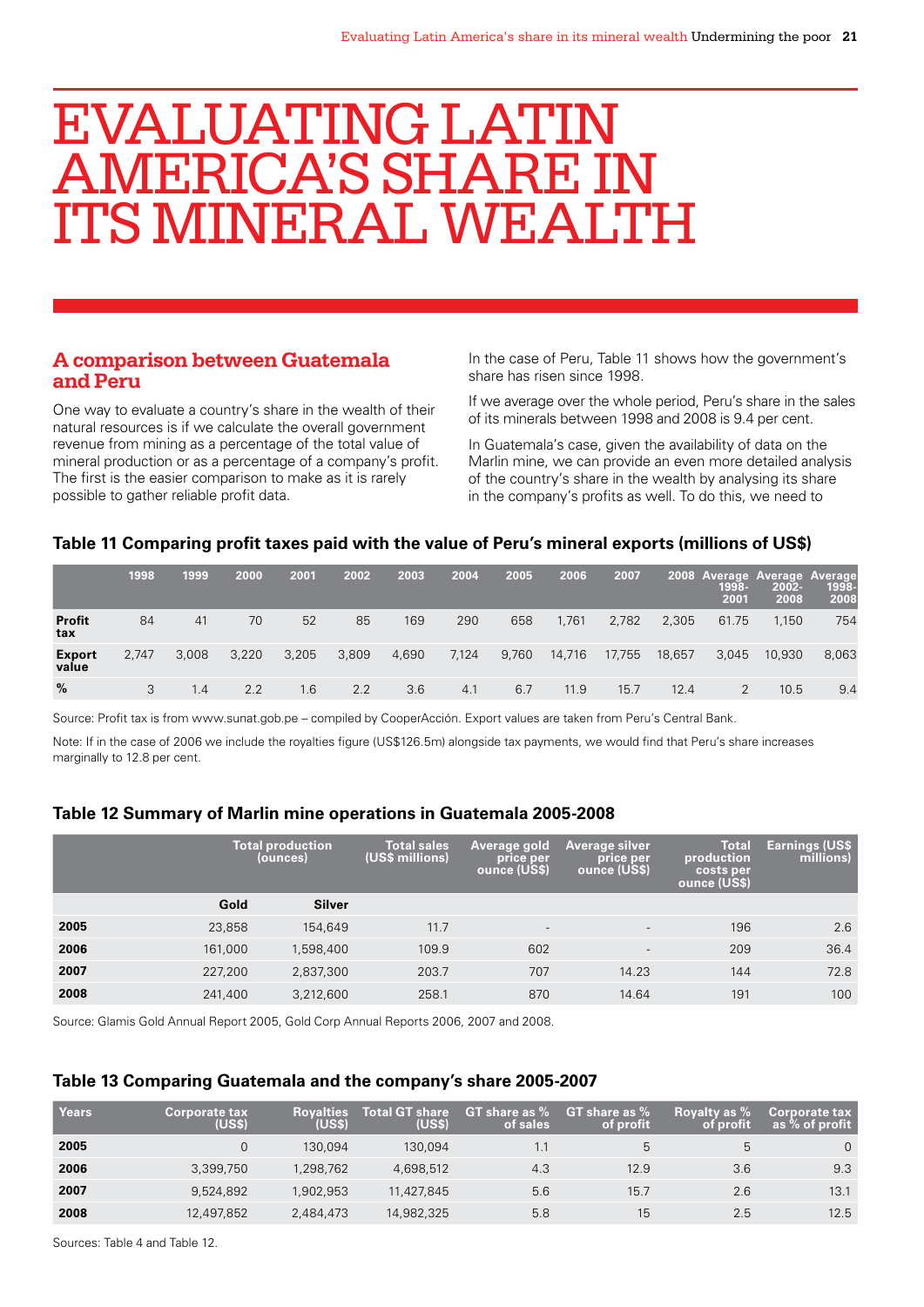# EVALUATING LATIN AMERICA'S SHARE IN ITS MINERAL WEALTH

## A comparison between Guatemala and Peru

One way to evaluate a country's share in the wealth of their natural resources is if we calculate the overall government revenue from mining as a percentage of the total value of mineral production or as a percentage of a company's profit. The first is the easier comparison to make as it is rarely possible to gather reliable profit data.

In the case of Peru, Table 11 shows how the government's share has risen since 1998.

If we average over the whole period, Peru's share in the sales of its minerals between 1998 and 2008 is 9.4 per cent.

In Guatemala's case, given the availability of data on the Marlin mine, we can provide an even more detailed analysis of the country's share in the wealth by analysing its share in the company's profits as well. To do this, we need to

### Table 11 Comparing profit taxes paid with the value of Peru's mineral exports (millions of US$)

| | 1998 | 1999 | 2000 | 2001 | 2002 | 2003 | 2004 | 2005 | 2006 | 2007 | 2008 | Average 1998-2001 | Average 2002-2008 | Average 1998-2008 |
|---|---|---|---|---|---|---|---|---|---|---|---|---|---|---|
| Profit tax | 84 | 41 | 70 | 52 | 85 | 169 | 290 | 658 | 1,761 | 2,782 | 2,305 | 61.75 | 1,150 | 754 |
| Export value | 2,747 | 3,008 | 3,220 | 3,205 | 3,809 | 4,690 | 7,124 | 9,760 | 14,716 | 17,755 | 18,657 | 3,045 | 10,930 | 8,063 |
| % | 3 | 1.4 | 2.2 | 1.6 | 2.2 | 3.6 | 4.1 | 6.7 | 11.9 | 15.7 | 12.4 | 2 | 10.5 | 9.4 |

Source: Profit tax is from www.sunat.gob.pe – compiled by CooperAcción. Export values are taken from Peru's Central Bank.

Note: If in the case of 2006 we include the royalties figure (US$126.5m) alongside tax payments, we would find that Peru's share increases marginally to 12.8 per cent.

### Table 12 Summary of Marlin mine operations in Guatemala 2005-2008

| | Total production (ounces) | | Total sales (US$ millions) | Average gold price per ounce (US$) | Average silver price per ounce (US$) | Total production costs per ounce (US$) | Earnings (US$ millions) |
|---|---|---|---|---|---|---|---|
| | Gold | Silver | | | | | |
| 2005 | 23,858 | 154,649 | 11.7 | - | - | 196 | 2.6 |
| 2006 | 161,000 | 1,598,400 | 109.9 | 602 | - | 209 | 36.4 |
| 2007 | 227,200 | 2,837,300 | 203.7 | 707 | 14.23 | 144 | 72.8 |
| 2008 | 241,400 | 3,212,600 | 258.1 | 870 | 14.64 | 191 | 100 |

Source: Glamis Gold Annual Report 2005, Gold Corp Annual Reports 2006, 2007 and 2008.

### Table 13 Comparing Guatemala and the company's share 2005-2007

| Years | Corporate tax (US$) | Royalties (US$) | Total GT share (US$) | GT share as % of sales | GT share as % of profit | Royalty as % of profit | Corporate tax as % of profit |
|---|---|---|---|---|---|---|---|
| 2005 | 0 | 130,094 | 130,094 | 1.1 | 5 | 5 | 0 |
| 2006 | 3,399,750 | 1,298,762 | 4,698,512 | 4.3 | 12.9 | 3.6 | 9.3 |
| 2007 | 9,524,892 | 1,902,953 | 11,427,845 | 5.6 | 15.7 | 2.6 | 13.1 |
| 2008 | 12,497,852 | 2,484,473 | 14,982,325 | 5.8 | 15 | 2.5 | 12.5 |

Sources: Table 4 and Table 12.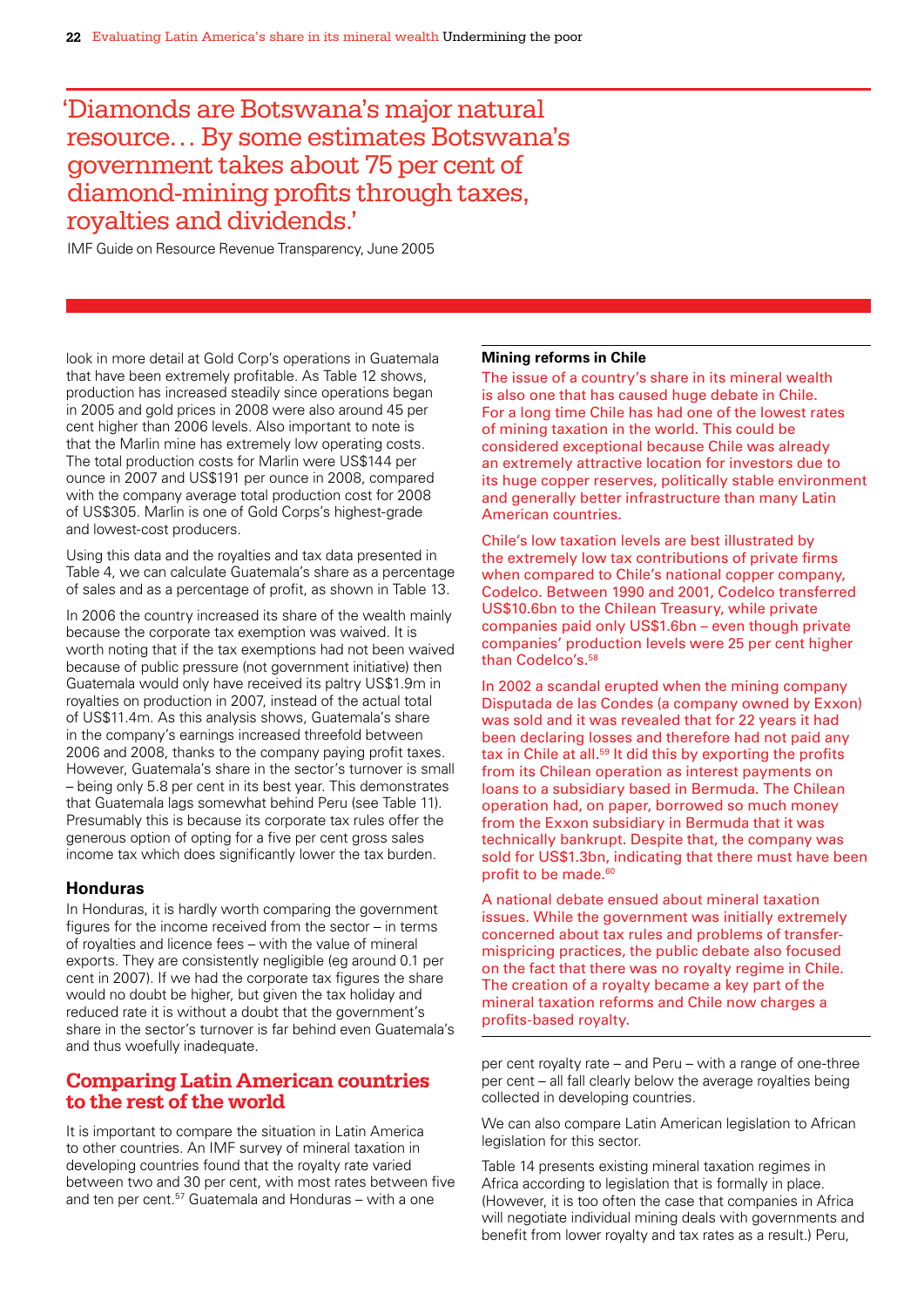'Diamonds are Botswana's major natural resource… By some estimates Botswana's government takes about 75 per cent of diamond-mining profits through taxes, royalties and dividends.'

IMF Guide on Resource Revenue Transparency, June 2005

look in more detail at Gold Corp's operations in Guatemala that have been extremely profitable. As Table 12 shows, production has increased steadily since operations began in 2005 and gold prices in 2008 were also around 45 per cent higher than 2006 levels. Also important to note is that the Marlin mine has extremely low operating costs. The total production costs for Marlin were US$144 per ounce in 2007 and US$191 per ounce in 2008, compared with the company average total production cost for 2008 of US$305. Marlin is one of Gold Corps's highest-grade and lowest-cost producers.

Using this data and the royalties and tax data presented in Table 4, we can calculate Guatemala's share as a percentage of sales and as a percentage of profit, as shown in Table 13.

In 2006 the country increased its share of the wealth mainly because the corporate tax exemption was waived. It is worth noting that if the tax exemptions had not been waived because of public pressure (not government initiative) then Guatemala would only have received its paltry US$1.9m in royalties on production in 2007, instead of the actual total of US$11.4m. As this analysis shows, Guatemala's share in the company's earnings increased threefold between 2006 and 2008, thanks to the company paying profit taxes. However, Guatemala's share in the sector's turnover is small – being only 5.8 per cent in its best year. This demonstrates that Guatemala lags somewhat behind Peru (see Table 11). Presumably this is because its corporate tax rules offer the generous option of opting for a five per cent gross sales income tax which does significantly lower the tax burden.

### Honduras

In Honduras, it is hardly worth comparing the government figures for the income received from the sector – in terms of royalties and licence fees – with the value of mineral exports. They are consistently negligible (eg around 0.1 per cent in 2007). If we had the corporate tax figures the share would no doubt be higher, but given the tax holiday and reduced rate it is without a doubt that the government's share in the sector's turnover is far behind even Guatemala's and thus woefully inadequate.

## Comparing Latin American countries to the rest of the world

It is important to compare the situation in Latin America to other countries. An IMF survey of mineral taxation in developing countries found that the royalty rate varied between two and 30 per cent, with most rates between five and ten per cent.[57] Guatemala and Honduras – with a one per cent royalty rate – and Peru – with a range of one-three per cent – all fall clearly below the average royalties being collected in developing countries.

We can also compare Latin American legislation to African legislation for this sector.

Table 14 presents existing mineral taxation regimes in Africa according to legislation that is formally in place. (However, it is too often the case that companies in Africa will negotiate individual mining deals with governments and benefit from lower royalty and tax rates as a result.) Peru,

---

**Mining reforms in Chile**

The issue of a country's share in its mineral wealth is also one that has caused huge debate in Chile. For a long time Chile has had one of the lowest rates of mining taxation in the world. This could be considered exceptional because Chile was already an extremely attractive location for investors due to its huge copper reserves, politically stable environment and generally better infrastructure than many Latin American countries.

Chile's low taxation levels are best illustrated by the extremely low tax contributions of private firms when compared to Chile's national copper company, Codelco. Between 1990 and 2001, Codelco transferred US$10.6bn to the Chilean Treasury, while private companies paid only US$1.6bn – even though private companies' production levels were 25 per cent higher than Codelco's.[58]

In 2002 a scandal erupted when the mining company Disputada de las Condes (a company owned by Exxon) was sold and it was revealed that for 22 years it had been declaring losses and therefore had not paid any tax in Chile at all.[59] It did this by exporting the profits from its Chilean operation as interest payments on loans to a subsidiary based in Bermuda. The Chilean operation had, on paper, borrowed so much money from the Exxon subsidiary in Bermuda that it was technically bankrupt. Despite that, the company was sold for US$1.3bn, indicating that there must have been profit to be made.[60]

A national debate ensued about mineral taxation issues. While the government was initially extremely concerned about tax rules and problems of transfer-mispricing practices, the public debate also focused on the fact that there was no royalty regime in Chile. The creation of a royalty became a key part of the mineral taxation reforms and Chile now charges a profits-based royalty.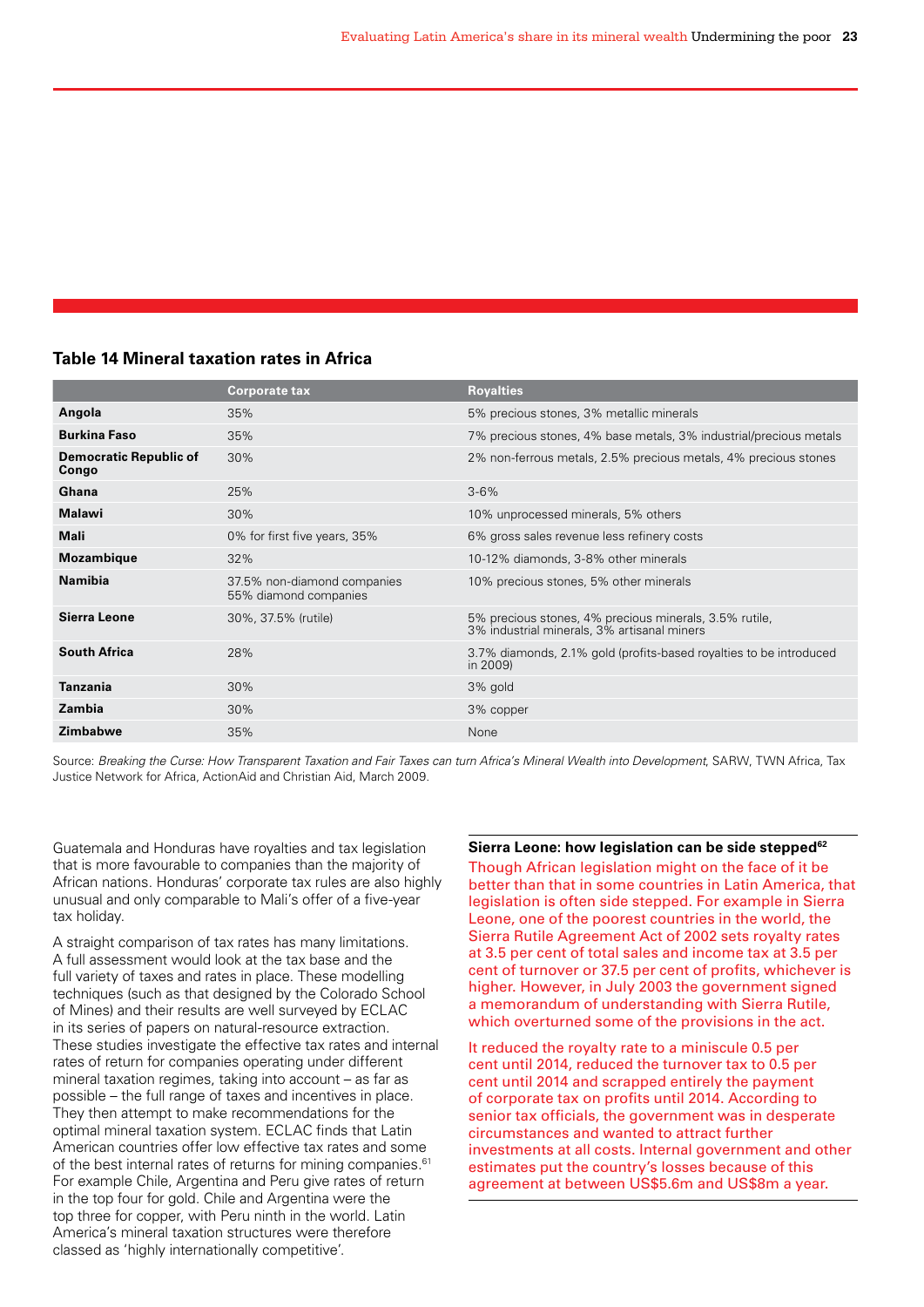### Table 14 Mineral taxation rates in Africa

| | Corporate tax | Royalties |
|---|---|---|
| **Angola** | 35% | 5% precious stones, 3% metallic minerals |
| **Burkina Faso** | 35% | 7% precious stones, 4% base metals, 3% industrial/precious metals |
| **Democratic Republic of Congo** | 30% | 2% non-ferrous metals, 2.5% precious metals, 4% precious stones |
| **Ghana** | 25% | 3-6% |
| **Malawi** | 30% | 10% unprocessed minerals, 5% others |
| **Mali** | 0% for first five years, 35% | 6% gross sales revenue less refinery costs |
| **Mozambique** | 32% | 10-12% diamonds, 3-8% other minerals |
| **Namibia** | 37.5% non-diamond companies 55% diamond companies | 10% precious stones, 5% other minerals |
| **Sierra Leone** | 30%, 37.5% (rutile) | 5% precious stones, 4% precious minerals, 3.5% rutile, 3% industrial minerals, 3% artisanal miners |
| **South Africa** | 28% | 3.7% diamonds, 2.1% gold (profits-based royalties to be introduced in 2009) |
| **Tanzania** | 30% | 3% gold |
| **Zambia** | 30% | 3% copper |
| **Zimbabwe** | 35% | None |

Source: *Breaking the Curse: How Transparent Taxation and Fair Taxes can turn Africa's Mineral Wealth into Development*, SARW, TWN Africa, Tax Justice Network for Africa, ActionAid and Christian Aid, March 2009.

Guatemala and Honduras have royalties and tax legislation that is more favourable to companies than the majority of African nations. Honduras' corporate tax rules are also highly unusual and only comparable to Mali's offer of a five-year tax holiday.

A straight comparison of tax rates has many limitations. A full assessment would look at the tax base and the full variety of taxes and rates in place. These modelling techniques (such as that designed by the Colorado School of Mines) and their results are well surveyed by ECLAC in its series of papers on natural-resource extraction. These studies investigate the effective tax rates and internal rates of return for companies operating under different mineral taxation regimes, taking into account – as far as possible – the full range of taxes and incentives in place. They then attempt to make recommendations for the optimal mineral taxation system. ECLAC finds that Latin American countries offer low effective tax rates and some of the best internal rates of returns for mining companies.[61] For example Chile, Argentina and Peru give rates of return in the top four for gold. Chile and Argentina were the top three for copper, with Peru ninth in the world. Latin America's mineral taxation structures were therefore classed as 'highly internationally competitive'.

**Sierra Leone: how legislation can be side stepped[62]**

Though African legislation might on the face of it be better than that in some countries in Latin America, that legislation is often side stepped. For example in Sierra Leone, one of the poorest countries in the world, the Sierra Rutile Agreement Act of 2002 sets royalty rates at 3.5 per cent of total sales and income tax at 3.5 per cent of turnover or 37.5 per cent of profits, whichever is higher. However, in July 2003 the government signed a memorandum of understanding with Sierra Rutile, which overturned some of the provisions in the act.

It reduced the royalty rate to a miniscule 0.5 per cent until 2014, reduced the turnover tax to 0.5 per cent until 2014 and scrapped entirely the payment of corporate tax on profits until 2014. According to senior tax officials, the government was in desperate circumstances and wanted to attract further investments at all costs. Internal government and other estimates put the country's losses because of this agreement at between US$5.6m and US$8m a year.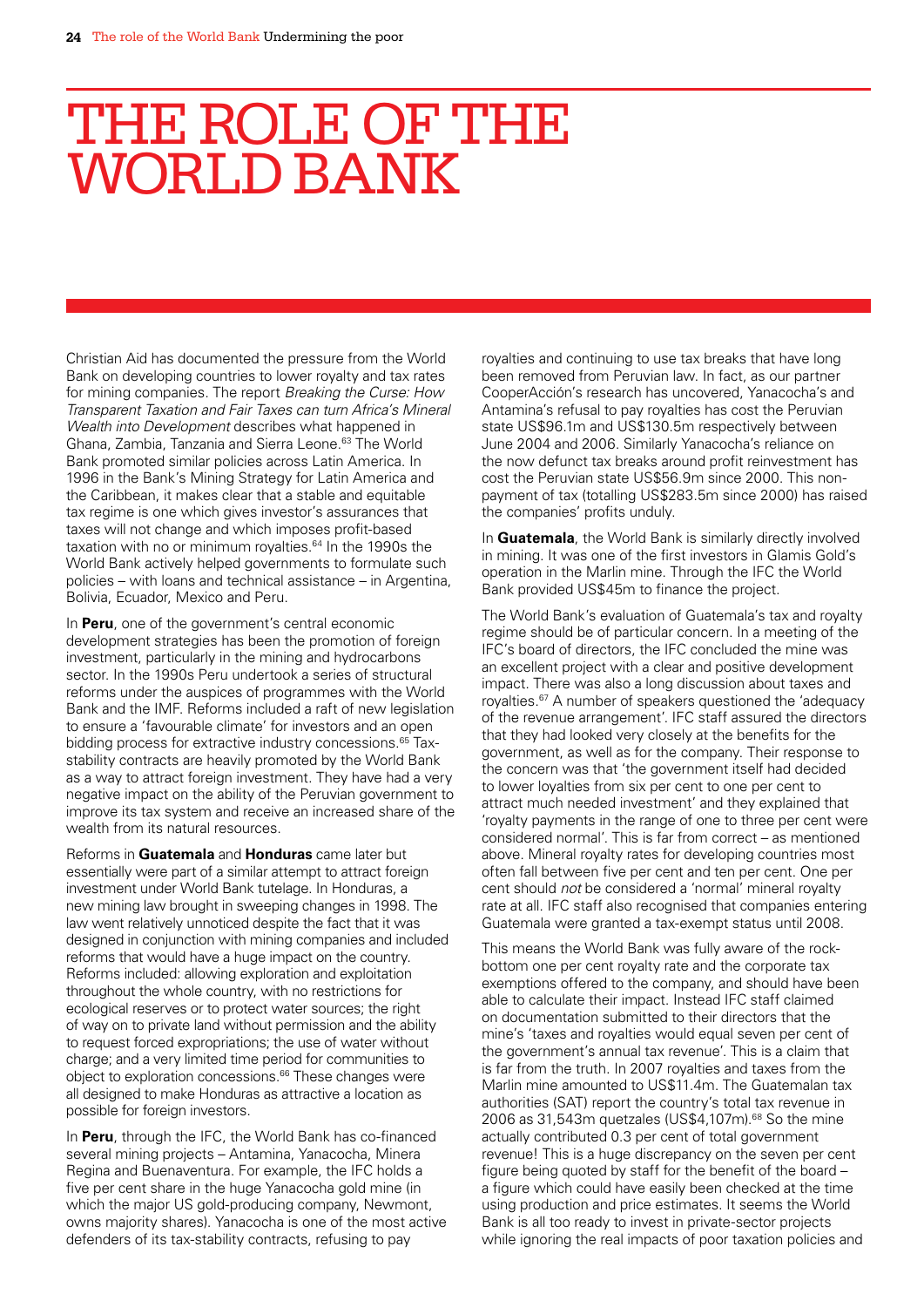# THE ROLE OF THE WORLD BANK

Christian Aid has documented the pressure from the World Bank on developing countries to lower royalty and tax rates for mining companies. The report *Breaking the Curse: How Transparent Taxation and Fair Taxes can turn Africa's Mineral Wealth into Development* describes what happened in Ghana, Zambia, Tanzania and Sierra Leone.[63] The World Bank promoted similar policies across Latin America. In 1996 in the Bank's Mining Strategy for Latin America and the Caribbean, it makes clear that a stable and equitable tax regime is one which gives investor's assurances that taxes will not change and which imposes profit-based taxation with no or minimum royalties.[64] In the 1990s the World Bank actively helped governments to formulate such policies – with loans and technical assistance – in Argentina, Bolivia, Ecuador, Mexico and Peru.

In **Peru**, one of the government's central economic development strategies has been the promotion of foreign investment, particularly in the mining and hydrocarbons sector. In the 1990s Peru undertook a series of structural reforms under the auspices of programmes with the World Bank and the IMF. Reforms included a raft of new legislation to ensure a 'favourable climate' for investors and an open bidding process for extractive industry concessions.[65] Tax-stability contracts are heavily promoted by the World Bank as a way to attract foreign investment. They have had a very negative impact on the ability of the Peruvian government to improve its tax system and receive an increased share of the wealth from its natural resources.

Reforms in **Guatemala** and **Honduras** came later but essentially were part of a similar attempt to attract foreign investment under World Bank tutelage. In Honduras, a new mining law brought in sweeping changes in 1998. The law went relatively unnoticed despite the fact that it was designed in conjunction with mining companies and included reforms that would have a huge impact on the country. Reforms included: allowing exploration and exploitation throughout the whole country, with no restrictions for ecological reserves or to protect water sources; the right of way on to private land without permission and the ability to request forced expropriations; the use of water without charge; and a very limited time period for communities to object to exploration concessions.[66] These changes were all designed to make Honduras as attractive a location as possible for foreign investors.

In **Peru**, through the IFC, the World Bank has co-financed several mining projects – Antamina, Yanacocha, Minera Regina and Buenaventura. For example, the IFC holds a five per cent share in the huge Yanacocha gold mine (in which the major US gold-producing company, Newmont, owns majority shares). Yanacocha is one of the most active defenders of its tax-stability contracts, refusing to pay royalties and continuing to use tax breaks that have long been removed from Peruvian law. In fact, as our partner CooperAcción's research has uncovered, Yanacocha's and Antamina's refusal to pay royalties has cost the Peruvian state US$96.1m and US$130.5m respectively between June 2004 and 2006. Similarly Yanacocha's reliance on the now defunct tax breaks around profit reinvestment has cost the Peruvian state US$56.9m since 2000. This non-payment of tax (totalling US$283.5m since 2000) has raised the companies' profits unduly.

In **Guatemala**, the World Bank is similarly directly involved in mining. It was one of the first investors in Glamis Gold's operation in the Marlin mine. Through the IFC the World Bank provided US$45m to finance the project.

The World Bank's evaluation of Guatemala's tax and royalty regime should be of particular concern. In a meeting of the IFC's board of directors, the IFC concluded the mine was an excellent project with a clear and positive development impact. There was also a long discussion about taxes and royalties.[67] A number of speakers questioned the 'adequacy of the revenue arrangement'. IFC staff assured the directors that they had looked very closely at the benefits for the government, as well as for the company. Their response to the concern was that 'the government itself had decided to lower loyalties from six per cent to one per cent to attract much needed investment' and they explained that 'royalty payments in the range of one to three per cent were considered normal'. This is far from correct – as mentioned above. Mineral royalty rates for developing countries most often fall between five per cent and ten per cent. One per cent should *not* be considered a 'normal' mineral royalty rate at all. IFC staff also recognised that companies entering Guatemala were granted a tax-exempt status until 2008.

This means the World Bank was fully aware of the rock-bottom one per cent royalty rate and the corporate tax exemptions offered to the company, and should have been able to calculate their impact. Instead IFC staff claimed on documentation submitted to their directors that the mine's 'taxes and royalties would equal seven per cent of the government's annual tax revenue'. This is a claim that is far from the truth. In 2007 royalties and taxes from the Marlin mine amounted to US$11.4m. The Guatemalan tax authorities (SAT) report the country's total tax revenue in 2006 as 31,543m quetzales (US$4,107m).[68] So the mine actually contributed 0.3 per cent of total government revenue! This is a huge discrepancy on the seven per cent figure being quoted by staff for the benefit of the board – a figure which could have easily been checked at the time using production and price estimates. It seems the World Bank is all too ready to invest in private-sector projects while ignoring the real impacts of poor taxation policies and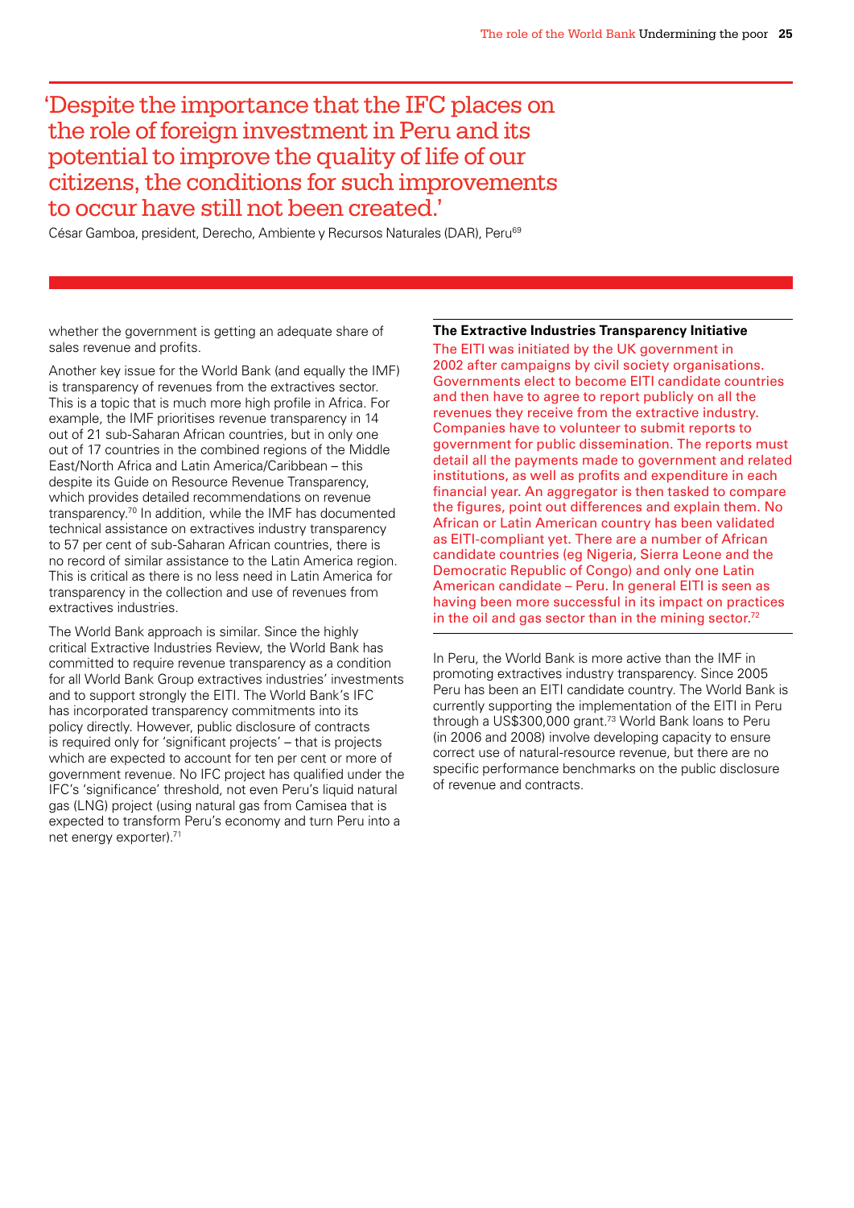> 'Despite the importance that the IFC places on the role of foreign investment in Peru and its potential to improve the quality of life of our citizens, the conditions for such improvements to occur have still not been created.'
>
> César Gamboa, president, Derecho, Ambiente y Recursos Naturales (DAR), Peru[69]

whether the government is getting an adequate share of sales revenue and profits.

Another key issue for the World Bank (and equally the IMF) is transparency of revenues from the extractives sector. This is a topic that is much more high profile in Africa. For example, the IMF prioritises revenue transparency in 14 out of 21 sub-Saharan African countries, but in only one out of 17 countries in the combined regions of the Middle East/North Africa and Latin America/Caribbean – this despite its Guide on Resource Revenue Transparency, which provides detailed recommendations on revenue transparency.[70] In addition, while the IMF has documented technical assistance on extractives industry transparency to 57 per cent of sub-Saharan African countries, there is no record of similar assistance to the Latin America region. This is critical as there is no less need in Latin America for transparency in the collection and use of revenues from extractives industries.

The World Bank approach is similar. Since the highly critical Extractive Industries Review, the World Bank has committed to require revenue transparency as a condition for all World Bank Group extractives industries' investments and to support strongly the EITI. The World Bank's IFC has incorporated transparency commitments into its policy directly. However, public disclosure of contracts is required only for 'significant projects' – that is projects which are expected to account for ten per cent or more of government revenue. No IFC project has qualified under the IFC's 'significance' threshold, not even Peru's liquid natural gas (LNG) project (using natural gas from Camisea that is expected to transform Peru's economy and turn Peru into a net energy exporter).[71]

**The Extractive Industries Transparency Initiative**

The EITI was initiated by the UK government in 2002 after campaigns by civil society organisations. Governments elect to become EITI candidate countries and then have to agree to report publicly on all the revenues they receive from the extractive industry. Companies have to volunteer to submit reports to government for public dissemination. The reports must detail all the payments made to government and related institutions, as well as profits and expenditure in each financial year. An aggregator is then tasked to compare the figures, point out differences and explain them. No African or Latin American country has been validated as EITI-compliant yet. There are a number of African candidate countries (eg Nigeria, Sierra Leone and the Democratic Republic of Congo) and only one Latin American candidate – Peru. In general EITI is seen as having been more successful in its impact on practices in the oil and gas sector than in the mining sector.[72]

In Peru, the World Bank is more active than the IMF in promoting extractives industry transparency. Since 2005 Peru has been an EITI candidate country. The World Bank is currently supporting the implementation of the EITI in Peru through a US$300,000 grant.[73] World Bank loans to Peru (in 2006 and 2008) involve developing capacity to ensure correct use of natural-resource revenue, but there are no specific performance benchmarks on the public disclosure of revenue and contracts.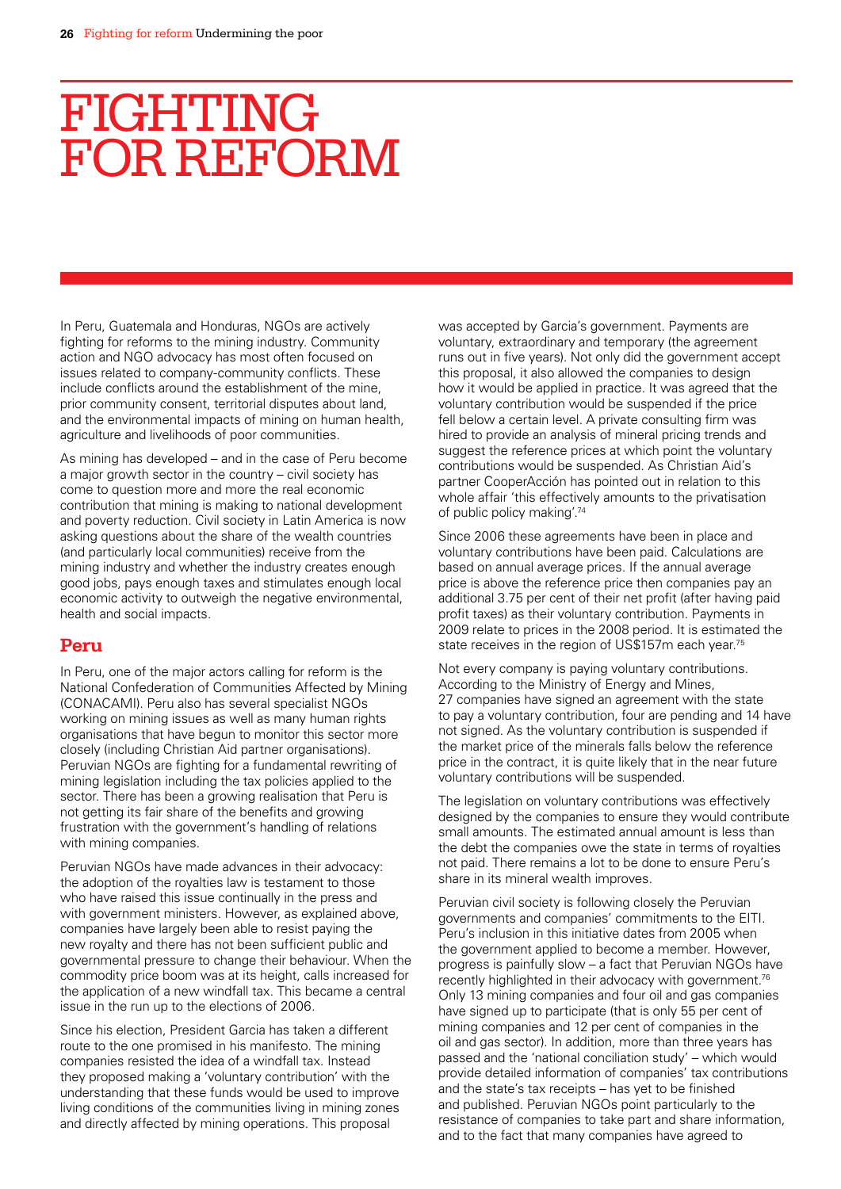# FIGHTING FOR REFORM

In Peru, Guatemala and Honduras, NGOs are actively fighting for reforms to the mining industry. Community action and NGO advocacy has most often focused on issues related to company-community conflicts. These include conflicts around the establishment of the mine, prior community consent, territorial disputes about land, and the environmental impacts of mining on human health, agriculture and livelihoods of poor communities.

As mining has developed – and in the case of Peru become a major growth sector in the country – civil society has come to question more and more the real economic contribution that mining is making to national development and poverty reduction. Civil society in Latin America is now asking questions about the share of the wealth countries (and particularly local communities) receive from the mining industry and whether the industry creates enough good jobs, pays enough taxes and stimulates enough local economic activity to outweigh the negative environmental, health and social impacts.

## Peru

In Peru, one of the major actors calling for reform is the National Confederation of Communities Affected by Mining (CONACAMI). Peru also has several specialist NGOs working on mining issues as well as many human rights organisations that have begun to monitor this sector more closely (including Christian Aid partner organisations). Peruvian NGOs are fighting for a fundamental rewriting of mining legislation including the tax policies applied to the sector. There has been a growing realisation that Peru is not getting its fair share of the benefits and growing frustration with the government's handling of relations with mining companies.

Peruvian NGOs have made advances in their advocacy: the adoption of the royalties law is testament to those who have raised this issue continually in the press and with government ministers. However, as explained above, companies have largely been able to resist paying the new royalty and there has not been sufficient public and governmental pressure to change their behaviour. When the commodity price boom was at its height, calls increased for the application of a new windfall tax. This became a central issue in the run up to the elections of 2006.

Since his election, President Garcia has taken a different route to the one promised in his manifesto. The mining companies resisted the idea of a windfall tax. Instead they proposed making a 'voluntary contribution' with the understanding that these funds would be used to improve living conditions of the communities living in mining zones and directly affected by mining operations. This proposal was accepted by Garcia's government. Payments are voluntary, extraordinary and temporary (the agreement runs out in five years). Not only did the government accept this proposal, it also allowed the companies to design how it would be applied in practice. It was agreed that the voluntary contribution would be suspended if the price fell below a certain level. A private consulting firm was hired to provide an analysis of mineral pricing trends and suggest the reference prices at which point the voluntary contributions would be suspended. As Christian Aid's partner CooperAcción has pointed out in relation to this whole affair 'this effectively amounts to the privatisation of public policy making'.[74]

Since 2006 these agreements have been in place and voluntary contributions have been paid. Calculations are based on annual average prices. If the annual average price is above the reference price then companies pay an additional 3.75 per cent of their net profit (after having paid profit taxes) as their voluntary contribution. Payments in 2009 relate to prices in the 2008 period. It is estimated the state receives in the region of US$157m each year.[75]

Not every company is paying voluntary contributions. According to the Ministry of Energy and Mines, 27 companies have signed an agreement with the state to pay a voluntary contribution, four are pending and 14 have not signed. As the voluntary contribution is suspended if the market price of the minerals falls below the reference price in the contract, it is quite likely that in the near future voluntary contributions will be suspended.

The legislation on voluntary contributions was effectively designed by the companies to ensure they would contribute small amounts. The estimated annual amount is less than the debt the companies owe the state in terms of royalties not paid. There remains a lot to be done to ensure Peru's share in its mineral wealth improves.

Peruvian civil society is following closely the Peruvian governments and companies' commitments to the EITI. Peru's inclusion in this initiative dates from 2005 when the government applied to become a member. However, progress is painfully slow – a fact that Peruvian NGOs have recently highlighted in their advocacy with government.[76] Only 13 mining companies and four oil and gas companies have signed up to participate (that is only 55 per cent of mining companies and 12 per cent of companies in the oil and gas sector). In addition, more than three years has passed and the 'national conciliation study' – which would provide detailed information of companies' tax contributions and the state's tax receipts – has yet to be finished and published. Peruvian NGOs point particularly to the resistance of companies to take part and share information, and to the fact that many companies have agreed to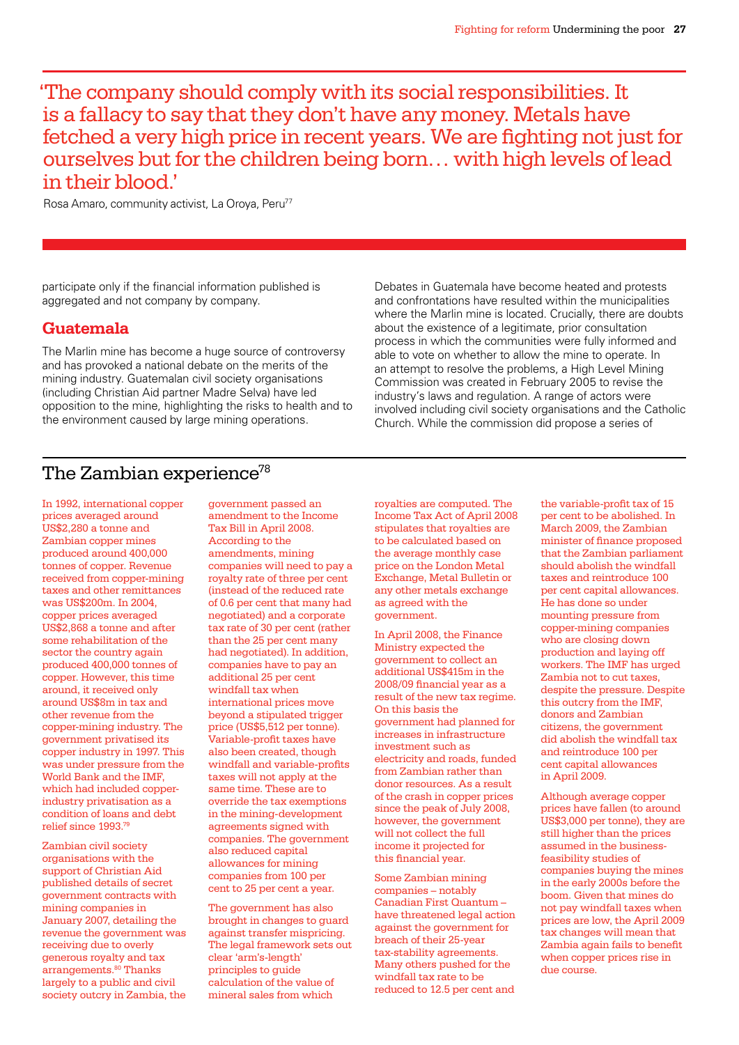> 'The company should comply with its social responsibilities. It is a fallacy to say that they don't have any money. Metals have fetched a very high price in recent years. We are fighting not just for ourselves but for the children being born… with high levels of lead in their blood.'

Rosa Amaro, community activist, La Oroya, Peru[77]

participate only if the financial information published is aggregated and not company by company.

## Guatemala

The Marlin mine has become a huge source of controversy and has provoked a national debate on the merits of the mining industry. Guatemalan civil society organisations (including Christian Aid partner Madre Selva) have led opposition to the mine, highlighting the risks to health and to the environment caused by large mining operations.

Debates in Guatemala have become heated and protests and confrontations have resulted within the municipalities where the Marlin mine is located. Crucially, there are doubts about the existence of a legitimate, prior consultation process in which the communities were fully informed and able to vote on whether to allow the mine to operate. In an attempt to resolve the problems, a High Level Mining Commission was created in February 2005 to revise the industry's laws and regulation. A range of actors were involved including civil society organisations and the Catholic Church. While the commission did propose a series of

## The Zambian experience[78]

In 1992, international copper prices averaged around US$2,280 a tonne and Zambian copper mines produced around 400,000 tonnes of copper. Revenue received from copper-mining taxes and other remittances was US$200m. In 2004, copper prices averaged US$2,868 a tonne and after some rehabilitation of the sector the country again produced 400,000 tonnes of copper. However, this time around, it received only around US$8m in tax and other revenue from the copper-mining industry. The government privatised its copper industry in 1997. This was under pressure from the World Bank and the IMF, which had included copper-industry privatisation as a condition of loans and debt relief since 1993.[79]

Zambian civil society organisations with the support of Christian Aid published details of secret government contracts with mining companies in January 2007, detailing the revenue the government was receiving due to overly generous royalty and tax arrangements.[80] Thanks largely to a public and civil society outcry in Zambia, the government passed an amendment to the Income Tax Bill in April 2008. According to the amendments, mining companies will need to pay a royalty rate of three per cent (instead of the reduced rate of 0.6 per cent that many had negotiated) and a corporate tax rate of 30 per cent (rather than the 25 per cent many had negotiated). In addition, companies have to pay an additional 25 per cent windfall tax when international prices move beyond a stipulated trigger price (US$5,512 per tonne). Variable-profit taxes have also been created, though windfall and variable-profits taxes will not apply at the same time. These are to override the tax exemptions in the mining-development agreements signed with companies. The government also reduced capital allowances for mining companies from 100 per cent to 25 per cent a year.

The government has also brought in changes to guard against transfer mispricing. The legal framework sets out clear 'arm's-length' principles to guide calculation of the value of mineral sales from which royalties are computed. The Income Tax Act of April 2008 stipulates that royalties are to be calculated based on the average monthly case price on the London Metal Exchange, Metal Bulletin or any other metals exchange as agreed with the government.

In April 2008, the Finance Ministry expected the government to collect an additional US$415m in the 2008/09 financial year as a result of the new tax regime. On this basis the government had planned for increases in infrastructure investment such as electricity and roads, funded from Zambian rather than donor resources. As a result of the crash in copper prices since the peak of July 2008, however, the government will not collect the full income it projected for this financial year.

Some Zambian mining companies – notably Canadian First Quantum – have threatened legal action against the government for breach of their 25-year tax-stability agreements. Many others pushed for the windfall tax rate to be reduced to 12.5 per cent and the variable-profit tax of 15 per cent to be abolished. In March 2009, the Zambian minister of finance proposed that the Zambian parliament should abolish the windfall taxes and reintroduce 100 per cent capital allowances. He has done so under mounting pressure from copper-mining companies who are closing down production and laying off workers. The IMF has urged Zambia not to cut taxes, despite the pressure. Despite this outcry from the IMF, donors and Zambian citizens, the government did abolish the windfall tax and reintroduce 100 per cent capital allowances in April 2009.

Although average copper prices have fallen (to around US$3,000 per tonne), they are still higher than the prices assumed in the business-feasibility studies of companies buying the mines in the early 2000s before the boom. Given that mines do not pay windfall taxes when prices are low, the April 2009 tax changes will mean that Zambia again fails to benefit when copper prices rise in due course.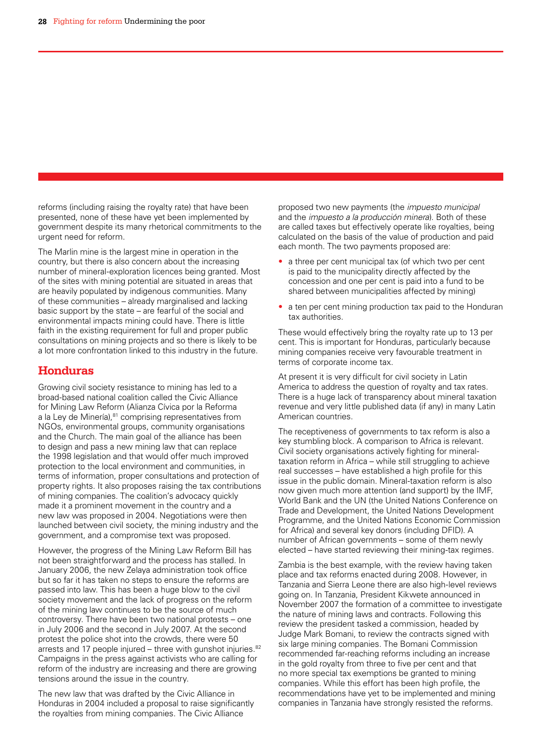reforms (including raising the royalty rate) that have been presented, none of these have yet been implemented by government despite its many rhetorical commitments to the urgent need for reform.

The Marlin mine is the largest mine in operation in the country, but there is also concern about the increasing number of mineral-exploration licences being granted. Most of the sites with mining potential are situated in areas that are heavily populated by indigenous communities. Many of these communities – already marginalised and lacking basic support by the state – are fearful of the social and environmental impacts mining could have. There is little faith in the existing requirement for full and proper public consultations on mining projects and so there is likely to be a lot more confrontation linked to this industry in the future.

## Honduras

Growing civil society resistance to mining has led to a broad-based national coalition called the Civic Alliance for Mining Law Reform (Alianza Cívica por la Reforma a la Ley de Minería),[81] comprising representatives from NGOs, environmental groups, community organisations and the Church. The main goal of the alliance has been to design and pass a new mining law that can replace the 1998 legislation and that would offer much improved protection to the local environment and communities, in terms of information, proper consultations and protection of property rights. It also proposes raising the tax contributions of mining companies. The coalition's advocacy quickly made it a prominent movement in the country and a new law was proposed in 2004. Negotiations were then launched between civil society, the mining industry and the government, and a compromise text was proposed.

However, the progress of the Mining Law Reform Bill has not been straightforward and the process has stalled. In January 2006, the new Zelaya administration took office but so far it has taken no steps to ensure the reforms are passed into law. This has been a huge blow to the civil society movement and the lack of progress on the reform of the mining law continues to be the source of much controversy. There have been two national protests – one in July 2006 and the second in July 2007. At the second protest the police shot into the crowds, there were 50 arrests and 17 people injured – three with gunshot injuries.[82] Campaigns in the press against activists who are calling for reform of the industry are increasing and there are growing tensions around the issue in the country.

The new law that was drafted by the Civic Alliance in Honduras in 2004 included a proposal to raise significantly the royalties from mining companies. The Civic Alliance proposed two new payments (the *impuesto municipal* and the *impuesto a la producción minera*). Both of these are called taxes but effectively operate like royalties, being calculated on the basis of the value of production and paid each month. The two payments proposed are:

- a three per cent municipal tax (of which two per cent is paid to the municipality directly affected by the concession and one per cent is paid into a fund to be shared between municipalities affected by mining)
- a ten per cent mining production tax paid to the Honduran tax authorities.

These would effectively bring the royalty rate up to 13 per cent. This is important for Honduras, particularly because mining companies receive very favourable treatment in terms of corporate income tax.

At present it is very difficult for civil society in Latin America to address the question of royalty and tax rates. There is a huge lack of transparency about mineral taxation revenue and very little published data (if any) in many Latin American countries.

The receptiveness of governments to tax reform is also a key stumbling block. A comparison to Africa is relevant. Civil society organisations actively fighting for mineral-taxation reform in Africa – while still struggling to achieve real successes – have established a high profile for this issue in the public domain. Mineral-taxation reform is also now given much more attention (and support) by the IMF, World Bank and the UN (the United Nations Conference on Trade and Development, the United Nations Development Programme, and the United Nations Economic Commission for Africa) and several key donors (including DFID). A number of African governments – some of them newly elected – have started reviewing their mining-tax regimes.

Zambia is the best example, with the review having taken place and tax reforms enacted during 2008. However, in Tanzania and Sierra Leone there are also high-level reviews going on. In Tanzania, President Kikwete announced in November 2007 the formation of a committee to investigate the nature of mining laws and contracts. Following this review the president tasked a commission, headed by Judge Mark Bomani, to review the contracts signed with six large mining companies. The Bomani Commission recommended far-reaching reforms including an increase in the gold royalty from three to five per cent and that no more special tax exemptions be granted to mining companies. While this effort has been high profile, the recommendations have yet to be implemented and mining companies in Tanzania have strongly resisted the reforms.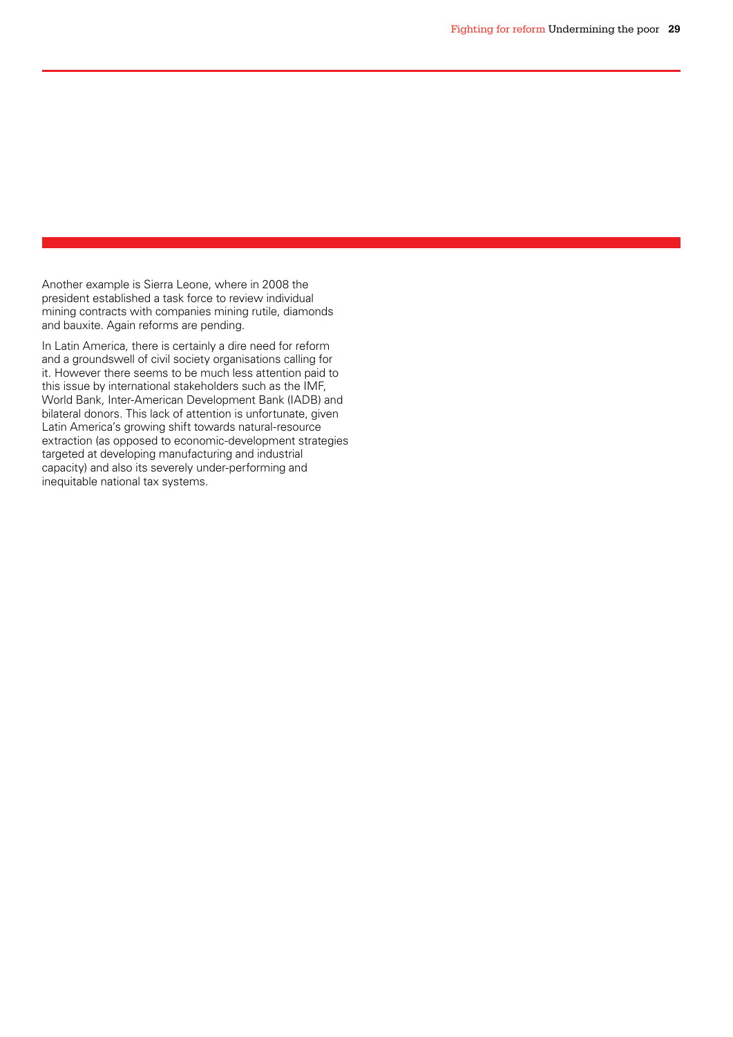Another example is Sierra Leone, where in 2008 the president established a task force to review individual mining contracts with companies mining rutile, diamonds and bauxite. Again reforms are pending.

In Latin America, there is certainly a dire need for reform and a groundswell of civil society organisations calling for it. However there seems to be much less attention paid to this issue by international stakeholders such as the IMF, World Bank, Inter-American Development Bank (IADB) and bilateral donors. This lack of attention is unfortunate, given Latin America's growing shift towards natural-resource extraction (as opposed to economic-development strategies targeted at developing manufacturing and industrial capacity) and also its severely under-performing and inequitable national tax systems.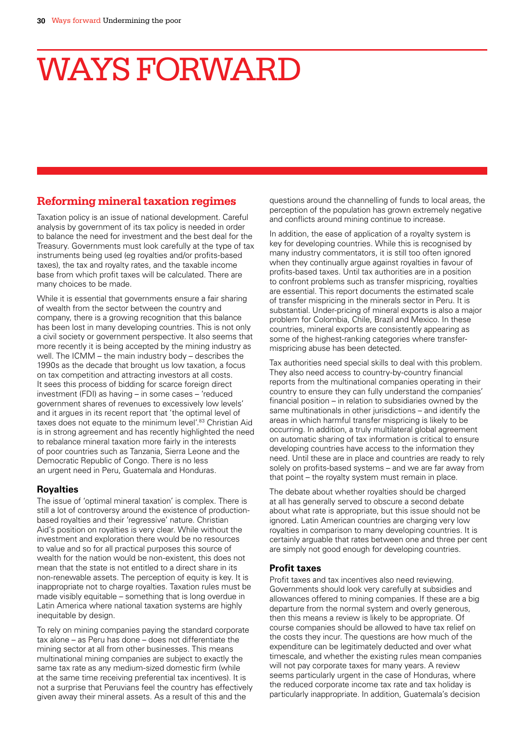# WAYS FORWARD

## Reforming mineral taxation regimes

Taxation policy is an issue of national development. Careful analysis by government of its tax policy is needed in order to balance the need for investment and the best deal for the Treasury. Governments must look carefully at the type of tax instruments being used (eg royalties and/or profits-based taxes), the tax and royalty rates, and the taxable income base from which profit taxes will be calculated. There are many choices to be made.

While it is essential that governments ensure a fair sharing of wealth from the sector between the country and company, there is a growing recognition that this balance has been lost in many developing countries. This is not only a civil society or government perspective. It also seems that more recently it is being accepted by the mining industry as well. The ICMM – the main industry body – describes the 1990s as the decade that brought us low taxation, a focus on tax competition and attracting investors at all costs. It sees this process of bidding for scarce foreign direct investment (FDI) as having – in some cases – 'reduced government shares of revenues to excessively low levels' and it argues in its recent report that 'the optimal level of taxes does not equate to the minimum level'.[83] Christian Aid is in strong agreement and has recently highlighted the need to rebalance mineral taxation more fairly in the interests of poor countries such as Tanzania, Sierra Leone and the Democratic Republic of Congo. There is no less an urgent need in Peru, Guatemala and Honduras.

### Royalties

The issue of 'optimal mineral taxation' is complex. There is still a lot of controversy around the existence of production-based royalties and their 'regressive' nature. Christian Aid's position on royalties is very clear. While without the investment and exploration there would be no resources to value and so for all practical purposes this source of wealth for the nation would be non-existent, this does not mean that the state is not entitled to a direct share in its non-renewable assets. The perception of equity is key. It is inappropriate not to charge royalties. Taxation rules must be made visibly equitable – something that is long overdue in Latin America where national taxation systems are highly inequitable by design.

To rely on mining companies paying the standard corporate tax alone – as Peru has done – does not differentiate the mining sector at all from other businesses. This means multinational mining companies are subject to exactly the same tax rate as any medium-sized domestic firm (while at the same time receiving preferential tax incentives). It is not a surprise that Peruvians feel the country has effectively given away their mineral assets. As a result of this and the questions around the channelling of funds to local areas, the perception of the population has grown extremely negative and conflicts around mining continue to increase.

In addition, the ease of application of a royalty system is key for developing countries. While this is recognised by many industry commentators, it is still too often ignored when they continually argue against royalties in favour of profits-based taxes. Until tax authorities are in a position to confront problems such as transfer mispricing, royalties are essential. This report documents the estimated scale of transfer mispricing in the minerals sector in Peru. It is substantial. Under-pricing of mineral exports is also a major problem for Colombia, Chile, Brazil and Mexico. In these countries, mineral exports are consistently appearing as some of the highest-ranking categories where transfer-mispricing abuse has been detected.

Tax authorities need special skills to deal with this problem. They also need access to country-by-country financial reports from the multinational companies operating in their country to ensure they can fully understand the companies' financial position – in relation to subsidiaries owned by the same multinationals in other jurisdictions – and identify the areas in which harmful transfer mispricing is likely to be occurring. In addition, a truly multilateral global agreement on automatic sharing of tax information is critical to ensure developing countries have access to the information they need. Until these are in place and countries are ready to rely solely on profits-based systems – and we are far away from that point – the royalty system must remain in place.

The debate about whether royalties should be charged at all has generally served to obscure a second debate about what rate is appropriate, but this issue should not be ignored. Latin American countries are charging very low royalties in comparison to many developing countries. It is certainly arguable that rates between one and three per cent are simply not good enough for developing countries.

### Profit taxes

Profit taxes and tax incentives also need reviewing. Governments should look very carefully at subsidies and allowances offered to mining companies. If these are a big departure from the normal system and overly generous, then this means a review is likely to be appropriate. Of course companies should be allowed to have tax relief on the costs they incur. The questions are how much of the expenditure can be legitimately deducted and over what timescale, and whether the existing rules mean companies will not pay corporate taxes for many years. A review seems particularly urgent in the case of Honduras, where the reduced corporate income tax rate and tax holiday is particularly inappropriate. In addition, Guatemala's decision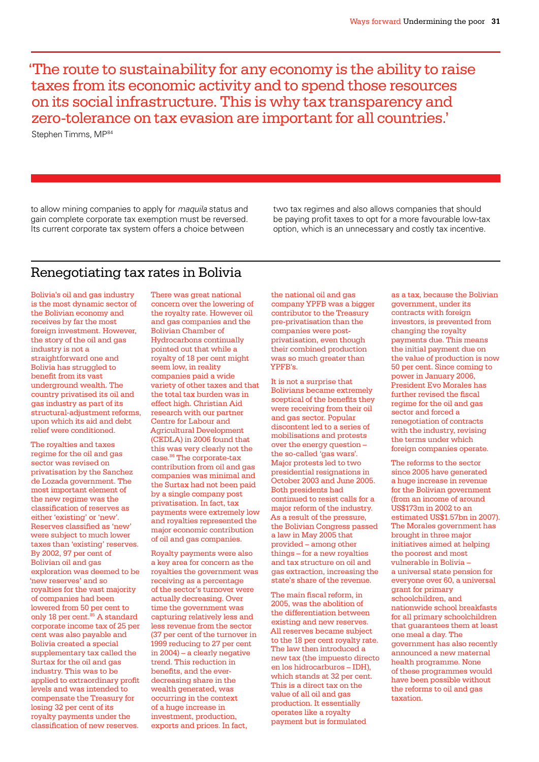> 'The route to sustainability for any economy is the ability to raise taxes from its economic activity and to spend those resources on its social infrastructure. This is why tax transparency and zero-tolerance on tax evasion are important for all countries.'
>
> Stephen Timms, MP[84]

to allow mining companies to apply for *maquila* status and gain complete corporate tax exemption must be reversed. Its current corporate tax system offers a choice between two tax regimes and also allows companies that should be paying profit taxes to opt for a more favourable low-tax option, which is an unnecessary and costly tax incentive.

## Renegotiating tax rates in Bolivia

Bolivia's oil and gas industry is the most dynamic sector of the Bolivian economy and receives by far the most foreign investment. However, the story of the oil and gas industry is not a straightforward one and Bolivia has struggled to benefit from its vast underground wealth. The country privatised its oil and gas industry as part of its structural-adjustment reforms, upon which its aid and debt relief were conditioned.

The royalties and taxes regime for the oil and gas sector was revised on privatisation by the Sanchez de Lozada government. The most important element of the new regime was the classification of reserves as either 'existing' or 'new'. Reserves classified as 'new' were subject to much lower taxes than 'existing' reserves. By 2002, 97 per cent of Bolivian oil and gas exploration was deemed to be 'new reserves' and so royalties for the vast majority of companies had been lowered from 50 per cent to only 18 per cent.[85] A standard corporate income tax of 25 per cent was also payable and Bolivia created a special supplementary tax called the Surtax for the oil and gas industry. This was to be applied to extraordinary profit levels and was intended to compensate the Treasury for losing 32 per cent of its royalty payments under the classification of new reserves.

There was great national concern over the lowering of the royalty rate. However oil and gas companies and the Bolivian Chamber of Hydrocarbons continually pointed out that while a royalty of 18 per cent might seem low, in reality companies paid a wide variety of other taxes and that the total tax burden was in effect high. Christian Aid research with our partner Centre for Labour and Agricultural Development (CEDLA) in 2006 found that this was very clearly not the case.[86] The corporate-tax contribution from oil and gas companies was minimal and the Surtax had not been paid by a single company post privatisation. In fact, tax payments were extremely low and royalties represented the major economic contribution of oil and gas companies.

Royalty payments were also a key area for concern as the royalties the government was receiving as a percentage of the sector's turnover were actually decreasing. Over time the government was capturing relatively less and less revenue from the sector (37 per cent of the turnover in 1999 reducing to 27 per cent in 2004) – a clearly negative trend. This reduction in benefits, and the ever-decreasing share in the wealth generated, was occurring in the context of a huge increase in investment, production, exports and prices. In fact, the national oil and gas company YPFB was a bigger contributor to the Treasury pre-privatisation than the companies were post-privatisation, even though their combined production was so much greater than YPFB's.

It is not a surprise that Bolivians became extremely sceptical of the benefits they were receiving from their oil and gas sector. Popular discontent led to a series of mobilisations and protests over the energy question – the so-called 'gas wars'. Major protests led to two presidential resignations in October 2003 and June 2005. Both presidents had continued to resist calls for a major reform of the industry. As a result of the pressure, the Bolivian Congress passed a law in May 2005 that provided – among other things – for a new royalties and tax structure on oil and gas extraction, increasing the state's share of the revenue.

The main fiscal reform, in 2005, was the abolition of the differentiation between existing and new reserves. All reserves became subject to the 18 per cent royalty rate. The law then introduced a new tax (the impuesto directo en los hidrocarburos – IDH), which stands at 32 per cent. This is a direct tax on the value of all oil and gas production. It essentially operates like a royalty payment but is formulated as a tax, because the Bolivian government, under its contracts with foreign investors, is prevented from changing the royalty payments due. This means the initial payment due on the value of production is now 50 per cent. Since coming to power in January 2006, President Evo Morales has further revised the fiscal regime for the oil and gas sector and forced a renegotiation of contracts with the industry, revising the terms under which foreign companies operate.

The reforms to the sector since 2005 have generated a huge increase in revenue for the Bolivian government (from an income of around US$173m in 2002 to an estimated US$1.57bn in 2007). The Morales government has brought in three major initiatives aimed at helping the poorest and most vulnerable in Bolivia – a universal state pension for everyone over 60, a universal grant for primary schoolchildren, and nationwide school breakfasts for all primary schoolchildren that guarantees them at least one meal a day. The government has also recently announced a new maternal health programme. None of these programmes would have been possible without the reforms to oil and gas taxation.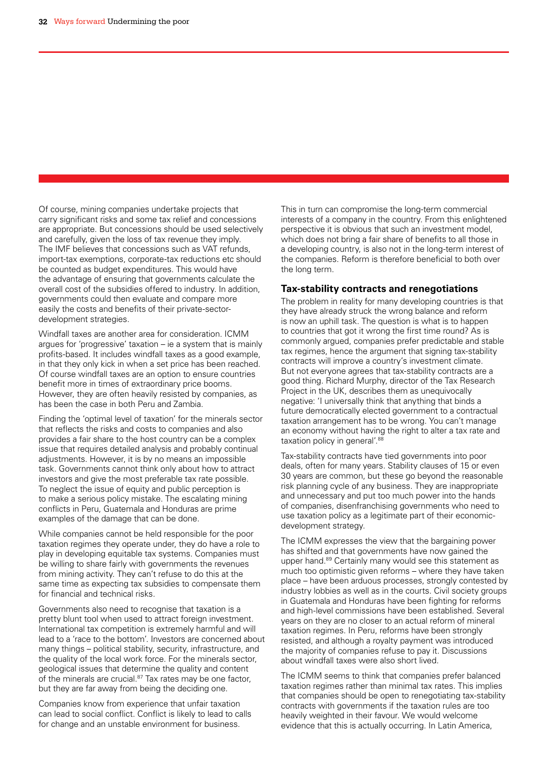Of course, mining companies undertake projects that carry significant risks and some tax relief and concessions are appropriate. But concessions should be used selectively and carefully, given the loss of tax revenue they imply. The IMF believes that concessions such as VAT refunds, import-tax exemptions, corporate-tax reductions etc should be counted as budget expenditures. This would have the advantage of ensuring that governments calculate the overall cost of the subsidies offered to industry. In addition, governments could then evaluate and compare more easily the costs and benefits of their private-sector-development strategies.

Windfall taxes are another area for consideration. ICMM argues for 'progressive' taxation – ie a system that is mainly profits-based. It includes windfall taxes as a good example, in that they only kick in when a set price has been reached. Of course windfall taxes are an option to ensure countries benefit more in times of extraordinary price booms. However, they are often heavily resisted by companies, as has been the case in both Peru and Zambia.

Finding the 'optimal level of taxation' for the minerals sector that reflects the risks and costs to companies and also provides a fair share to the host country can be a complex issue that requires detailed analysis and probably continual adjustments. However, it is by no means an impossible task. Governments cannot think only about how to attract investors and give the most preferable tax rate possible. To neglect the issue of equity and public perception is to make a serious policy mistake. The escalating mining conflicts in Peru, Guatemala and Honduras are prime examples of the damage that can be done.

While companies cannot be held responsible for the poor taxation regimes they operate under, they do have a role to play in developing equitable tax systems. Companies must be willing to share fairly with governments the revenues from mining activity. They can't refuse to do this at the same time as expecting tax subsidies to compensate them for financial and technical risks.

Governments also need to recognise that taxation is a pretty blunt tool when used to attract foreign investment. International tax competition is extremely harmful and will lead to a 'race to the bottom'. Investors are concerned about many things – political stability, security, infrastructure, and the quality of the local work force. For the minerals sector, geological issues that determine the quality and content of the minerals are crucial.[87] Tax rates may be one factor, but they are far away from being the deciding one.

Companies know from experience that unfair taxation can lead to social conflict. Conflict is likely to lead to calls for change and an unstable environment for business. This in turn can compromise the long-term commercial interests of a company in the country. From this enlightened perspective it is obvious that such an investment model, which does not bring a fair share of benefits to all those in a developing country, is also not in the long-term interest of the companies. Reform is therefore beneficial to both over the long term.

### Tax-stability contracts and renegotiations

The problem in reality for many developing countries is that they have already struck the wrong balance and reform is now an uphill task. The question is what is to happen to countries that got it wrong the first time round? As is commonly argued, companies prefer predictable and stable tax regimes, hence the argument that signing tax-stability contracts will improve a country's investment climate. But not everyone agrees that tax-stability contracts are a good thing. Richard Murphy, director of the Tax Research Project in the UK, describes them as unequivocally negative: 'I universally think that anything that binds a future democratically elected government to a contractual taxation arrangement has to be wrong. You can't manage an economy without having the right to alter a tax rate and taxation policy in general'.[88]

Tax-stability contracts have tied governments into poor deals, often for many years. Stability clauses of 15 or even 30 years are common, but these go beyond the reasonable risk planning cycle of any business. They are inappropriate and unnecessary and put too much power into the hands of companies, disenfranchising governments who need to use taxation policy as a legitimate part of their economic-development strategy.

The ICMM expresses the view that the bargaining power has shifted and that governments have now gained the upper hand.[89] Certainly many would see this statement as much too optimistic given reforms – where they have taken place – have been arduous processes, strongly contested by industry lobbies as well as in the courts. Civil society groups in Guatemala and Honduras have been fighting for reforms and high-level commissions have been established. Several years on they are no closer to an actual reform of mineral taxation regimes. In Peru, reforms have been strongly resisted, and although a royalty payment was introduced the majority of companies refuse to pay it. Discussions about windfall taxes were also short lived.

The ICMM seems to think that companies prefer balanced taxation regimes rather than minimal tax rates. This implies that companies should be open to renegotiating tax-stability contracts with governments if the taxation rules are too heavily weighted in their favour. We would welcome evidence that this is actually occurring. In Latin America,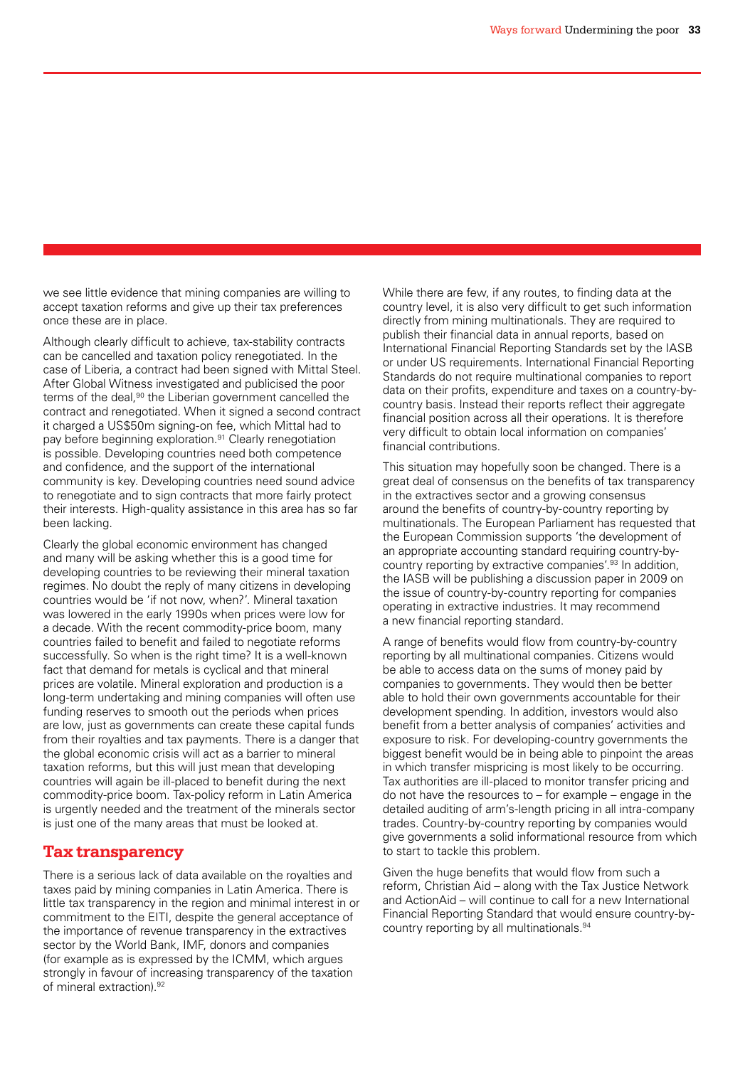we see little evidence that mining companies are willing to accept taxation reforms and give up their tax preferences once these are in place.

Although clearly difficult to achieve, tax-stability contracts can be cancelled and taxation policy renegotiated. In the case of Liberia, a contract had been signed with Mittal Steel. After Global Witness investigated and publicised the poor terms of the deal,[90] the Liberian government cancelled the contract and renegotiated. When it signed a second contract it charged a US$50m signing-on fee, which Mittal had to pay before beginning exploration.[91] Clearly renegotiation is possible. Developing countries need both competence and confidence, and the support of the international community is key. Developing countries need sound advice to renegotiate and to sign contracts that more fairly protect their interests. High-quality assistance in this area has so far been lacking.

Clearly the global economic environment has changed and many will be asking whether this is a good time for developing countries to be reviewing their mineral taxation regimes. No doubt the reply of many citizens in developing countries would be 'if not now, when?'. Mineral taxation was lowered in the early 1990s when prices were low for a decade. With the recent commodity-price boom, many countries failed to benefit and failed to negotiate reforms successfully. So when is the right time? It is a well-known fact that demand for metals is cyclical and that mineral prices are volatile. Mineral exploration and production is a long-term undertaking and mining companies will often use funding reserves to smooth out the periods when prices are low, just as governments can create these capital funds from their royalties and tax payments. There is a danger that the global economic crisis will act as a barrier to mineral taxation reforms, but this will just mean that developing countries will again be ill-placed to benefit during the next commodity-price boom. Tax-policy reform in Latin America is urgently needed and the treatment of the minerals sector is just one of the many areas that must be looked at.

## Tax transparency

There is a serious lack of data available on the royalties and taxes paid by mining companies in Latin America. There is little tax transparency in the region and minimal interest in or commitment to the EITI, despite the general acceptance of the importance of revenue transparency in the extractives sector by the World Bank, IMF, donors and companies (for example as is expressed by the ICMM, which argues strongly in favour of increasing transparency of the taxation of mineral extraction).[92]

While there are few, if any routes, to finding data at the country level, it is also very difficult to get such information directly from mining multinationals. They are required to publish their financial data in annual reports, based on International Financial Reporting Standards set by the IASB or under US requirements. International Financial Reporting Standards do not require multinational companies to report data on their profits, expenditure and taxes on a country-by-country basis. Instead their reports reflect their aggregate financial position across all their operations. It is therefore very difficult to obtain local information on companies' financial contributions.

This situation may hopefully soon be changed. There is a great deal of consensus on the benefits of tax transparency in the extractives sector and a growing consensus around the benefits of country-by-country reporting by multinationals. The European Parliament has requested that the European Commission supports 'the development of an appropriate accounting standard requiring country-by-country reporting by extractive companies'.[93] In addition, the IASB will be publishing a discussion paper in 2009 on the issue of country-by-country reporting for companies operating in extractive industries. It may recommend a new financial reporting standard.

A range of benefits would flow from country-by-country reporting by all multinational companies. Citizens would be able to access data on the sums of money paid by companies to governments. They would then be better able to hold their own governments accountable for their development spending. In addition, investors would also benefit from a better analysis of companies' activities and exposure to risk. For developing-country governments the biggest benefit would be in being able to pinpoint the areas in which transfer mispricing is most likely to be occurring. Tax authorities are ill-placed to monitor transfer pricing and do not have the resources to – for example – engage in the detailed auditing of arm's-length pricing in all intra-company trades. Country-by-country reporting by companies would give governments a solid informational resource from which to start to tackle this problem.

Given the huge benefits that would flow from such a reform, Christian Aid – along with the Tax Justice Network and ActionAid – will continue to call for a new International Financial Reporting Standard that would ensure country-by-country reporting by all multinationals.[94]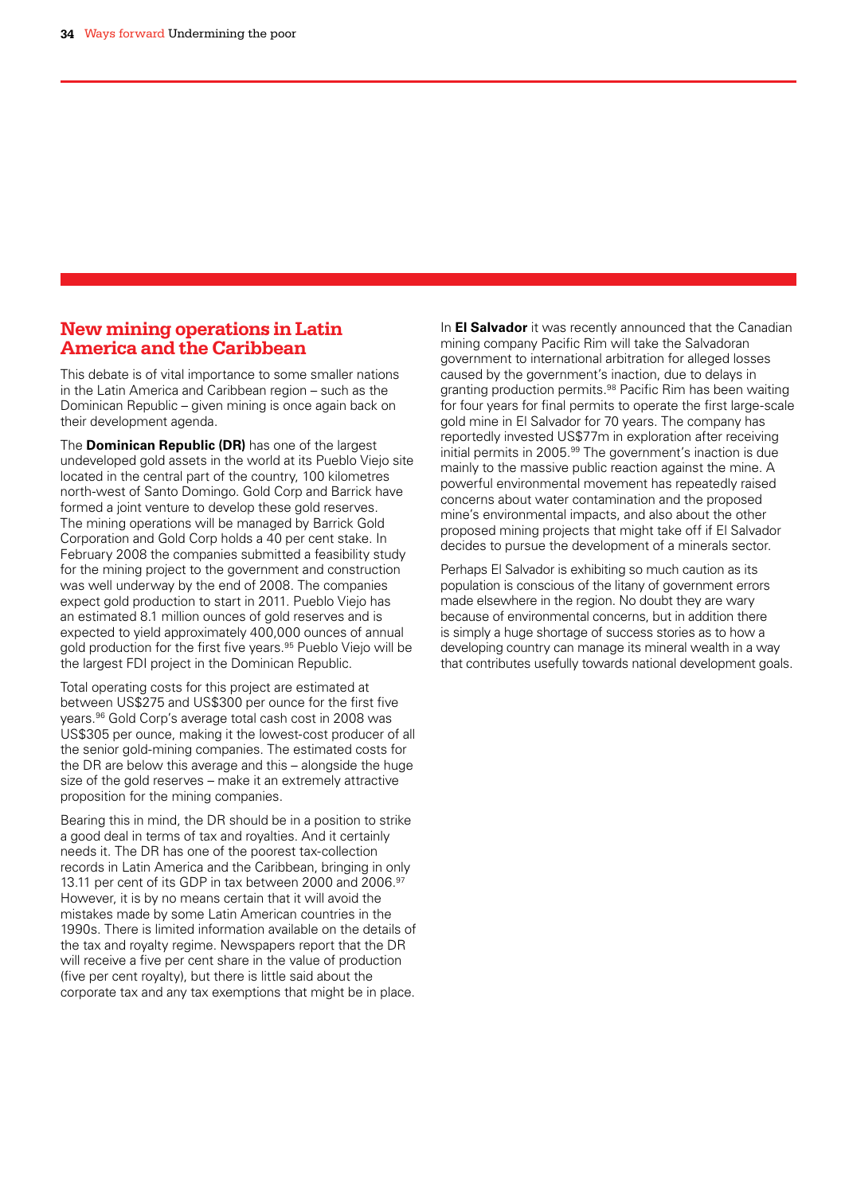## New mining operations in Latin America and the Caribbean

This debate is of vital importance to some smaller nations in the Latin America and Caribbean region – such as the Dominican Republic – given mining is once again back on their development agenda.

The **Dominican Republic (DR)** has one of the largest undeveloped gold assets in the world at its Pueblo Viejo site located in the central part of the country, 100 kilometres north-west of Santo Domingo. Gold Corp and Barrick have formed a joint venture to develop these gold reserves. The mining operations will be managed by Barrick Gold Corporation and Gold Corp holds a 40 per cent stake. In February 2008 the companies submitted a feasibility study for the mining project to the government and construction was well underway by the end of 2008. The companies expect gold production to start in 2011. Pueblo Viejo has an estimated 8.1 million ounces of gold reserves and is expected to yield approximately 400,000 ounces of annual gold production for the first five years.[95] Pueblo Viejo will be the largest FDI project in the Dominican Republic.

Total operating costs for this project are estimated at between US$275 and US$300 per ounce for the first five years.[96] Gold Corp's average total cash cost in 2008 was US$305 per ounce, making it the lowest-cost producer of all the senior gold-mining companies. The estimated costs for the DR are below this average and this – alongside the huge size of the gold reserves – make it an extremely attractive proposition for the mining companies.

Bearing this in mind, the DR should be in a position to strike a good deal in terms of tax and royalties. And it certainly needs it. The DR has one of the poorest tax-collection records in Latin America and the Caribbean, bringing in only 13.11 per cent of its GDP in tax between 2000 and 2006.[97] However, it is by no means certain that it will avoid the mistakes made by some Latin American countries in the 1990s. There is limited information available on the details of the tax and royalty regime. Newspapers report that the DR will receive a five per cent share in the value of production (five per cent royalty), but there is little said about the corporate tax and any tax exemptions that might be in place.

In **El Salvador** it was recently announced that the Canadian mining company Pacific Rim will take the Salvadoran government to international arbitration for alleged losses caused by the government's inaction, due to delays in granting production permits.[98] Pacific Rim has been waiting for four years for final permits to operate the first large-scale gold mine in El Salvador for 70 years. The company has reportedly invested US$77m in exploration after receiving initial permits in 2005.[99] The government's inaction is due mainly to the massive public reaction against the mine. A powerful environmental movement has repeatedly raised concerns about water contamination and the proposed mine's environmental impacts, and also about the other proposed mining projects that might take off if El Salvador decides to pursue the development of a minerals sector.

Perhaps El Salvador is exhibiting so much caution as its population is conscious of the litany of government errors made elsewhere in the region. No doubt they are wary because of environmental concerns, but in addition there is simply a huge shortage of success stories as to how a developing country can manage its mineral wealth in a way that contributes usefully towards national development goals.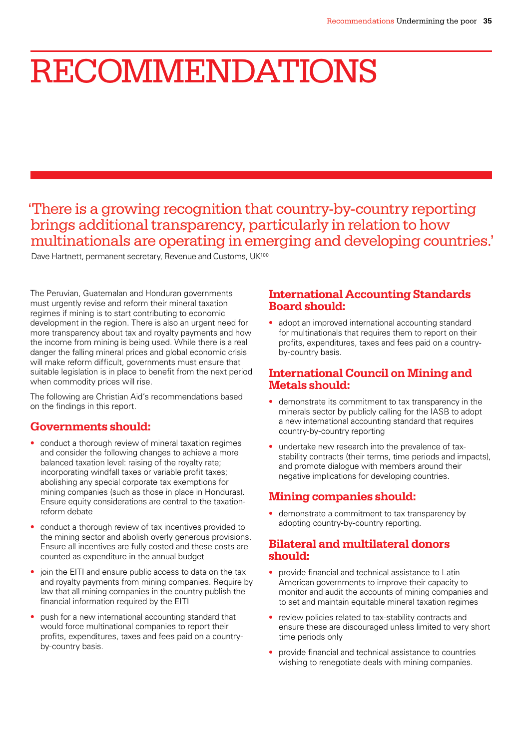# RECOMMENDATIONS

'There is a growing recognition that country-by-country reporting brings additional transparency, particularly in relation to how multinationals are operating in emerging and developing countries.'

Dave Hartnett, permanent secretary, Revenue and Customs, UK[100]

The Peruvian, Guatemalan and Honduran governments must urgently revise and reform their mineral taxation regimes if mining is to start contributing to economic development in the region. There is also an urgent need for more transparency about tax and royalty payments and how the income from mining is being used. While there is a real danger the falling mineral prices and global economic crisis will make reform difficult, governments must ensure that suitable legislation is in place to benefit from the next period when commodity prices will rise.

The following are Christian Aid's recommendations based on the findings in this report.

## Governments should:

- conduct a thorough review of mineral taxation regimes and consider the following changes to achieve a more balanced taxation level: raising of the royalty rate; incorporating windfall taxes or variable profit taxes; abolishing any special corporate tax exemptions for mining companies (such as those in place in Honduras). Ensure equity considerations are central to the taxation-reform debate
- conduct a thorough review of tax incentives provided to the mining sector and abolish overly generous provisions. Ensure all incentives are fully costed and these costs are counted as expenditure in the annual budget
- join the EITI and ensure public access to data on the tax and royalty payments from mining companies. Require by law that all mining companies in the country publish the financial information required by the EITI
- push for a new international accounting standard that would force multinational companies to report their profits, expenditures, taxes and fees paid on a country-by-country basis.

## International Accounting Standards Board should:

- adopt an improved international accounting standard for multinationals that requires them to report on their profits, expenditures, taxes and fees paid on a country-by-country basis.

## International Council on Mining and Metals should:

- demonstrate its commitment to tax transparency in the minerals sector by publicly calling for the IASB to adopt a new international accounting standard that requires country-by-country reporting
- undertake new research into the prevalence of tax-stability contracts (their terms, time periods and impacts), and promote dialogue with members around their negative implications for developing countries.

## Mining companies should:

- demonstrate a commitment to tax transparency by adopting country-by-country reporting.

## Bilateral and multilateral donors should:

- provide financial and technical assistance to Latin American governments to improve their capacity to monitor and audit the accounts of mining companies and to set and maintain equitable mineral taxation regimes
- review policies related to tax-stability contracts and ensure these are discouraged unless limited to very short time periods only
- provide financial and technical assistance to countries wishing to renegotiate deals with mining companies.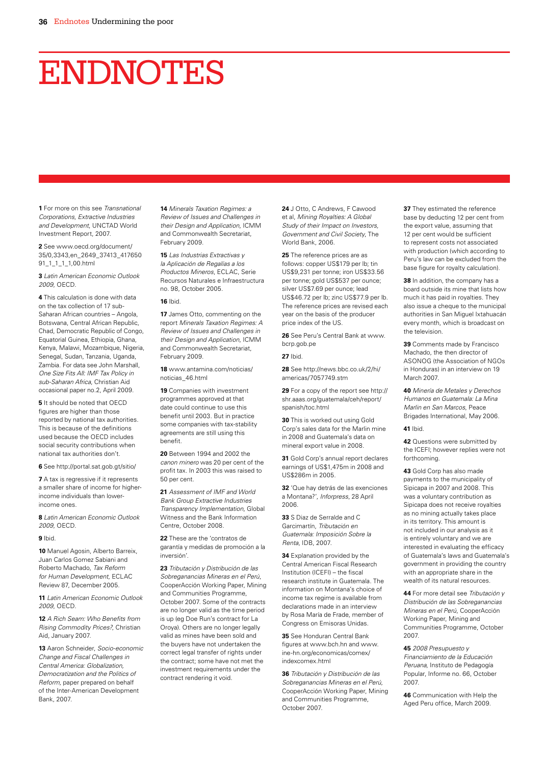# ENDNOTES

**1** For more on this see *Transnational Corporations, Extractive Industries and Development*, UNCTAD World Investment Report, 2007.

**2** See www.oecd.org/document/35/0,3343,en_2649_37413_41765091_1_1_1_1,00.html

**3** *Latin American Economic Outlook 2009*, OECD.

**4** This calculation is done with data on the tax collection of 17 sub-Saharan African countries – Angola, Botswana, Central African Republic, Chad, Democratic Republic of Congo, Equatorial Guinea, Ethiopia, Ghana, Kenya, Malawi, Mozambique, Nigeria, Senegal, Sudan, Tanzania, Uganda, Zambia. For data see John Marshall, *One Size Fits All: IMF Tax Policy in sub-Saharan Africa*, Christian Aid occasional paper no.2, April 2009.

**5** It should be noted that OECD figures are higher than those reported by national tax authorities. This is because of the definitions used because the OECD includes social security contributions when national tax authorities don't.

**6** See http://portal.sat.gob.gt/sitio/

**7** A tax is regressive if it represents a smaller share of income for higher-income individuals than lower-income ones.

**8** *Latin American Economic Outlook 2009*, OECD.

**9** Ibid.

**10** Manuel Agosin, Alberto Barreix, Juan Carlos Gomez Sabiani and Roberto Machado, *Tax Reform for Human Development*, ECLAC Review 87, December 2005.

**11** *Latin American Economic Outlook 2009*, OECD.

**12** *A Rich Seam: Who Benefits from Rising Commodity Prices?*, Christian Aid, January 2007.

**13** Aaron Schneider, *Socio-economic Change and Fiscal Challenges in Central America: Globalization, Democratization and the Politics of Reform*, paper prepared on behalf of the Inter-American Development Bank, 2007.

**14** *Minerals Taxation Regimes: a Review of Issues and Challenges in their Design and Application*, ICMM and Commonwealth Secretariat, February 2009.

**15** *Las Industrias Extractivas y la Aplicación de Regalías a los Productos Mineros*, ECLAC, Serie Recursos Naturales e Infraestructura no. 98, October 2005.

**16** Ibid.

**17** James Otto, commenting on the report *Minerals Taxation Regimes: A Review of Issues and Challenges in their Design and Application*, ICMM and Commonwealth Secretariat, February 2009.

**18** www.antamina.com/noticias/noticias_46.html

**19** Companies with investment programmes approved at that date could continue to use this benefit until 2003. But in practice some companies with tax-stability agreements are still using this benefit.

**20** Between 1994 and 2002 the *canon minero* was 20 per cent of the profit tax. In 2003 this was raised to 50 per cent.

**21** *Assessment of IMF and World Bank Group Extractive Industries Transparency Implementation*, Global Witness and the Bank Information Centre, October 2008.

**22** These are the 'contratos de garantía y medidas de promoción a la inversión'.

**23** *Tributación y Distribución de las Sobreganancias Mineras en el Perú*, CooperAcción Working Paper, Mining and Communities Programme, October 2007. Some of the contracts are no longer valid as the time period is up (eg Doe Run's contract for La Oroya). Others are no longer legally valid as mines have been sold and the buyers have not undertaken the correct legal transfer of rights under the contract; some have not met the investment requirements under the contract rendering it void.

**24** J Otto, C Andrews, F Cawood et al, *Mining Royalties: A Global Study of their Impact on Investors, Government and Civil Society*, The World Bank, 2006.

**25** The reference prices are as follows: copper US$179 per lb; tin US$9,231 per tonne; iron US$33.56 per tonne; gold US$537 per ounce; silver US$7.69 per ounce; lead US$46.72 per lb; zinc US$77.9 per lb. The reference prices are revised each year on the basis of the producer price index of the US.

**26** See Peru's Central Bank at www.bcrp.gob.pe

**27** Ibid.

**28** See http://news.bbc.co.uk/2/hi/americas/7057749.stm

**29** For a copy of the report see http://shr.aaas.org/guatemala/ceh/report/spanish/toc.html

**30** This is worked out using Gold Corp's sales data for the Marlin mine in 2008 and Guatemala's data on mineral export value in 2008.

**31** Gold Corp's annual report declares earnings of US$1,475m in 2008 and US$286m in 2005.

**32** 'Que hay detrás de las exenciones a Montana?', *Inforpress*, 28 April 2006.

**33** S Diaz de Serralde and C Garcimartín, *Tributación en Guatemala: Imposición Sobre la Renta*, IDB, 2007.

**34** Explanation provided by the Central American Fiscal Research Institution (ICEFI) – the fiscal research institute in Guatemala. The information on Montana's choice of income tax regime is available from declarations made in an interview by Rosa María de Frade, member of Congress on Emisoras Unidas.

**35** See Honduran Central Bank figures at www.bch.hn and www.ine-hn.org/economicas/comex/indexcomex.html

**36** *Tributación y Distribución de las Sobreganancias Mineras en el Perú*, CooperAcción Working Paper, Mining and Communities Programme, October 2007.

**37** They estimated the reference base by deducting 12 per cent from the export value, assuming that 12 per cent would be sufficient to represent costs not associated with production (which according to Peru's law can be excluded from the base figure for royalty calculation).

**38** In addition, the company has a board outside its mine that lists how much it has paid in royalties. They also issue a cheque to the municipal authorities in San Miguel Ixtahuacán every month, which is broadcast on the television.

**39** Comments made by Francisco Machado, the then director of ASONOG (the Association of NGOs in Honduras) in an interview on 19 March 2007.

**40** *Minería de Metales y Derechos Humanos en Guatemala: La Mina Marlin en San Marcos*, Peace Brigades International, May 2006.

**41** Ibid.

**42** Questions were submitted by the ICEFI; however replies were not forthcoming.

**43** Gold Corp has also made payments to the municipality of Sipicapa in 2007 and 2008. This was a voluntary contribution as Sipicapa does not receive royalties as no mining actually takes place in its territory. This amount is not included in our analysis as it is entirely voluntary and we are interested in evaluating the efficacy of Guatemala's laws and Guatemala's government in providing the country with an appropriate share in the wealth of its natural resources.

**44** For more detail see *Tributación y Distribución de las Sobreganancias Mineras en el Perú*, CooperAcción Working Paper, Mining and Communities Programme, October 2007.

**45** *2008 Presupuesto y Financiamiento de la Educación Peruana*, Instituto de Pedagogía Popular, Informe no. 66, October 2007.

**46** Communication with Help the Aged Peru office, March 2009.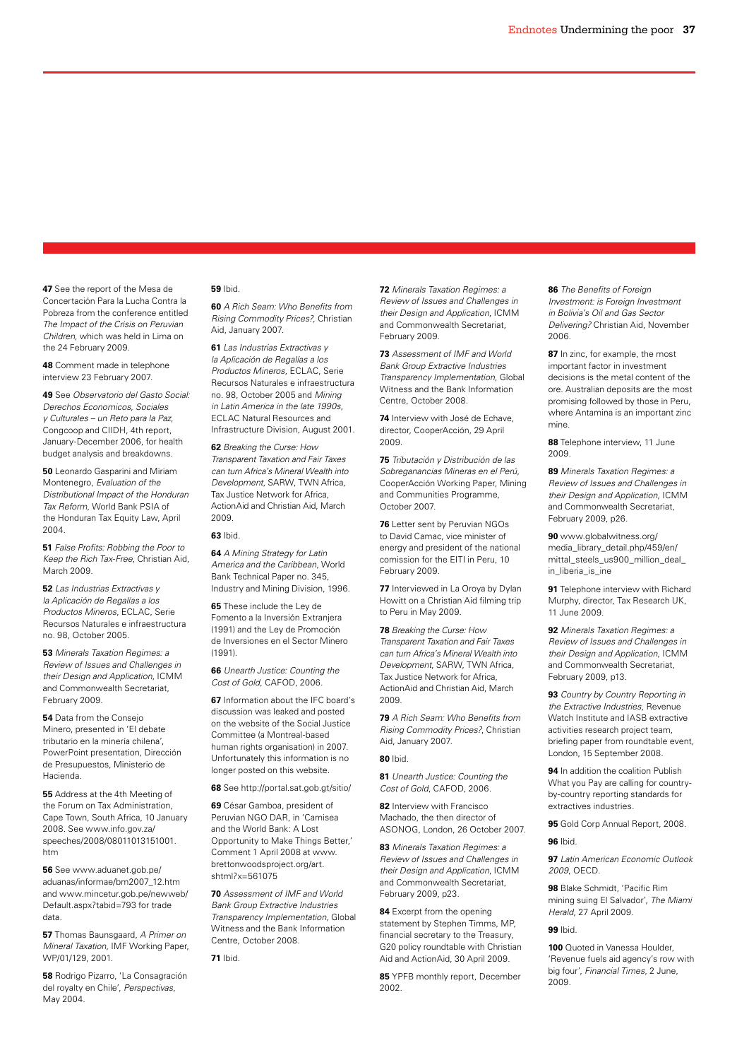**47** See the report of the Mesa de Concertación Para la Lucha Contra la Pobreza from the conference entitled *The Impact of the Crisis on Peruvian Children*, which was held in Lima on the 24 February 2009.

**48** Comment made in telephone interview 23 February 2007.

**49** See *Observatorio del Gasto Social: Derechos Economicos, Sociales y Culturales – un Reto para la Paz*, Congcoop and CIIDH, 4th report, January-December 2006, for health budget analysis and breakdowns.

**50** Leonardo Gasparini and Miriam Montenegro, *Evaluation of the Distributional Impact of the Honduran Tax Reform*, World Bank PSIA of the Honduran Tax Equity Law, April 2004.

**51** *False Profits: Robbing the Poor to Keep the Rich Tax-Free*, Christian Aid, March 2009.

**52** *Las Industrias Extractivas y la Aplicación de Regalías a los Productos Mineros*, ECLAC, Serie Recursos Naturales e infraestructura no. 98, October 2005.

**53** *Minerals Taxation Regimes: a Review of Issues and Challenges in their Design and Application*, ICMM and Commonwealth Secretariat, February 2009.

**54** Data from the Consejo Minero, presented in 'El debate tributario en la minería chilena', PowerPoint presentation, Dirección de Presupuestos, Ministerio de Hacienda.

**55** Address at the 4th Meeting of the Forum on Tax Administration, Cape Town, South Africa, 10 January 2008. See www.info.gov.za/speeches/2008/08011013151001.htm

**56** See www.aduanet.gob.pe/aduanas/informae/bm2007_12.htm and www.mincetur.gob.pe/newweb/Default.aspx?tabid=793 for trade data.

**57** Thomas Baunsgaard, *A Primer on Mineral Taxation*, IMF Working Paper, WP/01/129, 2001.

**58** Rodrigo Pizarro, 'La Consagración del royalty en Chile', *Perspectivas*, May 2004.

**59** Ibid.

**60** *A Rich Seam: Who Benefits from Rising Commodity Prices?*, Christian Aid, January 2007.

**61** *Las Industrias Extractivas y la Aplicación de Regalías a los Productos Mineros*, ECLAC, Serie Recursos Naturales e infraestructura no. 98, October 2005 and *Mining in Latin America in the late 1990s*, ECLAC Natural Resources and Infrastructure Division, August 2001.

**62** *Breaking the Curse: How Transparent Taxation and Fair Taxes can turn Africa's Mineral Wealth into Development*, SARW, TWN Africa, Tax Justice Network for Africa, ActionAid and Christian Aid, March 2009.

**63** Ibid.

**64** *A Mining Strategy for Latin America and the Caribbean*, World Bank Technical Paper no. 345, Industry and Mining Division, 1996.

**65** These include the Ley de Fomento a la Inversión Extranjera (1991) and the Ley de Promoción de Inversiones en el Sector Minero (1991).

**66** *Unearth Justice: Counting the Cost of Gold*, CAFOD, 2006.

**67** Information about the IFC board's discussion was leaked and posted on the website of the Social Justice Committee (a Montreal-based human rights organisation) in 2007. Unfortunately this information is no longer posted on this website.

**68** See http://portal.sat.gob.gt/sitio/

**69** César Gamboa, president of Peruvian NGO DAR, in 'Camisea and the World Bank: A Lost Opportunity to Make Things Better,' Comment 1 April 2008 at www.brettonwoodsproject.org/art.shtml?x=561075

**70** *Assessment of IMF and World Bank Group Extractive Industries Transparency Implementation*, Global Witness and the Bank Information Centre, October 2008.

**71** Ibid.

**72** *Minerals Taxation Regimes: a Review of Issues and Challenges in their Design and Application*, ICMM and Commonwealth Secretariat, February 2009.

**73** *Assessment of IMF and World Bank Group Extractive Industries Transparency Implementation*, Global Witness and the Bank Information Centre, October 2008.

**74** Interview with José de Echave, director, CooperAcción, 29 April 2009.

**75** *Tributación y Distribución de las Sobreganancias Mineras en el Perú*, CooperAcción Working Paper, Mining and Communities Programme, October 2007.

**76** Letter sent by Peruvian NGOs to David Camac, vice minister of energy and president of the national comission for the EITI in Peru, 10 February 2009.

**77** Interviewed in La Oroya by Dylan Howitt on a Christian Aid filming trip to Peru in May 2009.

**78** *Breaking the Curse: How Transparent Taxation and Fair Taxes can turn Africa's Mineral Wealth into Development*, SARW, TWN Africa, Tax Justice Network for Africa, ActionAid and Christian Aid, March 2009.

**79** *A Rich Seam: Who Benefits from Rising Commodity Prices?*, Christian Aid, January 2007.

**80** Ibid.

**81** *Unearth Justice: Counting the Cost of Gold*, CAFOD, 2006.

**82** Interview with Francisco Machado, the then director of ASONOG, London, 26 October 2007.

**83** *Minerals Taxation Regimes: a Review of Issues and Challenges in their Design and Application*, ICMM and Commonwealth Secretariat, February 2009, p23.

**84** Excerpt from the opening statement by Stephen Timms, MP, financial secretary to the Treasury, G20 policy roundtable with Christian Aid and ActionAid, 30 April 2009.

**85** YPFB monthly report, December 2002.

**86** *The Benefits of Foreign Investment: is Foreign Investment in Bolivia's Oil and Gas Sector Delivering?* Christian Aid, November 2006.

**87** In zinc, for example, the most important factor in investment decisions is the metal content of the ore. Australian deposits are the most promising followed by those in Peru, where Antamina is an important zinc mine.

**88** Telephone interview, 11 June 2009.

**89** *Minerals Taxation Regimes: a Review of Issues and Challenges in their Design and Application*, ICMM and Commonwealth Secretariat, February 2009, p26.

**90** www.globalwitness.org/media_library_detail.php/459/en/mittal_steels_us900_million_deal_in_liberia_is_ine

**91** Telephone interview with Richard Murphy, director, Tax Research UK, 11 June 2009.

**92** *Minerals Taxation Regimes: a Review of Issues and Challenges in their Design and Application*, ICMM and Commonwealth Secretariat, February 2009, p13.

**93** *Country by Country Reporting in the Extractive Industries*, Revenue Watch Institute and IASB extractive activities research project team, briefing paper from roundtable event, London, 15 September 2008.

**94** In addition the coalition Publish What you Pay are calling for country-by-country reporting standards for extractives industries.

**95** Gold Corp Annual Report, 2008.

**96** Ibid.

**97** *Latin American Economic Outlook 2009*, OECD.

**98** Blake Schmidt, 'Pacific Rim mining suing El Salvador', *The Miami Herald*, 27 April 2009.

**99** Ibid.

**100** Quoted in Vanessa Houlder, 'Revenue fuels aid agency's row with big four', *Financial Times*, 2 June, 2009.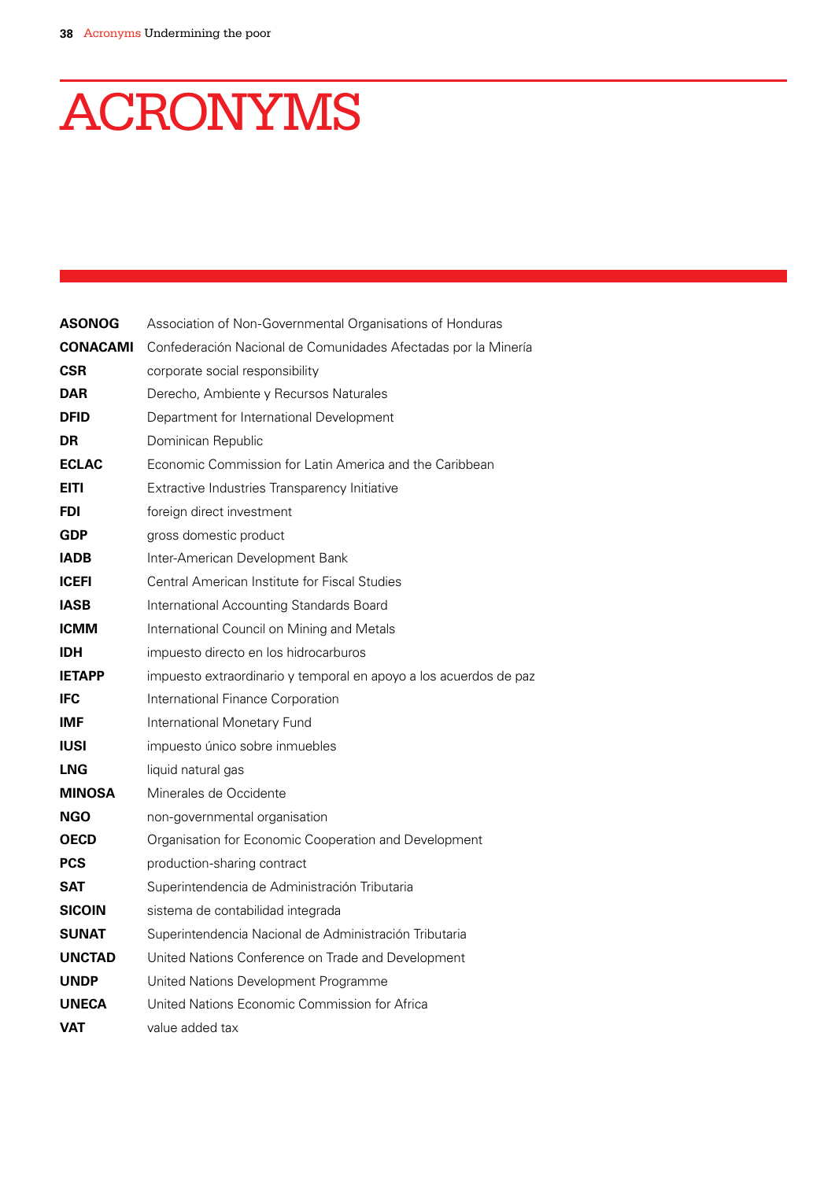# ACRONYMS

| | |
|---|---|
| **ASONOG** | Association of Non-Governmental Organisations of Honduras |
| **CONACAMI** | Confederación Nacional de Comunidades Afectadas por la Minería |
| **CSR** | corporate social responsibility |
| **DAR** | Derecho, Ambiente y Recursos Naturales |
| **DFID** | Department for International Development |
| **DR** | Dominican Republic |
| **ECLAC** | Economic Commission for Latin America and the Caribbean |
| **EITI** | Extractive Industries Transparency Initiative |
| **FDI** | foreign direct investment |
| **GDP** | gross domestic product |
| **IADB** | Inter-American Development Bank |
| **ICEFI** | Central American Institute for Fiscal Studies |
| **IASB** | International Accounting Standards Board |
| **ICMM** | International Council on Mining and Metals |
| **IDH** | impuesto directo en los hidrocarburos |
| **IETAPP** | impuesto extraordinario y temporal en apoyo a los acuerdos de paz |
| **IFC** | International Finance Corporation |
| **IMF** | International Monetary Fund |
| **IUSI** | impuesto único sobre inmuebles |
| **LNG** | liquid natural gas |
| **MINOSA** | Minerales de Occidente |
| **NGO** | non-governmental organisation |
| **OECD** | Organisation for Economic Cooperation and Development |
| **PCS** | production-sharing contract |
| **SAT** | Superintendencia de Administración Tributaria |
| **SICOIN** | sistema de contabilidad integrada |
| **SUNAT** | Superintendencia Nacional de Administración Tributaria |
| **UNCTAD** | United Nations Conference on Trade and Development |
| **UNDP** | United Nations Development Programme |
| **UNECA** | United Nations Economic Commission for Africa |
| **VAT** | value added tax |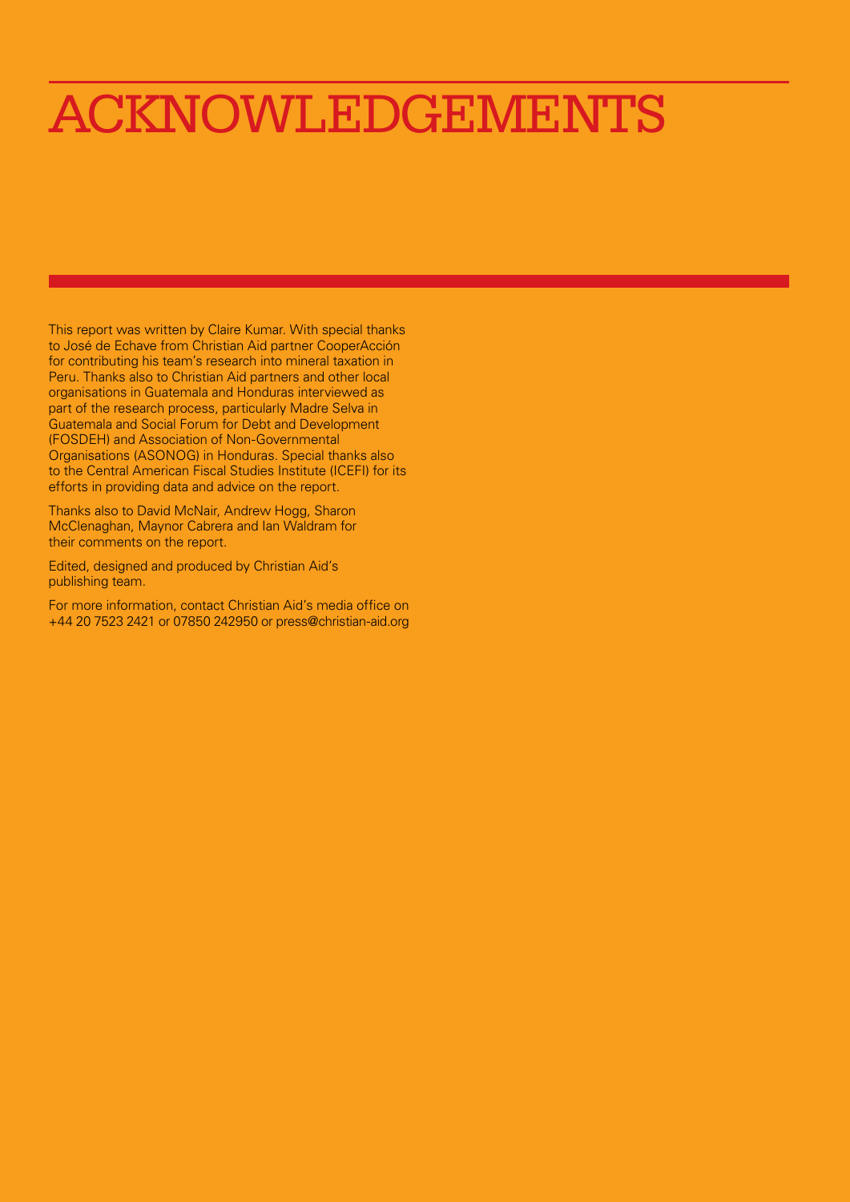# ACKNOWLEDGEMENTS

This report was written by Claire Kumar. With special thanks to José de Echave from Christian Aid partner CooperAcción for contributing his team's research into mineral taxation in Peru. Thanks also to Christian Aid partners and other local organisations in Guatemala and Honduras interviewed as part of the research process, particularly Madre Selva in Guatemala and Social Forum for Debt and Development (FOSDEH) and Association of Non-Governmental Organisations (ASONOG) in Honduras. Special thanks also to the Central American Fiscal Studies Institute (ICEFI) for its efforts in providing data and advice on the report.

Thanks also to David McNair, Andrew Hogg, Sharon McClenaghan, Maynor Cabrera and Ian Waldram for their comments on the report.

Edited, designed and produced by Christian Aid's publishing team.

For more information, contact Christian Aid's media office on +44 20 7523 2421 or 07850 242950 or press@christian-aid.org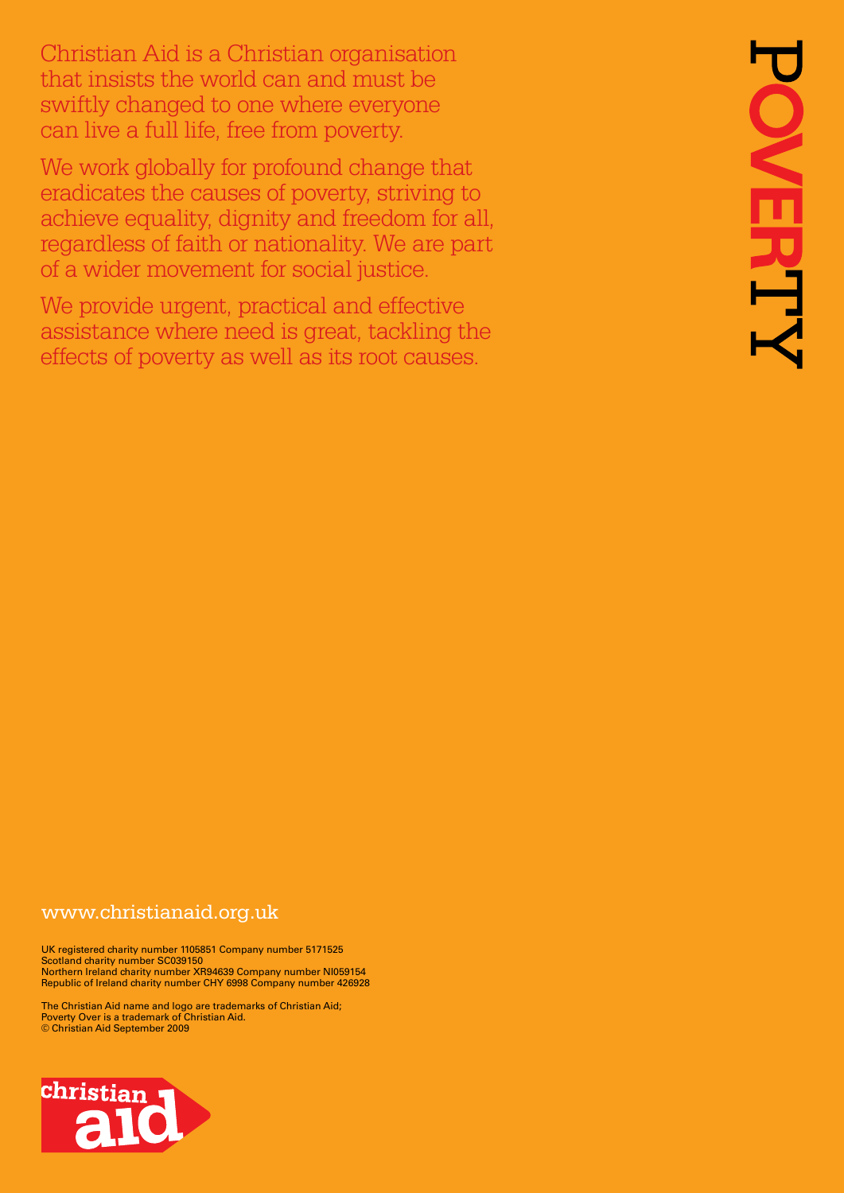Christian Aid is a Christian organisation that insists the world can and must be swiftly changed to one where everyone can live a full life, free from poverty.

We work globally for profound change that eradicates the causes of poverty, striving to achieve equality, dignity and freedom for all, regardless of faith or nationality. We are part of a wider movement for social justice.

We provide urgent, practical and effective assistance where need is great, tackling the effects of poverty as well as its root causes.

POVERTY

www.christianaid.org.uk

UK registered charity number 1105851 Company number 5171525
Scotland charity number SC039150
Northern Ireland charity number XR94639 Company number NI059154
Republic of Ireland charity number CHY 6998 Company number 426928

The Christian Aid name and logo are trademarks of Christian Aid;
Poverty Over is a trademark of Christian Aid.
© Christian Aid September 2009

christian aid